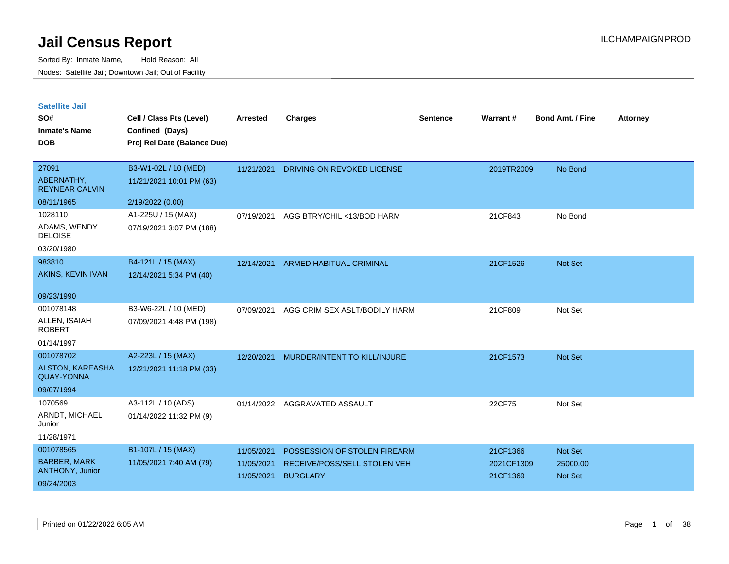# Jail Census Report

Sorted By: Inmate Name, Hold Reason: All

Nodes: Satellite Jail; Downtown Jail; Out of Facility

## Satellite Jail

| SO# / Inmate's Name / DOB | Cell / Class Pts (Level) / Confined (Days) / Proj Rel Date (Balance Due) | Arrested | Charges | Sentence | Warrant # | Bond Amt. / Fine | Attorney |
|---|---|---|---|---|---|---|---|
| 27091<br>ABERNATHY, REYNEAR CALVIN<br>08/11/1965 | B3-W1-02L / 10 (MED)<br>11/21/2021 10:01 PM (63)<br>2/19/2022 (0.00) | 11/21/2021 | DRIVING ON REVOKED LICENSE | | 2019TR2009 | No Bond | |
| 1028110<br>ADAMS, WENDY DELOISE<br>03/20/1980 | A1-225U / 15 (MAX)<br>07/19/2021 3:07 PM (188) | 07/19/2021 | AGG BTRY/CHIL <13/BOD HARM | | 21CF843 | No Bond | |
| 983810<br>AKINS, KEVIN IVAN<br>09/23/1990 | B4-121L / 15 (MAX)<br>12/14/2021 5:34 PM (40) | 12/14/2021 | ARMED HABITUAL CRIMINAL | | 21CF1526 | Not Set | |
| 001078148<br>ALLEN, ISAIAH ROBERT<br>01/14/1997 | B3-W6-22L / 10 (MED)<br>07/09/2021 4:48 PM (198) | 07/09/2021 | AGG CRIM SEX ASLT/BODILY HARM | | 21CF809 | Not Set | |
| 001078702<br>ALSTON, KAREASHA QUAY-YONNA<br>09/07/1994 | A2-223L / 15 (MAX)<br>12/21/2021 11:18 PM (33) | 12/20/2021 | MURDER/INTENT TO KILL/INJURE | | 21CF1573 | Not Set | |
| 1070569<br>ARNDT, MICHAEL Junior<br>11/28/1971 | A3-112L / 10 (ADS)<br>01/14/2022 11:32 PM (9) | 01/14/2022 | AGGRAVATED ASSAULT | | 22CF75 | Not Set | |
| 001078565<br>BARBER, MARK ANTHONY, Junior<br>09/24/2003 | B1-107L / 15 (MAX)<br>11/05/2021 7:40 AM (79) | 11/05/2021<br>11/05/2021<br>11/05/2021 | POSSESSION OF STOLEN FIREARM<br>RECEIVE/POSS/SELL STOLEN VEH<br>BURGLARY | | 21CF1366<br>2021CF1309<br>21CF1369 | Not Set<br>25000.00<br>Not Set | |

Printed on 01/22/2022 6:05 AM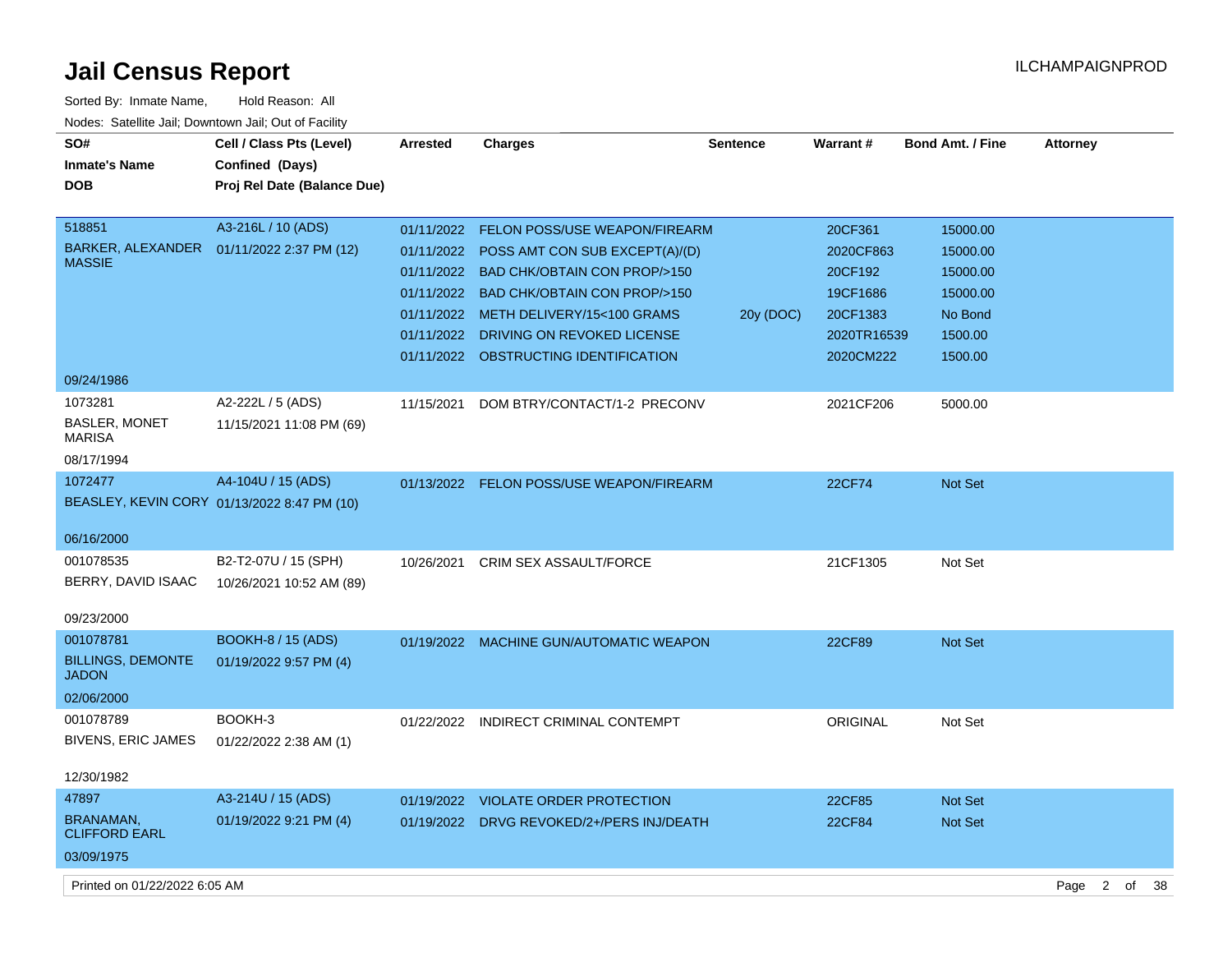# Jail Census Report

ILCHAMPAIGNPROD

Sorted By: Inmate Name, Hold Reason: All

Nodes: Satellite Jail; Downtown Jail; Out of Facility

| SO# / Inmate's Name / DOB | Cell / Class Pts (Level) / Confined (Days) / Proj Rel Date (Balance Due) | Arrested | Charges | Sentence | Warrant # | Bond Amt. / Fine | Attorney |
|---|---|---|---|---|---|---|---|
| 518851 BARKER, ALEXANDER MASSIE 09/24/1986 | A3-216L / 10 (ADS) 01/11/2022 2:37 PM (12) | 01/11/2022 | FELON POSS/USE WEAPON/FIREARM | | 20CF361 | 15000.00 | |
| | | 01/11/2022 | POSS AMT CON SUB EXCEPT(A)/(D) | | 2020CF863 | 15000.00 | |
| | | 01/11/2022 | BAD CHK/OBTAIN CON PROP/>150 | | 20CF192 | 15000.00 | |
| | | 01/11/2022 | BAD CHK/OBTAIN CON PROP/>150 | | 19CF1686 | 15000.00 | |
| | | 01/11/2022 | METH DELIVERY/15<100 GRAMS | 20y (DOC) | 20CF1383 | No Bond | |
| | | 01/11/2022 | DRIVING ON REVOKED LICENSE | | 2020TR16539 | 1500.00 | |
| | | 01/11/2022 | OBSTRUCTING IDENTIFICATION | | 2020CM222 | 1500.00 | |
| 1073281 BASLER, MONET MARISA 08/17/1994 | A2-222L / 5 (ADS) 11/15/2021 11:08 PM (69) | 11/15/2021 | DOM BTRY/CONTACT/1-2 PRECONV | | 2021CF206 | 5000.00 | |
| 1072477 BEASLEY, KEVIN CORY 06/16/2000 | A4-104U / 15 (ADS) 01/13/2022 8:47 PM (10) | 01/13/2022 | FELON POSS/USE WEAPON/FIREARM | | 22CF74 | Not Set | |
| 001078535 BERRY, DAVID ISAAC 09/23/2000 | B2-T2-07U / 15 (SPH) 10/26/2021 10:52 AM (89) | 10/26/2021 | CRIM SEX ASSAULT/FORCE | | 21CF1305 | Not Set | |
| 001078781 BILLINGS, DEMONTE JADON 02/06/2000 | BOOKH-8 / 15 (ADS) 01/19/2022 9:57 PM (4) | 01/19/2022 | MACHINE GUN/AUTOMATIC WEAPON | | 22CF89 | Not Set | |
| 001078789 BIVENS, ERIC JAMES 12/30/1982 | BOOKH-3 01/22/2022 2:38 AM (1) | 01/22/2022 | INDIRECT CRIMINAL CONTEMPT | | ORIGINAL | Not Set | |
| 47897 BRANAMAN, CLIFFORD EARL 03/09/1975 | A3-214U / 15 (ADS) 01/19/2022 9:21 PM (4) | 01/19/2022 | VIOLATE ORDER PROTECTION | | 22CF85 | Not Set | |
| | | 01/19/2022 | DRVG REVOKED/2+/PERS INJ/DEATH | | 22CF84 | Not Set | |

Printed on 01/22/2022 6:05 AM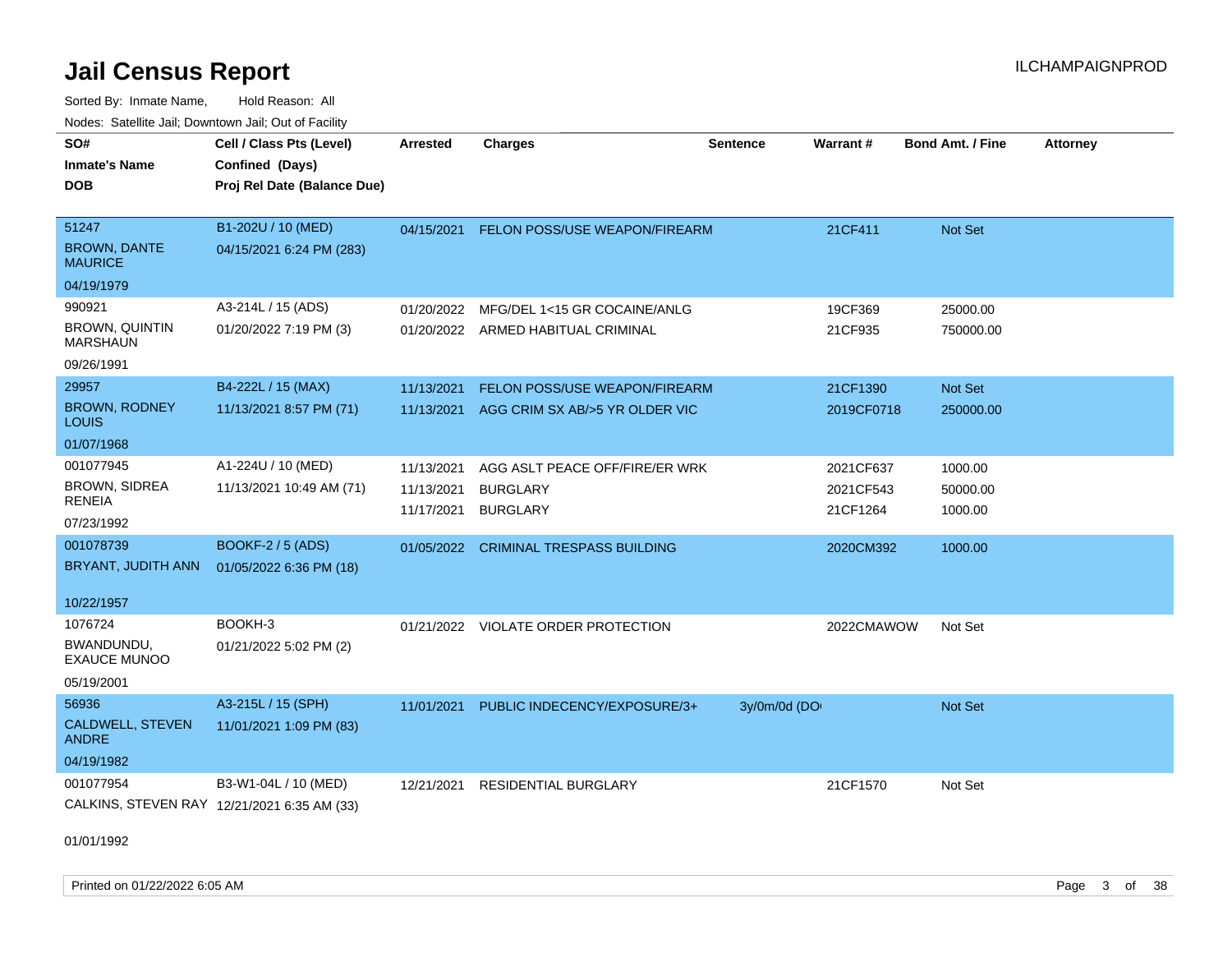# Jail Census Report

Sorted By: Inmate Name, Hold Reason: All

Nodes: Satellite Jail; Downtown Jail; Out of Facility

| SO# / Inmate's Name / DOB | Cell / Class Pts (Level) / Confined (Days) / Proj Rel Date (Balance Due) | Arrested | Charges | Sentence | Warrant # | Bond Amt. / Fine | Attorney |
|---|---|---|---|---|---|---|---|
| 51247<br>BROWN, DANTE MAURICE<br>04/19/1979 | B1-202U / 10 (MED)<br>04/15/2021 6:24 PM (283) | 04/15/2021 | FELON POSS/USE WEAPON/FIREARM | | 21CF411 | Not Set | |
| 990921<br>BROWN, QUINTIN MARSHAUN<br>09/26/1991 | A3-214L / 15 (ADS)<br>01/20/2022 7:19 PM (3) | 01/20/2022<br>01/20/2022 | MFG/DEL 1<15 GR COCAINE/ANLG<br>ARMED HABITUAL CRIMINAL | | 19CF369<br>21CF935 | 25000.00<br>750000.00 | |
| 29957<br>BROWN, RODNEY LOUIS<br>01/07/1968 | B4-222L / 15 (MAX)<br>11/13/2021 8:57 PM (71) | 11/13/2021<br>11/13/2021 | FELON POSS/USE WEAPON/FIREARM<br>AGG CRIM SX AB/>5 YR OLDER VIC | | 21CF1390<br>2019CF0718 | Not Set<br>250000.00 | |
| 001077945<br>BROWN, SIDREA RENEIA<br>07/23/1992 | A1-224U / 10 (MED)<br>11/13/2021 10:49 AM (71) | 11/13/2021<br>11/13/2021<br>11/17/2021 | AGG ASLT PEACE OFF/FIRE/ER WRK<br>BURGLARY<br>BURGLARY | | 2021CF637<br>2021CF543<br>21CF1264 | 1000.00<br>50000.00<br>1000.00 | |
| 001078739<br>BRYANT, JUDITH ANN<br>10/22/1957 | BOOKF-2 / 5 (ADS)<br>01/05/2022 6:36 PM (18) | 01/05/2022 | CRIMINAL TRESPASS BUILDING | | 2020CM392 | 1000.00 | |
| 1076724<br>BWANDUNDU, EXAUCE MUNOO<br>05/19/2001 | BOOKH-3<br>01/21/2022 5:02 PM (2) | 01/21/2022 | VIOLATE ORDER PROTECTION | | 2022CMAWOW | Not Set | |
| 56936<br>CALDWELL, STEVEN ANDRE<br>04/19/1982 | A3-215L / 15 (SPH)<br>11/01/2021 1:09 PM (83) | 11/01/2021 | PUBLIC INDECENCY/EXPOSURE/3+ | 3y/0m/0d (DO | | Not Set | |
| 001077954<br>CALKINS, STEVEN RAY<br>01/01/1992 | B3-W1-04L / 10 (MED)<br>12/21/2021 6:35 AM (33) | 12/21/2021 | RESIDENTIAL BURGLARY | | 21CF1570 | Not Set | |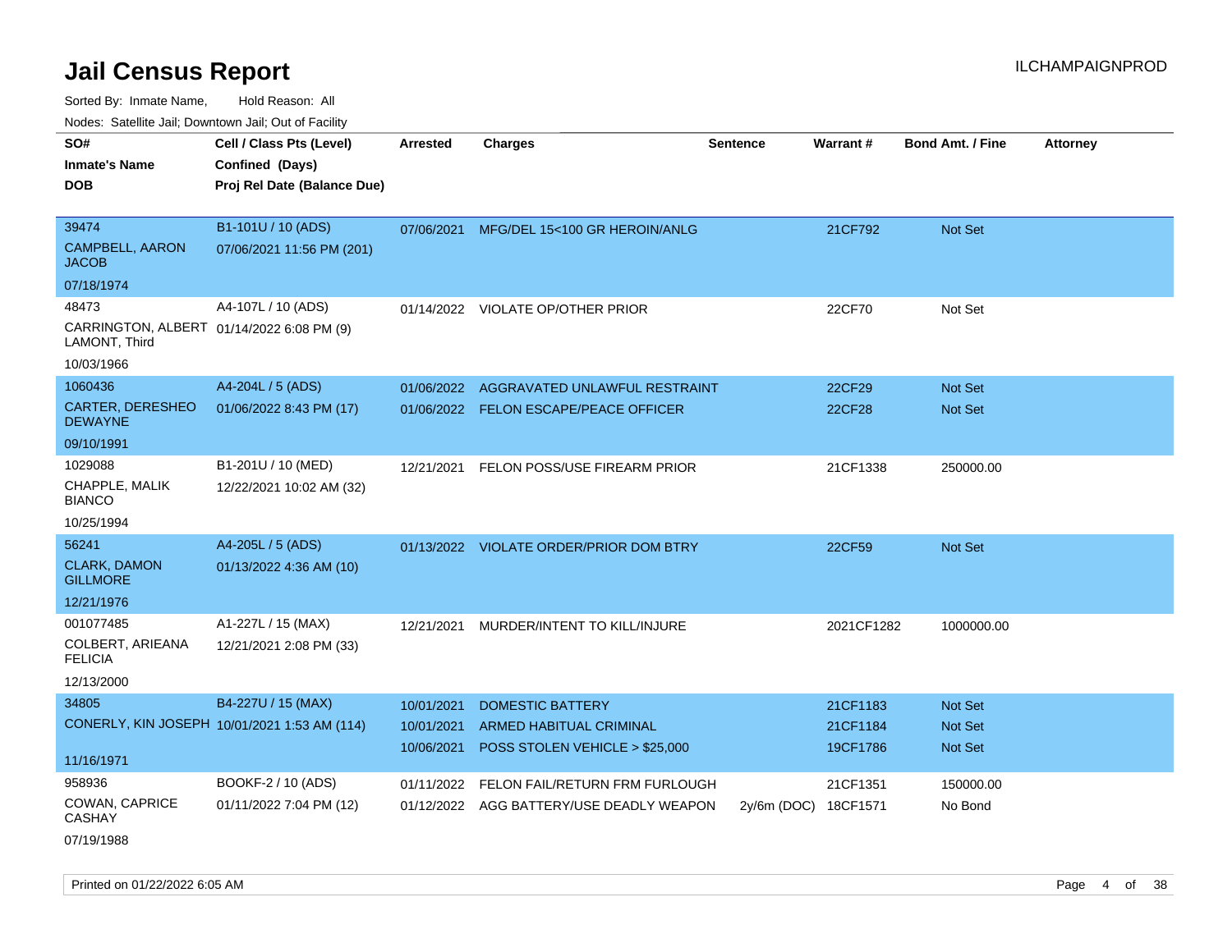# Jail Census Report

ILCHAMPAIGNPROD

Sorted By: Inmate Name, Hold Reason: All

Nodes: Satellite Jail; Downtown Jail; Out of Facility

| SO# / Inmate's Name / DOB | Cell / Class Pts (Level) / Confined (Days) / Proj Rel Date (Balance Due) | Arrested | Charges | Sentence | Warrant # | Bond Amt. / Fine | Attorney |
|---|---|---|---|---|---|---|---|
| 39474<br>CAMPBELL, AARON JACOB<br>07/18/1974 | B1-101U / 10 (ADS)<br>07/06/2021 11:56 PM (201) | 07/06/2021 | MFG/DEL 15<100 GR HEROIN/ANLG | | 21CF792 | Not Set | |
| 48473<br>CARRINGTON, ALBERT LAMONT, Third<br>10/03/1966 | A4-107L / 10 (ADS)<br>01/14/2022 6:08 PM (9) | 01/14/2022 | VIOLATE OP/OTHER PRIOR | | 22CF70 | Not Set | |
| 1060436<br>CARTER, DERESHEO DEWAYNE<br>09/10/1991 | A4-204L / 5 (ADS)<br>01/06/2022 8:43 PM (17) | 01/06/2022 | AGGRAVATED UNLAWFUL RESTRAINT | | 22CF29 | Not Set | |
| | | 01/06/2022 | FELON ESCAPE/PEACE OFFICER | | 22CF28 | Not Set | |
| 1029088<br>CHAPPLE, MALIK BIANCO<br>10/25/1994 | B1-201U / 10 (MED)<br>12/22/2021 10:02 AM (32) | 12/21/2021 | FELON POSS/USE FIREARM PRIOR | | 21CF1338 | 250000.00 | |
| 56241<br>CLARK, DAMON GILLMORE<br>12/21/1976 | A4-205L / 5 (ADS)<br>01/13/2022 4:36 AM (10) | 01/13/2022 | VIOLATE ORDER/PRIOR DOM BTRY | | 22CF59 | Not Set | |
| 001077485<br>COLBERT, ARIEANA FELICIA<br>12/13/2000 | A1-227L / 15 (MAX)<br>12/21/2021 2:08 PM (33) | 12/21/2021 | MURDER/INTENT TO KILL/INJURE | | 2021CF1282 | 1000000.00 | |
| 34805<br>CONERLY, KIN JOSEPH<br>11/16/1971 | B4-227U / 15 (MAX)<br>10/01/2021 1:53 AM (114) | 10/01/2021 | DOMESTIC BATTERY | | 21CF1183 | Not Set | |
| | | 10/01/2021 | ARMED HABITUAL CRIMINAL | | 21CF1184 | Not Set | |
| | | 10/06/2021 | POSS STOLEN VEHICLE > $25,000 | | 19CF1786 | Not Set | |
| 958936<br>COWAN, CAPRICE CASHAY<br>07/19/1988 | BOOKF-2 / 10 (ADS)<br>01/11/2022 7:04 PM (12) | 01/11/2022 | FELON FAIL/RETURN FRM FURLOUGH | | 21CF1351 | 150000.00 | |
| | | 01/12/2022 | AGG BATTERY/USE DEADLY WEAPON | 2y/6m (DOC) | 18CF1571 | No Bond | |

Printed on 01/22/2022 6:05 AM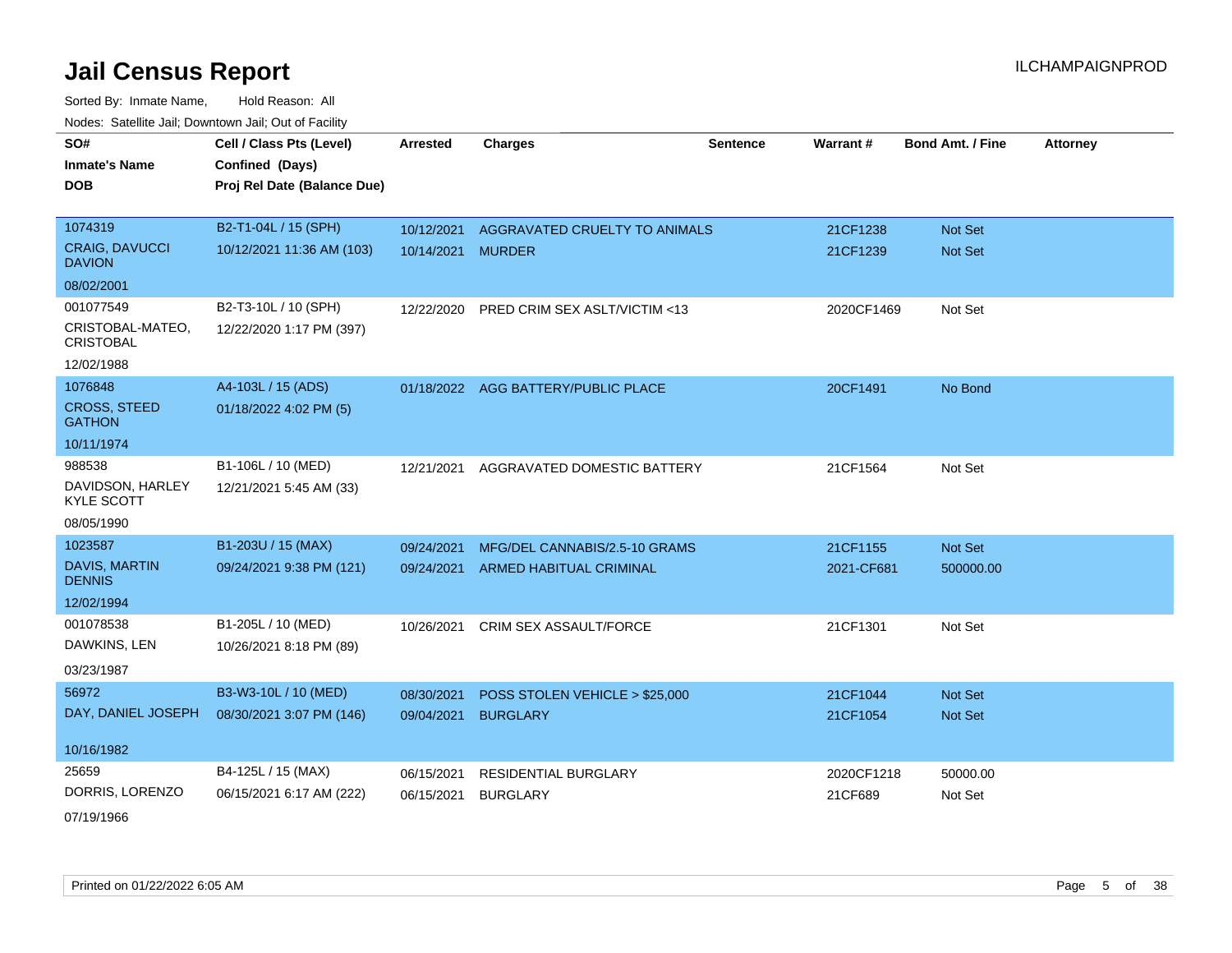# Jail Census Report

ILCHAMPAIGNPROD

Sorted By: Inmate Name, Hold Reason: All

Nodes: Satellite Jail; Downtown Jail; Out of Facility

| SO# / Inmate's Name / DOB | Cell / Class Pts (Level) / Confined (Days) / Proj Rel Date (Balance Due) | Arrested | Charges | Sentence | Warrant # | Bond Amt. / Fine | Attorney |
|---|---|---|---|---|---|---|---|
| 1074319<br>CRAIG, DAVUCCI DAVION<br>08/02/2001 | B2-T1-04L / 15 (SPH)<br>10/12/2021 11:36 AM (103) | 10/12/2021<br>10/14/2021 | AGGRAVATED CRUELTY TO ANIMALS<br>MURDER | | 21CF1238<br>21CF1239 | Not Set<br>Not Set | |
| 001077549<br>CRISTOBAL-MATEO, CRISTOBAL<br>12/02/1988 | B2-T3-10L / 10 (SPH)<br>12/22/2020 1:17 PM (397) | 12/22/2020 | PRED CRIM SEX ASLT/VICTIM <13 | | 2020CF1469 | Not Set | |
| 1076848<br>CROSS, STEED GATHON<br>10/11/1974 | A4-103L / 15 (ADS)<br>01/18/2022 4:02 PM (5) | 01/18/2022 | AGG BATTERY/PUBLIC PLACE | | 20CF1491 | No Bond | |
| 988538<br>DAVIDSON, HARLEY KYLE SCOTT<br>08/05/1990 | B1-106L / 10 (MED)<br>12/21/2021 5:45 AM (33) | 12/21/2021 | AGGRAVATED DOMESTIC BATTERY | | 21CF1564 | Not Set | |
| 1023587<br>DAVIS, MARTIN DENNIS<br>12/02/1994 | B1-203U / 15 (MAX)<br>09/24/2021 9:38 PM (121) | 09/24/2021<br>09/24/2021 | MFG/DEL CANNABIS/2.5-10 GRAMS<br>ARMED HABITUAL CRIMINAL | | 21CF1155<br>2021-CF681 | Not Set<br>500000.00 | |
| 001078538<br>DAWKINS, LEN<br>03/23/1987 | B1-205L / 10 (MED)<br>10/26/2021 8:18 PM (89) | 10/26/2021 | CRIM SEX ASSAULT/FORCE | | 21CF1301 | Not Set | |
| 56972<br>DAY, DANIEL JOSEPH<br>10/16/1982 | B3-W3-10L / 10 (MED)<br>08/30/2021 3:07 PM (146) | 08/30/2021<br>09/04/2021 | POSS STOLEN VEHICLE > $25,000<br>BURGLARY | | 21CF1044<br>21CF1054 | Not Set<br>Not Set | |
| 25659<br>DORRIS, LORENZO<br>07/19/1966 | B4-125L / 15 (MAX)<br>06/15/2021 6:17 AM (222) | 06/15/2021<br>06/15/2021 | RESIDENTIAL BURGLARY<br>BURGLARY | | 2020CF1218<br>21CF689 | 50000.00<br>Not Set | |

Printed on 01/22/2022 6:05 AM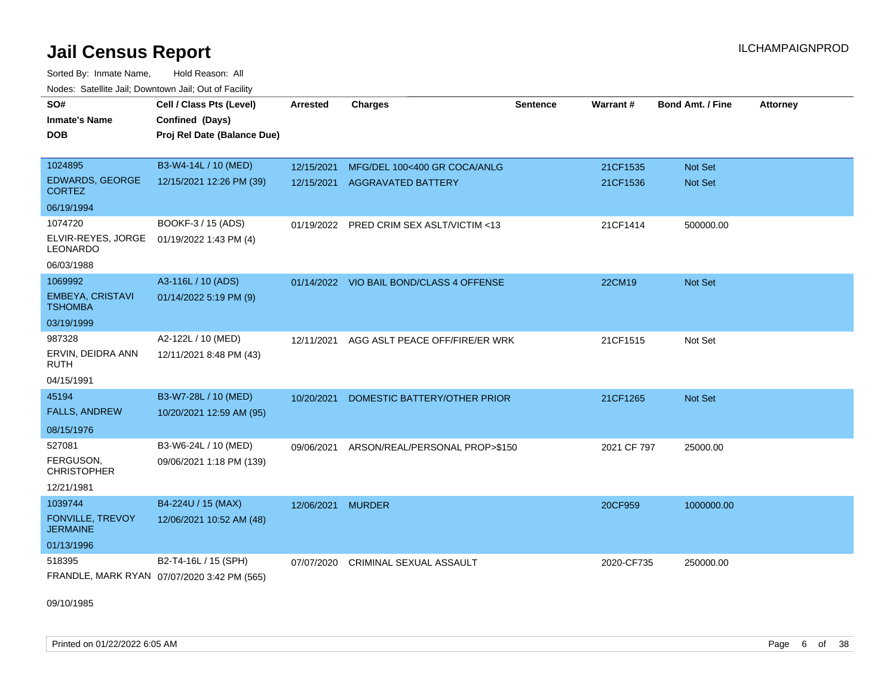# Jail Census Report

ILCHAMPAIGNPROD

Sorted By: Inmate Name, Hold Reason: All

Nodes: Satellite Jail; Downtown Jail; Out of Facility

| SO#<br>Inmate's Name<br>DOB | Cell / Class Pts (Level)<br>Confined (Days)<br>Proj Rel Date (Balance Due) | Arrested | Charges | Sentence | Warrant # | Bond Amt. / Fine | Attorney |
|---|---|---|---|---|---|---|---|
| 1024895<br>EDWARDS, GEORGE CORTEZ<br>06/19/1994 | B3-W4-14L / 10 (MED)<br>12/15/2021 12:26 PM (39) | 12/15/2021<br>12/15/2021 | MFG/DEL 100<400 GR COCA/ANLG<br>AGGRAVATED BATTERY | | 21CF1535<br>21CF1536 | Not Set<br>Not Set | |
| 1074720<br>ELVIR-REYES, JORGE LEONARDO<br>06/03/1988 | BOOKF-3 / 15 (ADS)<br>01/19/2022 1:43 PM (4) | 01/19/2022 | PRED CRIM SEX ASLT/VICTIM <13 | | 21CF1414 | 500000.00 | |
| 1069992<br>EMBEYA, CRISTAVI TSHOMBA<br>03/19/1999 | A3-116L / 10 (ADS)<br>01/14/2022 5:19 PM (9) | 01/14/2022 | VIO BAIL BOND/CLASS 4 OFFENSE | | 22CM19 | Not Set | |
| 987328<br>ERVIN, DEIDRA ANN RUTH<br>04/15/1991 | A2-122L / 10 (MED)<br>12/11/2021 8:48 PM (43) | 12/11/2021 | AGG ASLT PEACE OFF/FIRE/ER WRK | | 21CF1515 | Not Set | |
| 45194<br>FALLS, ANDREW<br>08/15/1976 | B3-W7-28L / 10 (MED)<br>10/20/2021 12:59 AM (95) | 10/20/2021 | DOMESTIC BATTERY/OTHER PRIOR | | 21CF1265 | Not Set | |
| 527081<br>FERGUSON, CHRISTOPHER<br>12/21/1981 | B3-W6-24L / 10 (MED)<br>09/06/2021 1:18 PM (139) | 09/06/2021 | ARSON/REAL/PERSONAL PROP>$150 | | 2021 CF 797 | 25000.00 | |
| 1039744<br>FONVILLE, TREVOY JERMAINE<br>01/13/1996 | B4-224U / 15 (MAX)<br>12/06/2021 10:52 AM (48) | 12/06/2021 | MURDER | | 20CF959 | 1000000.00 | |
| 518395<br>FRANDLE, MARK RYAN<br>09/10/1985 | B2-T4-16L / 15 (SPH)<br>07/07/2020 3:42 PM (565) | 07/07/2020 | CRIMINAL SEXUAL ASSAULT | | 2020-CF735 | 250000.00 | |

Printed on 01/22/2022 6:05 AM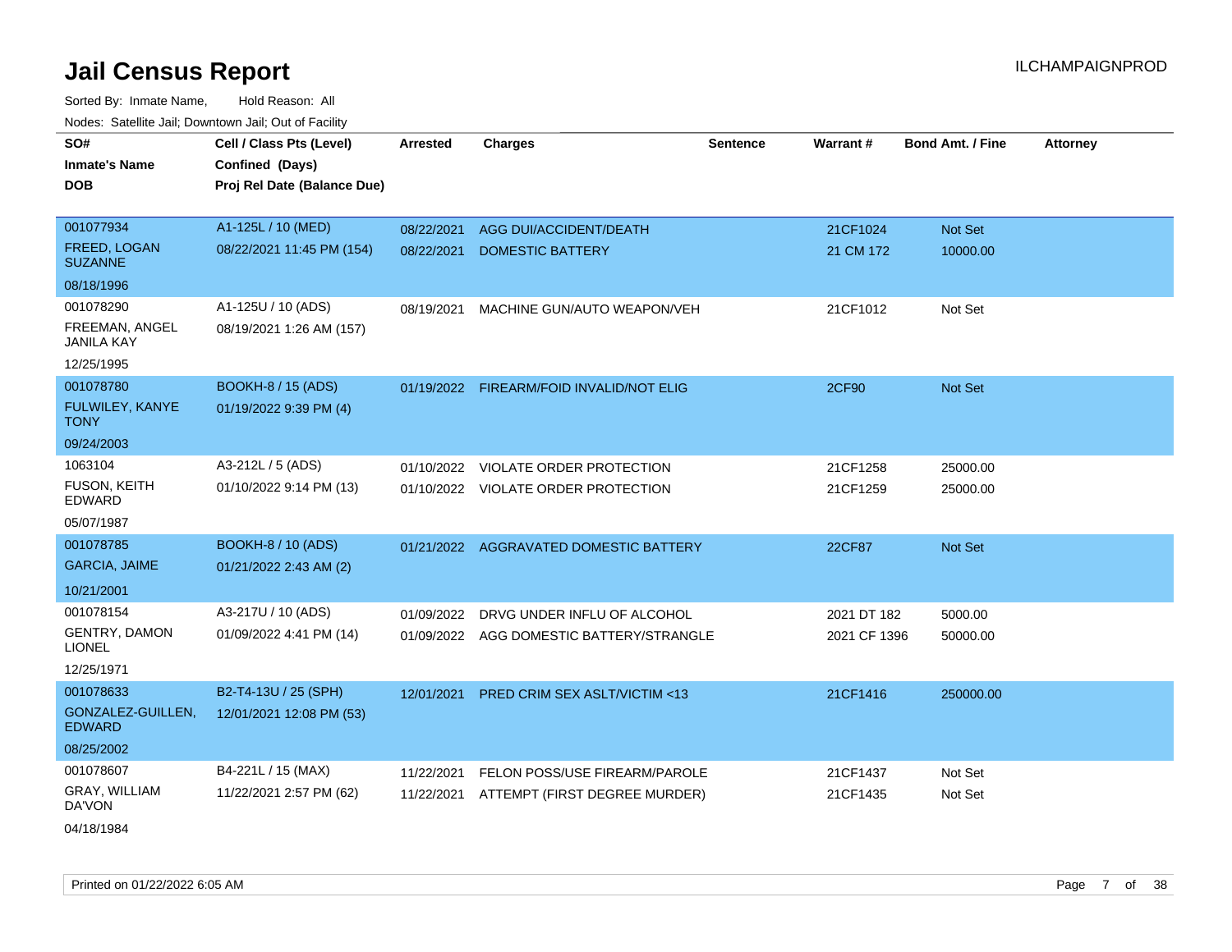# Jail Census Report

ILCHAMPAIGNPROD

Sorted By: Inmate Name, Hold Reason: All

Nodes: Satellite Jail; Downtown Jail; Out of Facility

| SO# / Inmate's Name / DOB | Cell / Class Pts (Level) / Confined (Days) / Proj Rel Date (Balance Due) | Arrested | Charges | Sentence | Warrant # | Bond Amt. / Fine | Attorney |
|---|---|---|---|---|---|---|---|
| 001077934<br>FREED, LOGAN SUZANNE<br>08/18/1996 | A1-125L / 10 (MED)<br>08/22/2021 11:45 PM (154) | 08/22/2021 | AGG DUI/ACCIDENT/DEATH | | 21CF1024 | Not Set | |
| | | 08/22/2021 | DOMESTIC BATTERY | | 21 CM 172 | 10000.00 | |
| 001078290<br>FREEMAN, ANGEL JANILA KAY<br>12/25/1995 | A1-125U / 10 (ADS)<br>08/19/2021 1:26 AM (157) | 08/19/2021 | MACHINE GUN/AUTO WEAPON/VEH | | 21CF1012 | Not Set | |
| 001078780<br>FULWILEY, KANYE TONY<br>09/24/2003 | BOOKH-8 / 15 (ADS)<br>01/19/2022 9:39 PM (4) | 01/19/2022 | FIREARM/FOID INVALID/NOT ELIG | | 2CF90 | Not Set | |
| 1063104<br>FUSON, KEITH EDWARD<br>05/07/1987 | A3-212L / 5 (ADS)<br>01/10/2022 9:14 PM (13) | 01/10/2022 | VIOLATE ORDER PROTECTION | | 21CF1258 | 25000.00 | |
| | | 01/10/2022 | VIOLATE ORDER PROTECTION | | 21CF1259 | 25000.00 | |
| 001078785<br>GARCIA, JAIME<br>10/21/2001 | BOOKH-8 / 10 (ADS)<br>01/21/2022 2:43 AM (2) | 01/21/2022 | AGGRAVATED DOMESTIC BATTERY | | 22CF87 | Not Set | |
| 001078154<br>GENTRY, DAMON LIONEL<br>12/25/1971 | A3-217U / 10 (ADS)<br>01/09/2022 4:41 PM (14) | 01/09/2022 | DRVG UNDER INFLU OF ALCOHOL | | 2021 DT 182 | 5000.00 | |
| | | 01/09/2022 | AGG DOMESTIC BATTERY/STRANGLE | | 2021 CF 1396 | 50000.00 | |
| 001078633<br>GONZALEZ-GUILLEN, EDWARD<br>08/25/2002 | B2-T4-13U / 25 (SPH)<br>12/01/2021 12:08 PM (53) | 12/01/2021 | PRED CRIM SEX ASLT/VICTIM <13 | | 21CF1416 | 250000.00 | |
| 001078607<br>GRAY, WILLIAM DA'VON<br>04/18/1984 | B4-221L / 15 (MAX)<br>11/22/2021 2:57 PM (62) | 11/22/2021 | FELON POSS/USE FIREARM/PAROLE | | 21CF1437 | Not Set | |
| | | 11/22/2021 | ATTEMPT (FIRST DEGREE MURDER) | | 21CF1435 | Not Set | |

Printed on 01/22/2022 6:05 AM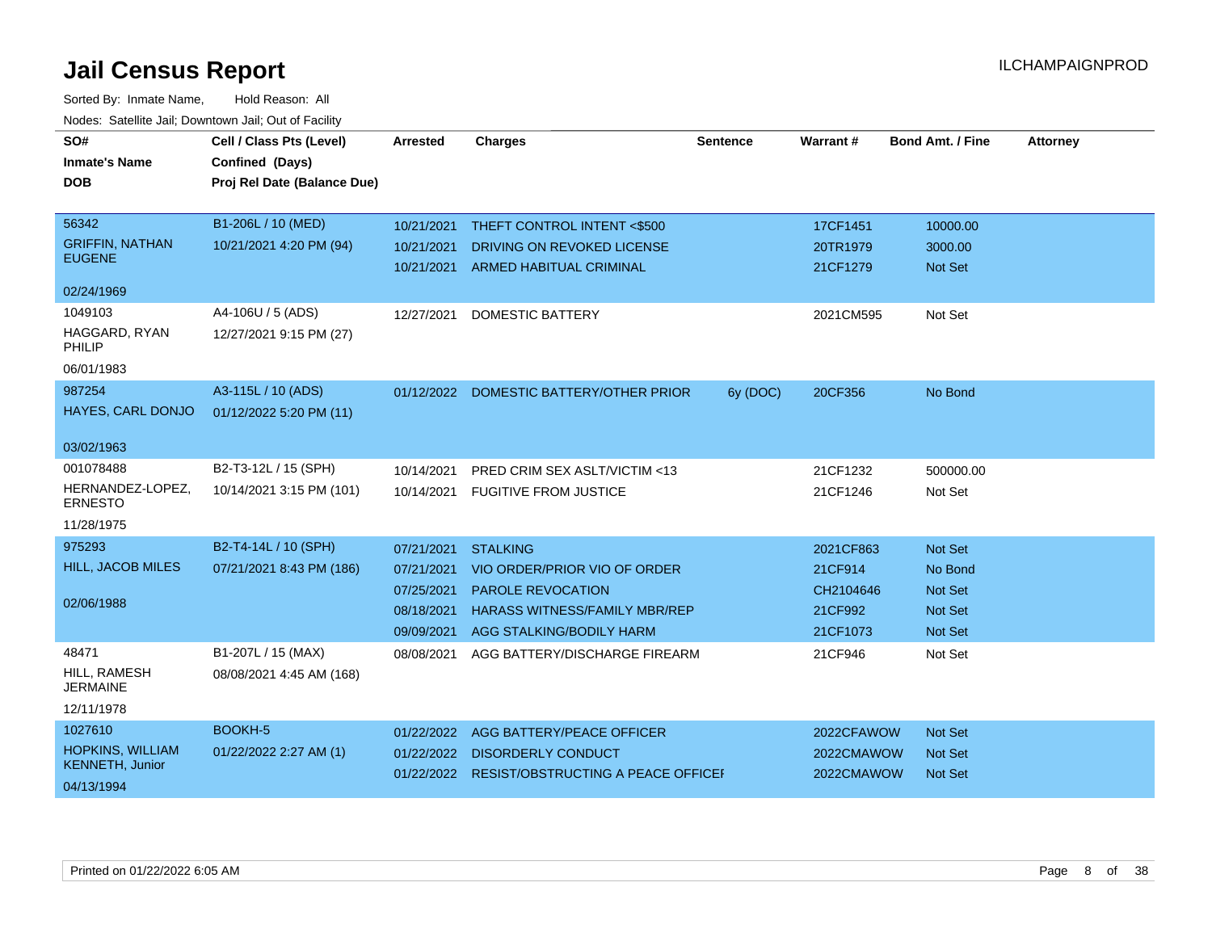# Jail Census Report

ILCHAMPAIGNPROD

Sorted By: Inmate Name, Hold Reason: All

Nodes: Satellite Jail; Downtown Jail; Out of Facility

| SO# / Inmate's Name / DOB | Cell / Class Pts (Level) / Confined (Days) / Proj Rel Date (Balance Due) | Arrested | Charges | Sentence | Warrant # | Bond Amt. / Fine | Attorney |
|---|---|---|---|---|---|---|---|
| 56342 GRIFFIN, NATHAN EUGENE 02/24/1969 | B1-206L / 10 (MED) 10/21/2021 4:20 PM (94) | 10/21/2021 | THEFT CONTROL INTENT <$500 | | 17CF1451 | 10000.00 | |
| | | 10/21/2021 | DRIVING ON REVOKED LICENSE | | 20TR1979 | 3000.00 | |
| | | 10/21/2021 | ARMED HABITUAL CRIMINAL | | 21CF1279 | Not Set | |
| 1049103 HAGGARD, RYAN PHILIP 06/01/1983 | A4-106U / 5 (ADS) 12/27/2021 9:15 PM (27) | 12/27/2021 | DOMESTIC BATTERY | | 2021CM595 | Not Set | |
| 987254 HAYES, CARL DONJO 03/02/1963 | A3-115L / 10 (ADS) 01/12/2022 5:20 PM (11) | 01/12/2022 | DOMESTIC BATTERY/OTHER PRIOR | 6y (DOC) | 20CF356 | No Bond | |
| 001078488 HERNANDEZ-LOPEZ, ERNESTO 11/28/1975 | B2-T3-12L / 15 (SPH) 10/14/2021 3:15 PM (101) | 10/14/2021 | PRED CRIM SEX ASLT/VICTIM <13 | | 21CF1232 | 500000.00 | |
| | | 10/14/2021 | FUGITIVE FROM JUSTICE | | 21CF1246 | Not Set | |
| 975293 HILL, JACOB MILES 02/06/1988 | B2-T4-14L / 10 (SPH) 07/21/2021 8:43 PM (186) | 07/21/2021 | STALKING | | 2021CF863 | Not Set | |
| | | 07/21/2021 | VIO ORDER/PRIOR VIO OF ORDER | | 21CF914 | No Bond | |
| | | 07/25/2021 | PAROLE REVOCATION | | CH2104646 | Not Set | |
| | | 08/18/2021 | HARASS WITNESS/FAMILY MBR/REP | | 21CF992 | Not Set | |
| | | 09/09/2021 | AGG STALKING/BODILY HARM | | 21CF1073 | Not Set | |
| 48471 HILL, RAMESH JERMAINE 12/11/1978 | B1-207L / 15 (MAX) 08/08/2021 4:45 AM (168) | 08/08/2021 | AGG BATTERY/DISCHARGE FIREARM | | 21CF946 | Not Set | |
| 1027610 HOPKINS, WILLIAM KENNETH, Junior 04/13/1994 | BOOKH-5 01/22/2022 2:27 AM (1) | 01/22/2022 | AGG BATTERY/PEACE OFFICER | | 2022CFAWOW | Not Set | |
| | | 01/22/2022 | DISORDERLY CONDUCT | | 2022CMAWOW | Not Set | |
| | | 01/22/2022 | RESIST/OBSTRUCTING A PEACE OFFICEI | | 2022CMAWOW | Not Set | |

Printed on 01/22/2022 6:05 AM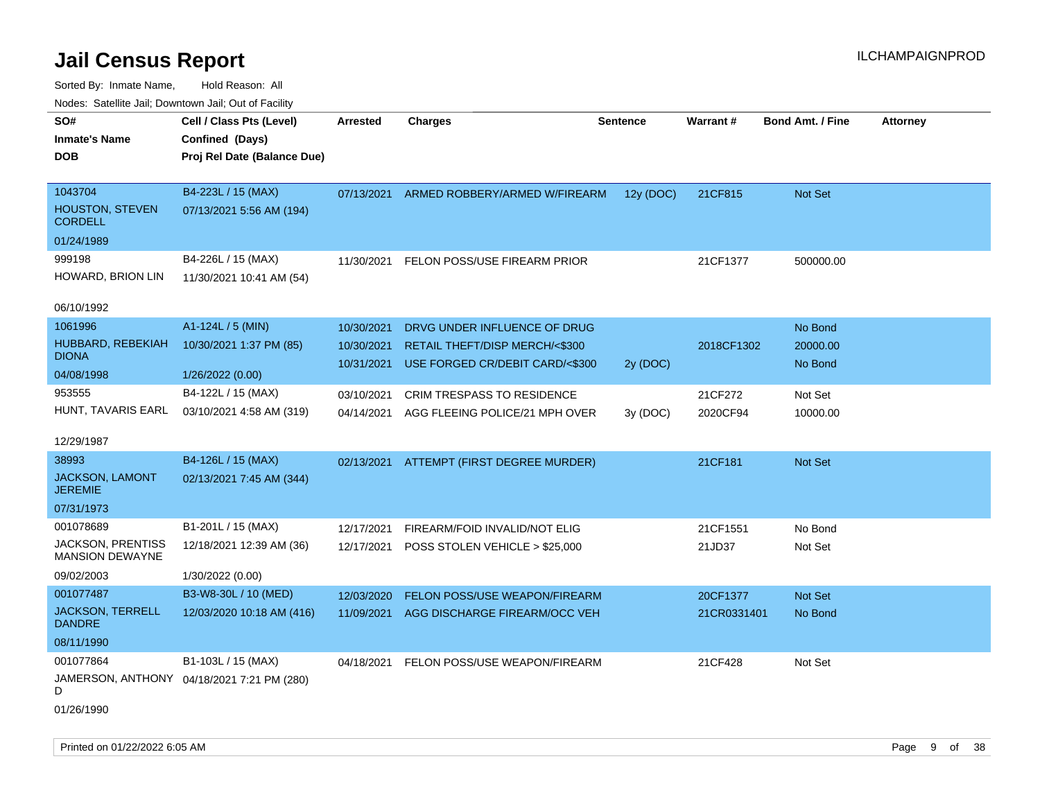# Jail Census Report

ILCHAMPAIGNPROD

Sorted By: Inmate Name, Hold Reason: All

Nodes: Satellite Jail; Downtown Jail; Out of Facility

| SO# / Inmate's Name / DOB | Cell / Class Pts (Level) / Confined (Days) / Proj Rel Date (Balance Due) | Arrested | Charges | Sentence | Warrant # | Bond Amt. / Fine | Attorney |
|---|---|---|---|---|---|---|---|
| 1043704<br>HOUSTON, STEVEN CORDELL<br>01/24/1989 | B4-223L / 15 (MAX)<br>07/13/2021 5:56 AM (194) | 07/13/2021 | ARMED ROBBERY/ARMED W/FIREARM | 12y (DOC) | 21CF815 | Not Set | |
| 999198<br>HOWARD, BRION LIN<br>06/10/1992 | B4-226L / 15 (MAX)<br>11/30/2021 10:41 AM (54) | 11/30/2021 | FELON POSS/USE FIREARM PRIOR | | 21CF1377 | 500000.00 | |
| 1061996<br>HUBBARD, REBEKIAH DIONA<br>04/08/1998 | A1-124L / 5 (MIN)<br>10/30/2021 1:37 PM (85)<br>1/26/2022 (0.00) | 10/30/2021 | DRVG UNDER INFLUENCE OF DRUG | | | No Bond | |
| | | 10/30/2021 | RETAIL THEFT/DISP MERCH/<$300 | | 2018CF1302 | 20000.00 | |
| | | 10/31/2021 | USE FORGED CR/DEBIT CARD/<$300 | 2y (DOC) | | No Bond | |
| 953555<br>HUNT, TAVARIS EARL<br>12/29/1987 | B4-122L / 15 (MAX)<br>03/10/2021 4:58 AM (319) | 03/10/2021 | CRIM TRESPASS TO RESIDENCE | | 21CF272 | Not Set | |
| | | 04/14/2021 | AGG FLEEING POLICE/21 MPH OVER | 3y (DOC) | 2020CF94 | 10000.00 | |
| 38993<br>JACKSON, LAMONT JEREMIE<br>07/31/1973 | B4-126L / 15 (MAX)<br>02/13/2021 7:45 AM (344) | 02/13/2021 | ATTEMPT (FIRST DEGREE MURDER) | | 21CF181 | Not Set | |
| 001078689<br>JACKSON, PRENTISS MANSION DEWAYNE<br>09/02/2003 | B1-201L / 15 (MAX)<br>12/18/2021 12:39 AM (36)<br>1/30/2022 (0.00) | 12/17/2021 | FIREARM/FOID INVALID/NOT ELIG | | 21CF1551 | No Bond | |
| | | 12/17/2021 | POSS STOLEN VEHICLE > $25,000 | | 21JD37 | Not Set | |
| 001077487<br>JACKSON, TERRELL DANDRE<br>08/11/1990 | B3-W8-30L / 10 (MED)<br>12/03/2020 10:18 AM (416) | 12/03/2020 | FELON POSS/USE WEAPON/FIREARM | | 20CF1377 | Not Set | |
| | | 11/09/2021 | AGG DISCHARGE FIREARM/OCC VEH | | 21CR0331401 | No Bond | |
| 001077864<br>JAMERSON, ANTHONY D<br>01/26/1990 | B1-103L / 15 (MAX)<br>04/18/2021 7:21 PM (280) | 04/18/2021 | FELON POSS/USE WEAPON/FIREARM | | 21CF428 | Not Set | |

Printed on 01/22/2022 6:05 AM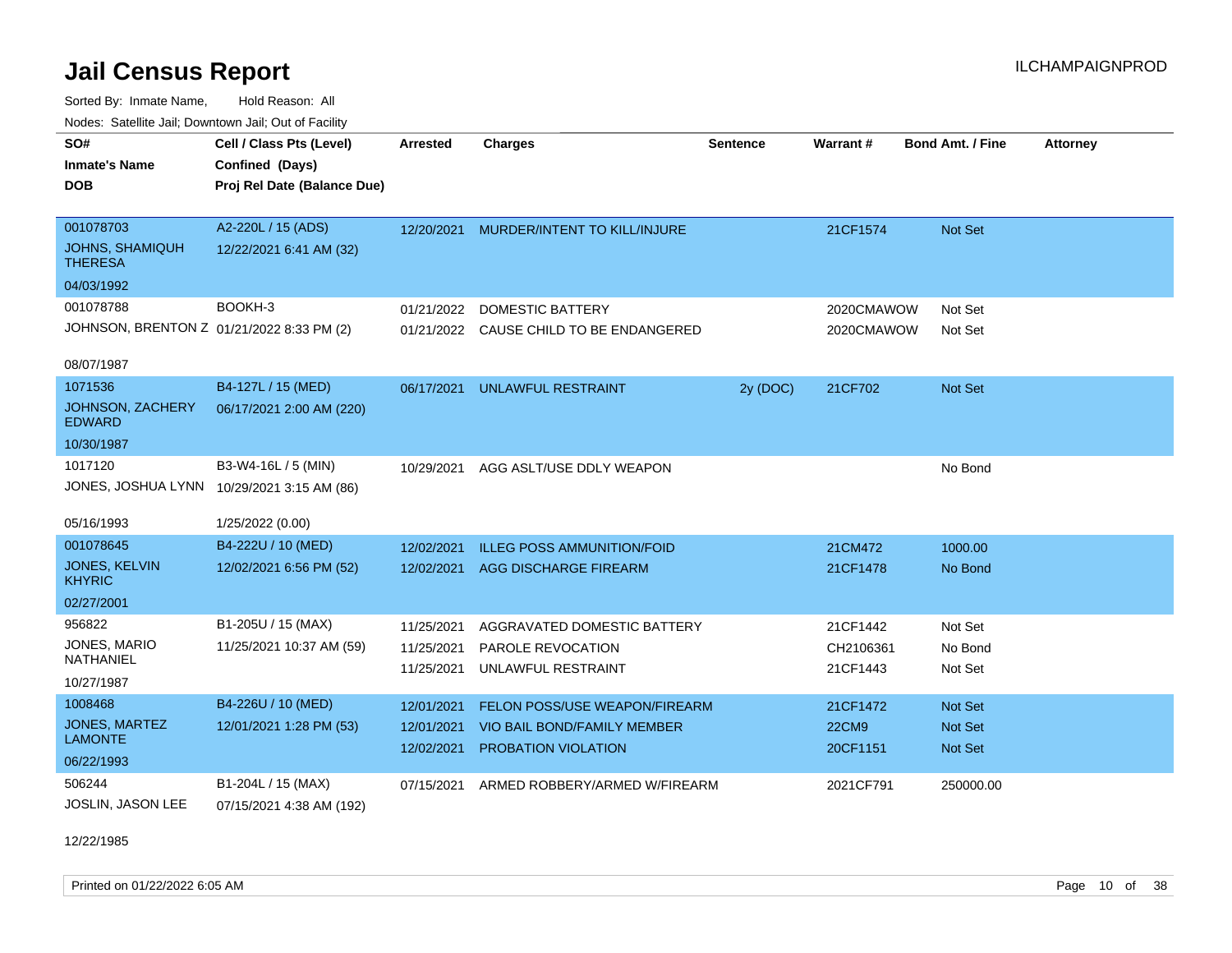# Jail Census Report

ILCHAMPAIGNPROD

Sorted By: Inmate Name, Hold Reason: All

Nodes: Satellite Jail; Downtown Jail; Out of Facility

| SO# / Inmate's Name / DOB | Cell / Class Pts (Level) / Confined (Days) / Proj Rel Date (Balance Due) | Arrested | Charges | Sentence | Warrant # | Bond Amt. / Fine | Attorney |
|---|---|---|---|---|---|---|---|
| 001078703<br>JOHNS, SHAMIQUH THERESA<br>04/03/1992 | A2-220L / 15 (ADS)<br>12/22/2021 6:41 AM (32) | 12/20/2021 | MURDER/INTENT TO KILL/INJURE | | 21CF1574 | Not Set | |
| 001078788<br>JOHNSON, BRENTON Z<br>08/07/1987 | BOOKH-3<br>01/21/2022 8:33 PM (2) | 01/21/2022<br>01/21/2022 | DOMESTIC BATTERY<br>CAUSE CHILD TO BE ENDANGERED | | 2020CMAWOW<br>2020CMAWOW | Not Set<br>Not Set | |
| 1071536<br>JOHNSON, ZACHERY EDWARD<br>10/30/1987 | B4-127L / 15 (MED)<br>06/17/2021 2:00 AM (220) | 06/17/2021 | UNLAWFUL RESTRAINT | 2y (DOC) | 21CF702 | Not Set | |
| 1017120<br>JONES, JOSHUA LYNN<br>05/16/1993 | B3-W4-16L / 5 (MIN)<br>10/29/2021 3:15 AM (86)<br>1/25/2022 (0.00) | 10/29/2021 | AGG ASLT/USE DDLY WEAPON | | | No Bond | |
| 001078645<br>JONES, KELVIN KHYRIC<br>02/27/2001 | B4-222U / 10 (MED)<br>12/02/2021 6:56 PM (52) | 12/02/2021<br>12/02/2021 | ILLEG POSS AMMUNITION/FOID<br>AGG DISCHARGE FIREARM | | 21CM472<br>21CF1478 | 1000.00<br>No Bond | |
| 956822<br>JONES, MARIO NATHANIEL<br>10/27/1987 | B1-205U / 15 (MAX)<br>11/25/2021 10:37 AM (59) | 11/25/2021<br>11/25/2021<br>11/25/2021 | AGGRAVATED DOMESTIC BATTERY<br>PAROLE REVOCATION<br>UNLAWFUL RESTRAINT | | 21CF1442<br>CH2106361<br>21CF1443 | Not Set<br>No Bond<br>Not Set | |
| 1008468<br>JONES, MARTEZ LAMONTE<br>06/22/1993 | B4-226U / 10 (MED)<br>12/01/2021 1:28 PM (53) | 12/01/2021<br>12/01/2021<br>12/02/2021 | FELON POSS/USE WEAPON/FIREARM<br>VIO BAIL BOND/FAMILY MEMBER<br>PROBATION VIOLATION | | 21CF1472<br>22CM9<br>20CF1151 | Not Set<br>Not Set<br>Not Set | |
| 506244<br>JOSLIN, JASON LEE<br>12/22/1985 | B1-204L / 15 (MAX)<br>07/15/2021 4:38 AM (192) | 07/15/2021 | ARMED ROBBERY/ARMED W/FIREARM | | 2021CF791 | 250000.00 | |

Printed on 01/22/2022 6:05 AM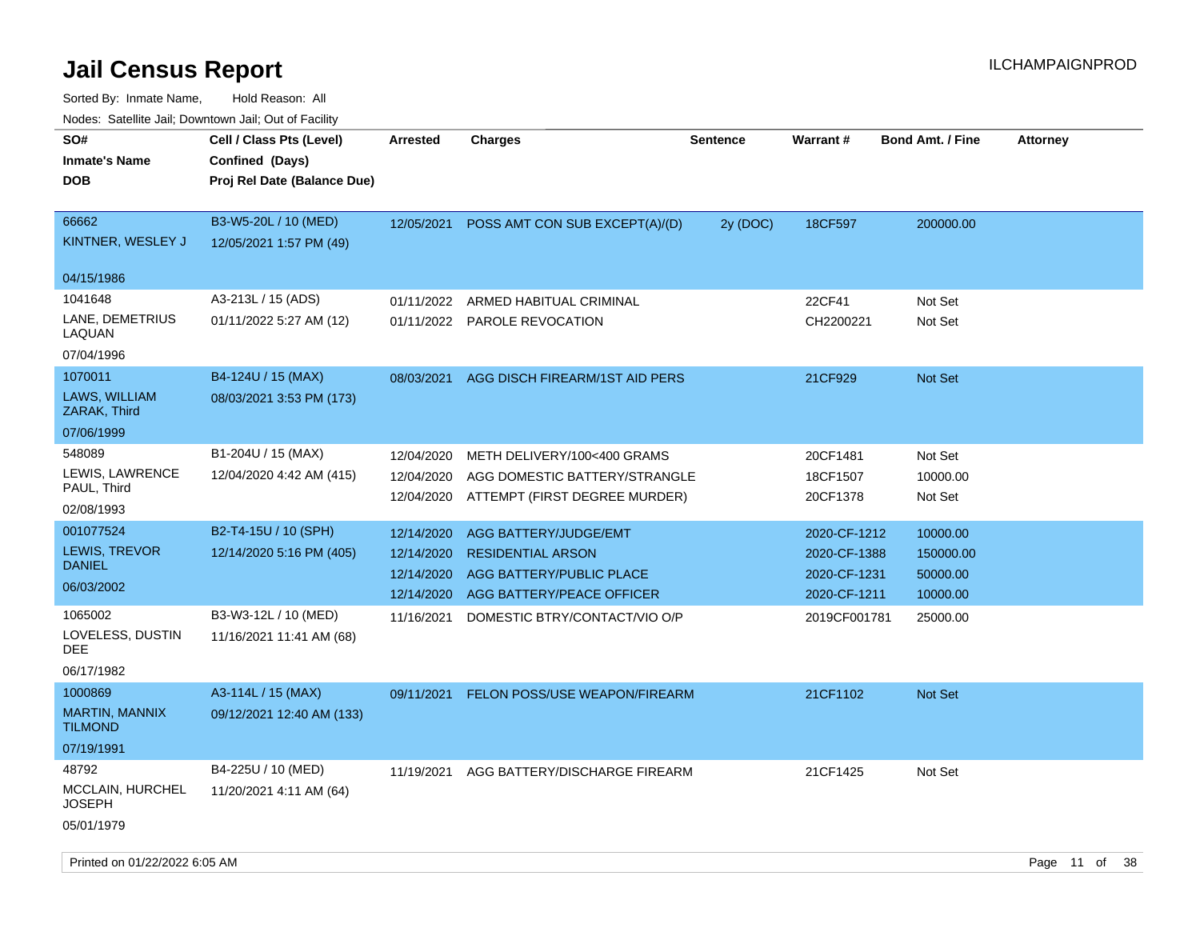# Jail Census Report

ILCHAMPAIGNPROD

Sorted By: Inmate Name, Hold Reason: All

Nodes: Satellite Jail; Downtown Jail; Out of Facility

| SO# / Inmate's Name / DOB | Cell / Class Pts (Level) / Confined (Days) / Proj Rel Date (Balance Due) | Arrested | Charges | Sentence | Warrant # | Bond Amt. / Fine | Attorney |
|---|---|---|---|---|---|---|---|
| 66662 KINTNER, WESLEY J 04/15/1986 | B3-W5-20L / 10 (MED) 12/05/2021 1:57 PM (49) | 12/05/2021 | POSS AMT CON SUB EXCEPT(A)/(D) | 2y (DOC) | 18CF597 | 200000.00 | |
| 1041648 LANE, DEMETRIUS LAQUAN 07/04/1996 | A3-213L / 15 (ADS) 01/11/2022 5:27 AM (12) | 01/11/2022 | ARMED HABITUAL CRIMINAL | | 22CF41 | Not Set | |
| | | 01/11/2022 | PAROLE REVOCATION | | CH2200221 | Not Set | |
| 1070011 LAWS, WILLIAM ZARAK, Third 07/06/1999 | B4-124U / 15 (MAX) 08/03/2021 3:53 PM (173) | 08/03/2021 | AGG DISCH FIREARM/1ST AID PERS | | 21CF929 | Not Set | |
| 548089 LEWIS, LAWRENCE PAUL, Third 02/08/1993 | B1-204U / 15 (MAX) 12/04/2020 4:42 AM (415) | 12/04/2020 | METH DELIVERY/100<400 GRAMS | | 20CF1481 | Not Set | |
| | | 12/04/2020 | AGG DOMESTIC BATTERY/STRANGLE | | 18CF1507 | 10000.00 | |
| | | 12/04/2020 | ATTEMPT (FIRST DEGREE MURDER) | | 20CF1378 | Not Set | |
| 001077524 LEWIS, TREVOR DANIEL 06/03/2002 | B2-T4-15U / 10 (SPH) 12/14/2020 5:16 PM (405) | 12/14/2020 | AGG BATTERY/JUDGE/EMT | | 2020-CF-1212 | 10000.00 | |
| | | 12/14/2020 | RESIDENTIAL ARSON | | 2020-CF-1388 | 150000.00 | |
| | | 12/14/2020 | AGG BATTERY/PUBLIC PLACE | | 2020-CF-1231 | 50000.00 | |
| | | 12/14/2020 | AGG BATTERY/PEACE OFFICER | | 2020-CF-1211 | 10000.00 | |
| 1065002 LOVELESS, DUSTIN DEE 06/17/1982 | B3-W3-12L / 10 (MED) 11/16/2021 11:41 AM (68) | 11/16/2021 | DOMESTIC BTRY/CONTACT/VIO O/P | | 2019CF001781 | 25000.00 | |
| 1000869 MARTIN, MANNIX TILMOND 07/19/1991 | A3-114L / 15 (MAX) 09/12/2021 12:40 AM (133) | 09/11/2021 | FELON POSS/USE WEAPON/FIREARM | | 21CF1102 | Not Set | |
| 48792 MCCLAIN, HURCHEL JOSEPH 05/01/1979 | B4-225U / 10 (MED) 11/20/2021 4:11 AM (64) | 11/19/2021 | AGG BATTERY/DISCHARGE FIREARM | | 21CF1425 | Not Set | |

Printed on 01/22/2022 6:05 AM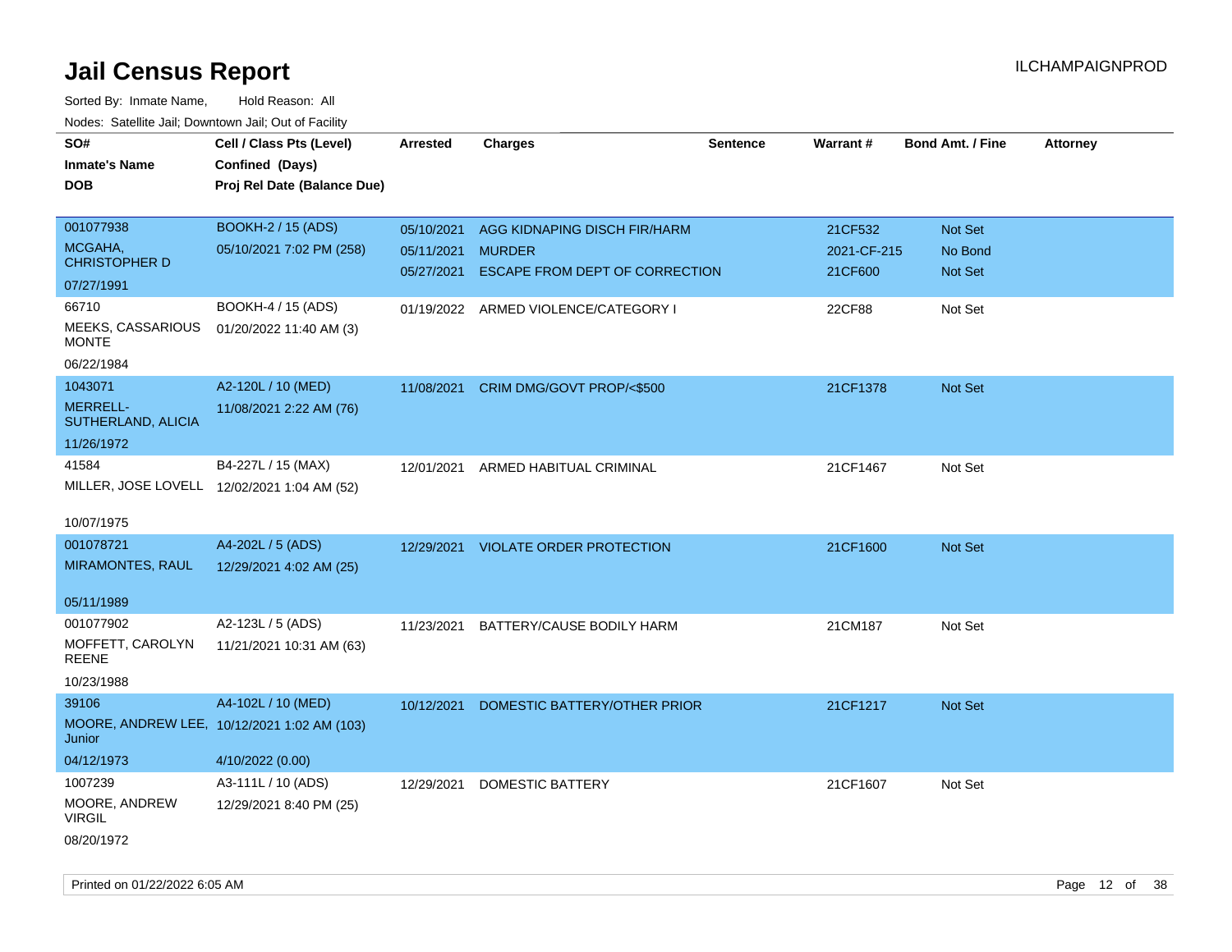# Jail Census Report

Sorted By: Inmate Name, Hold Reason: All

Nodes: Satellite Jail; Downtown Jail; Out of Facility

| SO# / Inmate's Name / DOB | Cell / Class Pts (Level) / Confined (Days) / Proj Rel Date (Balance Due) | Arrested | Charges | Sentence | Warrant # | Bond Amt. / Fine | Attorney |
|---|---|---|---|---|---|---|---|
| 001077938<br>MCGAHA, CHRISTOPHER D<br>07/27/1991 | BOOKH-2 / 15 (ADS)<br>05/10/2021 7:02 PM (258) | 05/10/2021<br>05/11/2021<br>05/27/2021 | AGG KIDNAPING DISCH FIR/HARM<br>MURDER<br>ESCAPE FROM DEPT OF CORRECTION | | 21CF532<br>2021-CF-215<br>21CF600 | Not Set<br>No Bond<br>Not Set | |
| 66710<br>MEEKS, CASSARIOUS MONTE<br>06/22/1984 | BOOKH-4 / 15 (ADS)<br>01/20/2022 11:40 AM (3) | 01/19/2022 | ARMED VIOLENCE/CATEGORY I | | 22CF88 | Not Set | |
| 1043071<br>MERRELL-SUTHERLAND, ALICIA<br>11/26/1972 | A2-120L / 10 (MED)<br>11/08/2021 2:22 AM (76) | 11/08/2021 | CRIM DMG/GOVT PROP/<$500 | | 21CF1378 | Not Set | |
| 41584<br>MILLER, JOSE LOVELL<br>10/07/1975 | B4-227L / 15 (MAX)<br>12/02/2021 1:04 AM (52) | 12/01/2021 | ARMED HABITUAL CRIMINAL | | 21CF1467 | Not Set | |
| 001078721<br>MIRAMONTES, RAUL<br>05/11/1989 | A4-202L / 5 (ADS)<br>12/29/2021 4:02 AM (25) | 12/29/2021 | VIOLATE ORDER PROTECTION | | 21CF1600 | Not Set | |
| 001077902<br>MOFFETT, CAROLYN REENE<br>10/23/1988 | A2-123L / 5 (ADS)<br>11/21/2021 10:31 AM (63) | 11/23/2021 | BATTERY/CAUSE BODILY HARM | | 21CM187 | Not Set | |
| 39106<br>MOORE, ANDREW LEE, Junior<br>04/12/1973 | A4-102L / 10 (MED)<br>10/12/2021 1:02 AM (103)<br>4/10/2022 (0.00) | 10/12/2021 | DOMESTIC BATTERY/OTHER PRIOR | | 21CF1217 | Not Set | |
| 1007239<br>MOORE, ANDREW VIRGIL<br>08/20/1972 | A3-111L / 10 (ADS)<br>12/29/2021 8:40 PM (25) | 12/29/2021 | DOMESTIC BATTERY | | 21CF1607 | Not Set | |

Printed on 01/22/2022 6:05 AM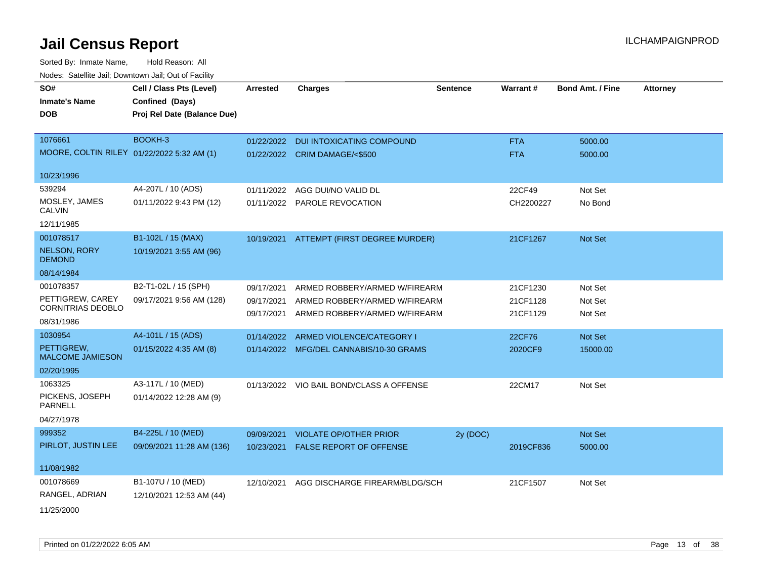# Jail Census Report

ILCHAMPAIGNPROD

Sorted By: Inmate Name, Hold Reason: All

Nodes: Satellite Jail; Downtown Jail; Out of Facility

| SO# / Inmate's Name / DOB | Cell / Class Pts (Level) / Confined (Days) / Proj Rel Date (Balance Due) | Arrested | Charges | Sentence | Warrant # | Bond Amt. / Fine | Attorney |
|---|---|---|---|---|---|---|---|
| 1076661<br>MOORE, COLTIN RILEY<br>10/23/1996 | BOOKH-3<br>01/22/2022 5:32 AM (1) | 01/22/2022<br>01/22/2022 | DUI INTOXICATING COMPOUND<br>CRIM DAMAGE/<$500 | | FTA<br>FTA | 5000.00<br>5000.00 | |
| 539294<br>MOSLEY, JAMES CALVIN<br>12/11/1985 | A4-207L / 10 (ADS)<br>01/11/2022 9:43 PM (12) | 01/11/2022<br>01/11/2022 | AGG DUI/NO VALID DL<br>PAROLE REVOCATION | | 22CF49<br>CH2200227 | Not Set<br>No Bond | |
| 001078517<br>NELSON, RORY DEMOND<br>08/14/1984 | B1-102L / 15 (MAX)<br>10/19/2021 3:55 AM (96) | 10/19/2021 | ATTEMPT (FIRST DEGREE MURDER) | | 21CF1267 | Not Set | |
| 001078357<br>PETTIGREW, CAREY CORNITRIAS DEOBLO<br>08/31/1986 | B2-T1-02L / 15 (SPH)<br>09/17/2021 9:56 AM (128) | 09/17/2021<br>09/17/2021<br>09/17/2021 | ARMED ROBBERY/ARMED W/FIREARM<br>ARMED ROBBERY/ARMED W/FIREARM<br>ARMED ROBBERY/ARMED W/FIREARM | | 21CF1230<br>21CF1128<br>21CF1129 | Not Set<br>Not Set<br>Not Set | |
| 1030954<br>PETTIGREW, MALCOME JAMIESON<br>02/20/1995 | A4-101L / 15 (ADS)<br>01/15/2022 4:35 AM (8) | 01/14/2022<br>01/14/2022 | ARMED VIOLENCE/CATEGORY I<br>MFG/DEL CANNABIS/10-30 GRAMS | | 22CF76<br>2020CF9 | Not Set<br>15000.00 | |
| 1063325<br>PICKENS, JOSEPH PARNELL<br>04/27/1978 | A3-117L / 10 (MED)<br>01/14/2022 12:28 AM (9) | 01/13/2022 | VIO BAIL BOND/CLASS A OFFENSE | | 22CM17 | Not Set | |
| 999352<br>PIRLOT, JUSTIN LEE<br>11/08/1982 | B4-225L / 10 (MED)<br>09/09/2021 11:28 AM (136) | 09/09/2021<br>10/23/2021 | VIOLATE OP/OTHER PRIOR<br>FALSE REPORT OF OFFENSE | 2y (DOC) | <br>2019CF836 | Not Set<br>5000.00 | |
| 001078669<br>RANGEL, ADRIAN<br>11/25/2000 | B1-107U / 10 (MED)<br>12/10/2021 12:53 AM (44) | 12/10/2021 | AGG DISCHARGE FIREARM/BLDG/SCH | | 21CF1507 | Not Set | |

Printed on 01/22/2022 6:05 AM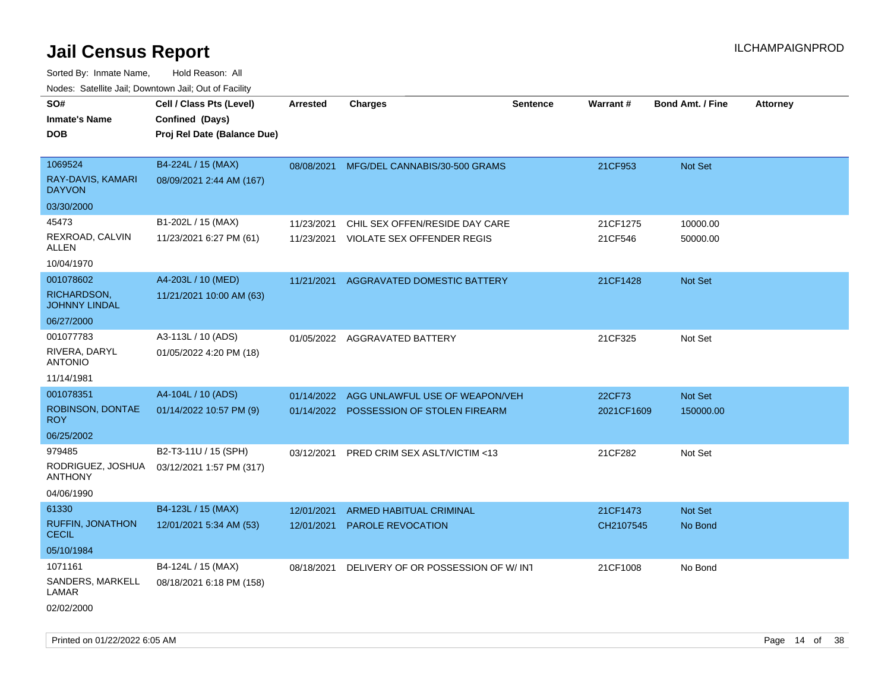# Jail Census Report

Sorted By: Inmate Name, Hold Reason: All

Nodes: Satellite Jail; Downtown Jail; Out of Facility

| SO# / Inmate's Name / DOB | Cell / Class Pts (Level) / Confined (Days) / Proj Rel Date (Balance Due) | Arrested | Charges | Sentence | Warrant # | Bond Amt. / Fine | Attorney |
|---|---|---|---|---|---|---|---|
| 1069524<br>RAY-DAVIS, KAMARI DAYVON<br>03/30/2000 | B4-224L / 15 (MAX)<br>08/09/2021 2:44 AM (167) | 08/08/2021 | MFG/DEL CANNABIS/30-500 GRAMS | | 21CF953 | Not Set | |
| 45473<br>REXROAD, CALVIN ALLEN<br>10/04/1970 | B1-202L / 15 (MAX)<br>11/23/2021 6:27 PM (61) | 11/23/2021<br>11/23/2021 | CHIL SEX OFFEN/RESIDE DAY CARE<br>VIOLATE SEX OFFENDER REGIS | | 21CF1275<br>21CF546 | 10000.00<br>50000.00 | |
| 001078602<br>RICHARDSON, JOHNNY LINDAL<br>06/27/2000 | A4-203L / 10 (MED)<br>11/21/2021 10:00 AM (63) | 11/21/2021 | AGGRAVATED DOMESTIC BATTERY | | 21CF1428 | Not Set | |
| 001077783<br>RIVERA, DARYL ANTONIO<br>11/14/1981 | A3-113L / 10 (ADS)<br>01/05/2022 4:20 PM (18) | 01/05/2022 | AGGRAVATED BATTERY | | 21CF325 | Not Set | |
| 001078351<br>ROBINSON, DONTAE ROY<br>06/25/2002 | A4-104L / 10 (ADS)<br>01/14/2022 10:57 PM (9) | 01/14/2022<br>01/14/2022 | AGG UNLAWFUL USE OF WEAPON/VEH<br>POSSESSION OF STOLEN FIREARM | | 22CF73<br>2021CF1609 | Not Set<br>150000.00 | |
| 979485<br>RODRIGUEZ, JOSHUA ANTHONY<br>04/06/1990 | B2-T3-11U / 15 (SPH)<br>03/12/2021 1:57 PM (317) | 03/12/2021 | PRED CRIM SEX ASLT/VICTIM <13 | | 21CF282 | Not Set | |
| 61330<br>RUFFIN, JONATHON CECIL<br>05/10/1984 | B4-123L / 15 (MAX)<br>12/01/2021 5:34 AM (53) | 12/01/2021<br>12/01/2021 | ARMED HABITUAL CRIMINAL<br>PAROLE REVOCATION | | 21CF1473<br>CH2107545 | Not Set<br>No Bond | |
| 1071161<br>SANDERS, MARKELL LAMAR<br>02/02/2000 | B4-124L / 15 (MAX)<br>08/18/2021 6:18 PM (158) | 08/18/2021 | DELIVERY OF OR POSSESSION OF W/ INT | | 21CF1008 | No Bond | |

Printed on 01/22/2022 6:05 AM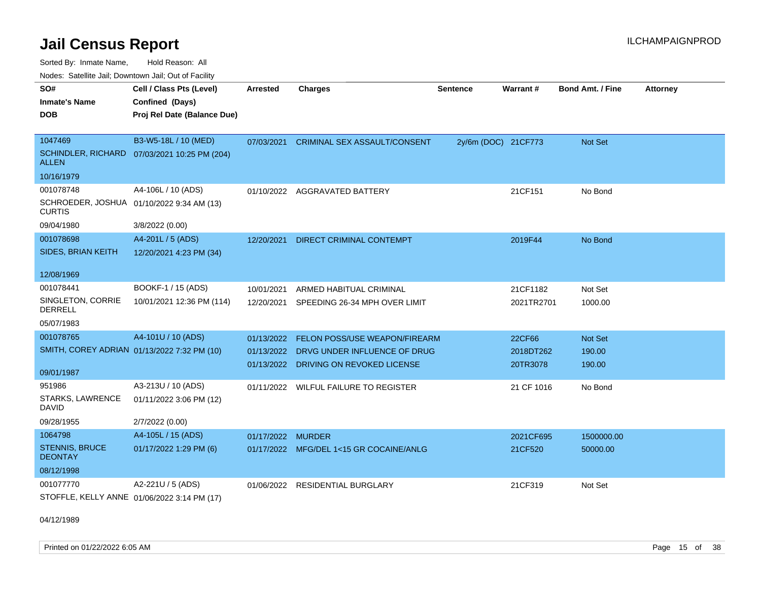# Jail Census Report

Sorted By: Inmate Name, Hold Reason: All

Nodes: Satellite Jail; Downtown Jail; Out of Facility

| SO# / Inmate's Name / DOB | Cell / Class Pts (Level) / Confined (Days) / Proj Rel Date (Balance Due) | Arrested | Charges | Sentence | Warrant # | Bond Amt. / Fine | Attorney |
|---|---|---|---|---|---|---|---|
| 1047469<br>SCHINDLER, RICHARD ALLEN<br>10/16/1979 | B3-W5-18L / 10 (MED)<br>07/03/2021 10:25 PM (204) | 07/03/2021 | CRIMINAL SEX ASSAULT/CONSENT | 2y/6m (DOC) | 21CF773 | Not Set | |
| 001078748<br>SCHROEDER, JOSHUA CURTIS<br>09/04/1980 | A4-106L / 10 (ADS)<br>01/10/2022 9:34 AM (13)<br>3/8/2022 (0.00) | 01/10/2022 | AGGRAVATED BATTERY | | 21CF151 | No Bond | |
| 001078698<br>SIDES, BRIAN KEITH<br>12/08/1969 | A4-201L / 5 (ADS)<br>12/20/2021 4:23 PM (34) | 12/20/2021 | DIRECT CRIMINAL CONTEMPT | | 2019F44 | No Bond | |
| 001078441<br>SINGLETON, CORRIE DERRELL<br>05/07/1983 | BOOKF-1 / 15 (ADS)<br>10/01/2021 12:36 PM (114) | 10/01/2021<br>12/20/2021 | ARMED HABITUAL CRIMINAL<br>SPEEDING 26-34 MPH OVER LIMIT | | 21CF1182<br>2021TR2701 | Not Set<br>1000.00 | |
| 001078765<br>SMITH, COREY ADRIAN<br>09/01/1987 | A4-101U / 10 (ADS)<br>01/13/2022 7:32 PM (10) | 01/13/2022<br>01/13/2022<br>01/13/2022 | FELON POSS/USE WEAPON/FIREARM<br>DRVG UNDER INFLUENCE OF DRUG<br>DRIVING ON REVOKED LICENSE | | 22CF66<br>2018DT262<br>20TR3078 | Not Set<br>190.00<br>190.00 | |
| 951986<br>STARKS, LAWRENCE DAVID<br>09/28/1955 | A3-213U / 10 (ADS)<br>01/11/2022 3:06 PM (12)<br>2/7/2022 (0.00) | 01/11/2022 | WILFUL FAILURE TO REGISTER | | 21 CF 1016 | No Bond | |
| 1064798<br>STENNIS, BRUCE DEONTAY<br>08/12/1998 | A4-105L / 15 (ADS)<br>01/17/2022 1:29 PM (6) | 01/17/2022<br>01/17/2022 | MURDER<br>MFG/DEL 1<15 GR COCAINE/ANLG | | 2021CF695<br>21CF520 | 1500000.00<br>50000.00 | |
| 001077770<br>STOFFLE, KELLY ANNE<br>04/12/1989 | A2-221U / 5 (ADS)<br>01/06/2022 3:14 PM (17) | 01/06/2022 | RESIDENTIAL BURGLARY | | 21CF319 | Not Set | |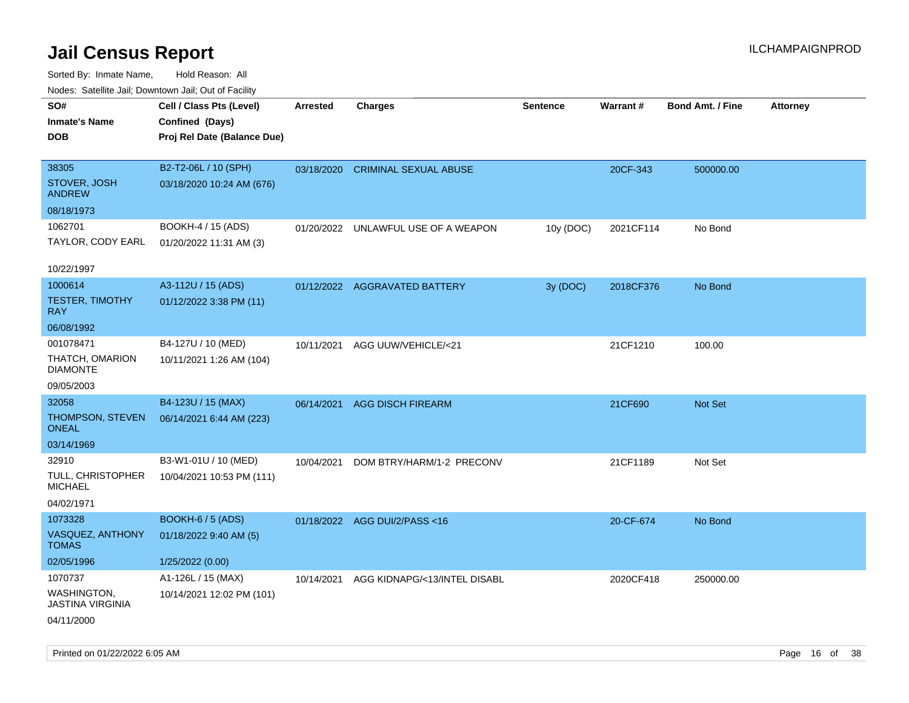# Jail Census Report

Sorted By: Inmate Name, Hold Reason: All

Nodes: Satellite Jail; Downtown Jail; Out of Facility

| SO# Inmate's Name DOB | Cell / Class Pts (Level) Confined (Days) Proj Rel Date (Balance Due) | Arrested | Charges | Sentence | Warrant # | Bond Amt. / Fine | Attorney |
|---|---|---|---|---|---|---|---|
| 38305 STOVER, JOSH ANDREW 08/18/1973 | B2-T2-06L / 10 (SPH) 03/18/2020 10:24 AM (676) | 03/18/2020 | CRIMINAL SEXUAL ABUSE | | 20CF-343 | 500000.00 | |
| 1062701 TAYLOR, CODY EARL 10/22/1997 | BOOKH-4 / 15 (ADS) 01/20/2022 11:31 AM (3) | 01/20/2022 | UNLAWFUL USE OF A WEAPON | 10y (DOC) | 2021CF114 | No Bond | |
| 1000614 TESTER, TIMOTHY RAY 06/08/1992 | A3-112U / 15 (ADS) 01/12/2022 3:38 PM (11) | 01/12/2022 | AGGRAVATED BATTERY | 3y (DOC) | 2018CF376 | No Bond | |
| 001078471 THATCH, OMARION DIAMONTE 09/05/2003 | B4-127U / 10 (MED) 10/11/2021 1:26 AM (104) | 10/11/2021 | AGG UUW/VEHICLE/<21 | | 21CF1210 | 100.00 | |
| 32058 THOMPSON, STEVEN ONEAL 03/14/1969 | B4-123U / 15 (MAX) 06/14/2021 6:44 AM (223) | 06/14/2021 | AGG DISCH FIREARM | | 21CF690 | Not Set | |
| 32910 TULL, CHRISTOPHER MICHAEL 04/02/1971 | B3-W1-01U / 10 (MED) 10/04/2021 10:53 PM (111) | 10/04/2021 | DOM BTRY/HARM/1-2 PRECONV | | 21CF1189 | Not Set | |
| 1073328 VASQUEZ, ANTHONY TOMAS 02/05/1996 | BOOKH-6 / 5 (ADS) 01/18/2022 9:40 AM (5) 1/25/2022 (0.00) | 01/18/2022 | AGG DUI/2/PASS <16 | | 20-CF-674 | No Bond | |
| 1070737 WASHINGTON, JASTINA VIRGINIA 04/11/2000 | A1-126L / 15 (MAX) 10/14/2021 12:02 PM (101) | 10/14/2021 | AGG KIDNAPG/<13/INTEL DISABL | | 2020CF418 | 250000.00 | |

Printed on 01/22/2022 6:05 AM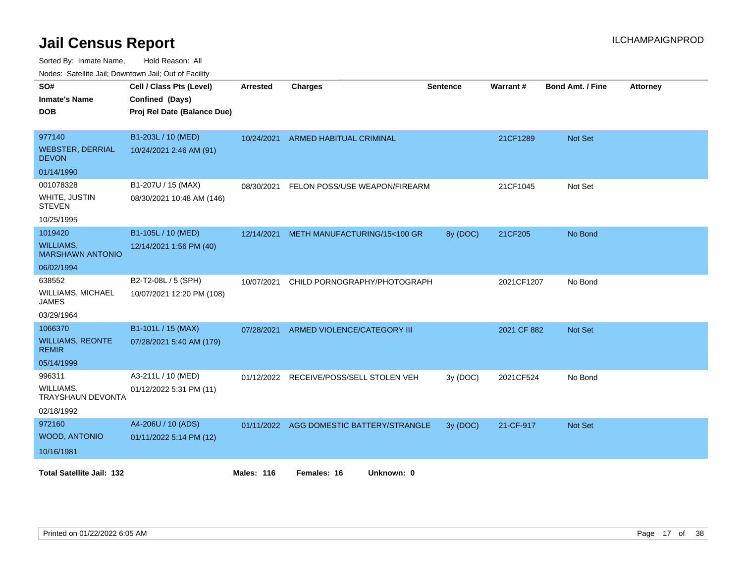# Jail Census Report

ILCHAMPAIGNPROD

Sorted By: Inmate Name, Hold Reason: All

Nodes: Satellite Jail; Downtown Jail; Out of Facility

| SO# / Inmate's Name / DOB | Cell / Class Pts (Level) / Confined (Days) / Proj Rel Date (Balance Due) | Arrested | Charges | Sentence | Warrant # | Bond Amt. / Fine | Attorney |
|---|---|---|---|---|---|---|---|
| 977140<br>WEBSTER, DERRIAL DEVON<br>01/14/1990 | B1-203L / 10 (MED)<br>10/24/2021 2:46 AM (91) | 10/24/2021 | ARMED HABITUAL CRIMINAL | | 21CF1289 | Not Set | |
| 001078328<br>WHITE, JUSTIN STEVEN<br>10/25/1995 | B1-207U / 15 (MAX)<br>08/30/2021 10:48 AM (146) | 08/30/2021 | FELON POSS/USE WEAPON/FIREARM | | 21CF1045 | Not Set | |
| 1019420<br>WILLIAMS, MARSHAWN ANTONIO<br>06/02/1994 | B1-105L / 10 (MED)<br>12/14/2021 1:56 PM (40) | 12/14/2021 | METH MANUFACTURING/15<100 GR | 8y (DOC) | 21CF205 | No Bond | |
| 638552<br>WILLIAMS, MICHAEL JAMES<br>03/29/1964 | B2-T2-08L / 5 (SPH)<br>10/07/2021 12:20 PM (108) | 10/07/2021 | CHILD PORNOGRAPHY/PHOTOGRAPH | | 2021CF1207 | No Bond | |
| 1066370<br>WILLIAMS, REONTE REMIR<br>05/14/1999 | B1-101L / 15 (MAX)<br>07/28/2021 5:40 AM (179) | 07/28/2021 | ARMED VIOLENCE/CATEGORY III | | 2021 CF 882 | Not Set | |
| 996311<br>WILLIAMS, TRAYSHAUN DEVONTA<br>02/18/1992 | A3-211L / 10 (MED)<br>01/12/2022 5:31 PM (11) | 01/12/2022 | RECEIVE/POSS/SELL STOLEN VEH | 3y (DOC) | 2021CF524 | No Bond | |
| 972160<br>WOOD, ANTONIO<br>10/16/1981 | A4-206U / 10 (ADS)<br>01/11/2022 5:14 PM (12) | 01/11/2022 | AGG DOMESTIC BATTERY/STRANGLE | 3y (DOC) | 21-CF-917 | Not Set | |

**Total Satellite Jail: 132** **Males: 116** **Females: 16** **Unknown: 0**

Printed on 01/22/2022 6:05 AM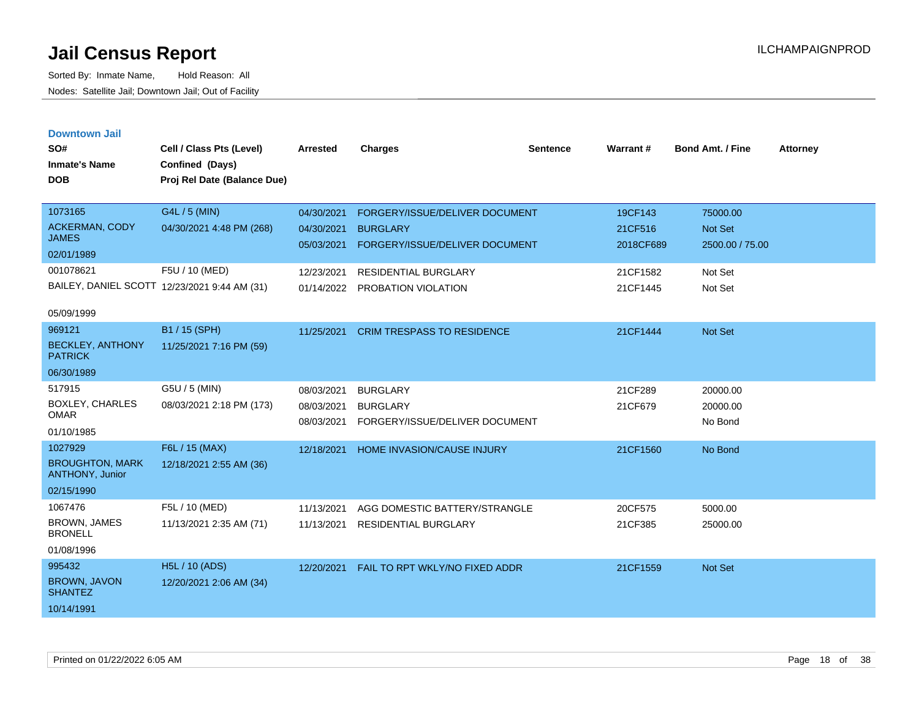# Jail Census Report

Sorted By: Inmate Name, Hold Reason: All
Nodes: Satellite Jail; Downtown Jail; Out of Facility

ILCHAMPAIGNPROD

## Downtown Jail

| SO# / Inmate's Name / DOB | Cell / Class Pts (Level) / Confined (Days) / Proj Rel Date (Balance Due) | Arrested | Charges | Sentence | Warrant # | Bond Amt. / Fine | Attorney |
|---|---|---|---|---|---|---|---|
| 1073165<br>ACKERMAN, CODY JAMES<br>02/01/1989 | G4L / 5 (MIN)<br>04/30/2021 4:48 PM (268) | 04/30/2021<br>04/30/2021<br>05/03/2021 | FORGERY/ISSUE/DELIVER DOCUMENT<br>BURGLARY<br>FORGERY/ISSUE/DELIVER DOCUMENT | | 19CF143<br>21CF516<br>2018CF689 | 75000.00<br>Not Set<br>2500.00 / 75.00 | |
| 001078621<br>BAILEY, DANIEL SCOTT<br>05/09/1999 | F5U / 10 (MED)<br>12/23/2021 9:44 AM (31) | 12/23/2021<br>01/14/2022 | RESIDENTIAL BURGLARY<br>PROBATION VIOLATION | | 21CF1582<br>21CF1445 | Not Set<br>Not Set | |
| 969121<br>BECKLEY, ANTHONY PATRICK<br>06/30/1989 | B1 / 15 (SPH)<br>11/25/2021 7:16 PM (59) | 11/25/2021 | CRIM TRESPASS TO RESIDENCE | | 21CF1444 | Not Set | |
| 517915<br>BOXLEY, CHARLES OMAR<br>01/10/1985 | G5U / 5 (MIN)<br>08/03/2021 2:18 PM (173) | 08/03/2021<br>08/03/2021<br>08/03/2021 | BURGLARY<br>BURGLARY<br>FORGERY/ISSUE/DELIVER DOCUMENT | | 21CF289<br>21CF679 | 20000.00<br>20000.00<br>No Bond | |
| 1027929<br>BROUGHTON, MARK ANTHONY, Junior<br>02/15/1990 | F6L / 15 (MAX)<br>12/18/2021 2:55 AM (36) | 12/18/2021 | HOME INVASION/CAUSE INJURY | | 21CF1560 | No Bond | |
| 1067476<br>BROWN, JAMES BRONELL<br>01/08/1996 | F5L / 10 (MED)<br>11/13/2021 2:35 AM (71) | 11/13/2021<br>11/13/2021 | AGG DOMESTIC BATTERY/STRANGLE<br>RESIDENTIAL BURGLARY | | 20CF575<br>21CF385 | 5000.00<br>25000.00 | |
| 995432<br>BROWN, JAVON SHANTEZ<br>10/14/1991 | H5L / 10 (ADS)<br>12/20/2021 2:06 AM (34) | 12/20/2021 | FAIL TO RPT WKLY/NO FIXED ADDR | | 21CF1559 | Not Set | |

Printed on 01/22/2022 6:05 AM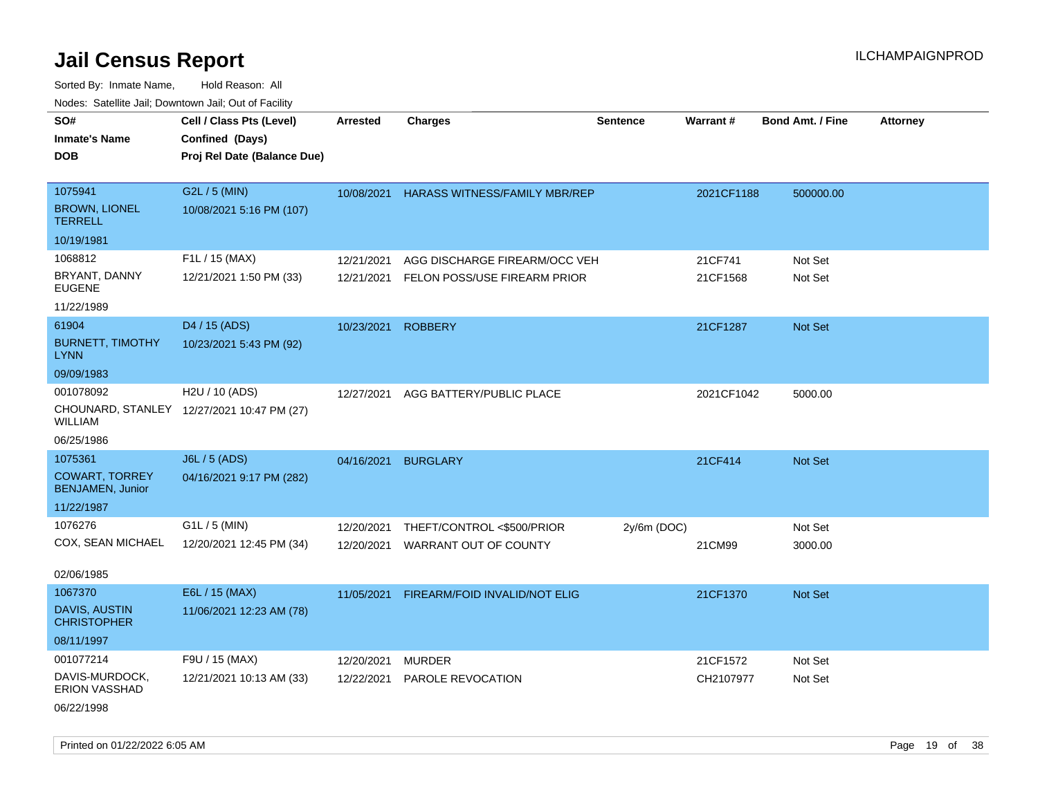# Jail Census Report

Sorted By: Inmate Name, Hold Reason: All

Nodes: Satellite Jail; Downtown Jail; Out of Facility

| SO# / Inmate's Name / DOB | Cell / Class Pts (Level) / Confined (Days) / Proj Rel Date (Balance Due) | Arrested | Charges | Sentence | Warrant # | Bond Amt. / Fine | Attorney |
|---|---|---|---|---|---|---|---|
| 1075941<br>BROWN, LIONEL TERRELL<br>10/19/1981 | G2L / 5 (MIN)<br>10/08/2021 5:16 PM (107) | 10/08/2021 | HARASS WITNESS/FAMILY MBR/REP | | 2021CF1188 | 500000.00 | |
| 1068812<br>BRYANT, DANNY EUGENE<br>11/22/1989 | F1L / 15 (MAX)<br>12/21/2021 1:50 PM (33) | 12/21/2021 | AGG DISCHARGE FIREARM/OCC VEH | | 21CF741 | Not Set | |
| | | 12/21/2021 | FELON POSS/USE FIREARM PRIOR | | 21CF1568 | Not Set | |
| 61904<br>BURNETT, TIMOTHY LYNN<br>09/09/1983 | D4 / 15 (ADS)<br>10/23/2021 5:43 PM (92) | 10/23/2021 | ROBBERY | | 21CF1287 | Not Set | |
| 001078092<br>CHOUNARD, STANLEY WILLIAM<br>06/25/1986 | H2U / 10 (ADS)<br>12/27/2021 10:47 PM (27) | 12/27/2021 | AGG BATTERY/PUBLIC PLACE | | 2021CF1042 | 5000.00 | |
| 1075361<br>COWART, TORREY BENJAMEN, Junior<br>11/22/1987 | J6L / 5 (ADS)<br>04/16/2021 9:17 PM (282) | 04/16/2021 | BURGLARY | | 21CF414 | Not Set | |
| 1076276<br>COX, SEAN MICHAEL<br>02/06/1985 | G1L / 5 (MIN)<br>12/20/2021 12:45 PM (34) | 12/20/2021 | THEFT/CONTROL <$500/PRIOR | 2y/6m (DOC) | | Not Set | |
| | | 12/20/2021 | WARRANT OUT OF COUNTY | | 21CM99 | 3000.00 | |
| 1067370<br>DAVIS, AUSTIN CHRISTOPHER<br>08/11/1997 | E6L / 15 (MAX)<br>11/06/2021 12:23 AM (78) | 11/05/2021 | FIREARM/FOID INVALID/NOT ELIG | | 21CF1370 | Not Set | |
| 001077214<br>DAVIS-MURDOCK, ERION VASSHAD<br>06/22/1998 | F9U / 15 (MAX)<br>12/21/2021 10:13 AM (33) | 12/20/2021 | MURDER | | 21CF1572 | Not Set | |
| | | 12/22/2021 | PAROLE REVOCATION | | CH2107977 | Not Set | |

Printed on 01/22/2022 6:05 AM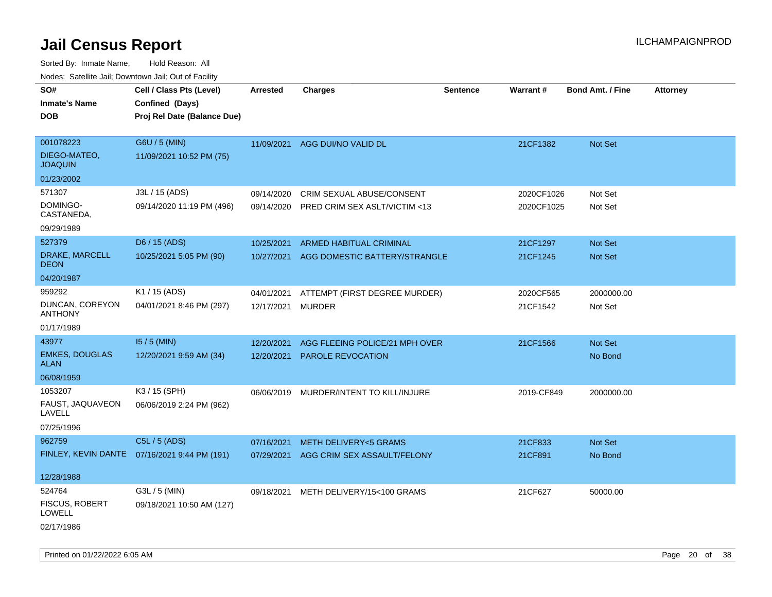# Jail Census Report

ILCHAMPAIGNPROD

Sorted By: Inmate Name, Hold Reason: All

Nodes: Satellite Jail; Downtown Jail; Out of Facility

| SO# / Inmate's Name / DOB | Cell / Class Pts (Level) / Confined (Days) / Proj Rel Date (Balance Due) | Arrested | Charges | Sentence | Warrant # | Bond Amt. / Fine | Attorney |
|---|---|---|---|---|---|---|---|
| 001078223<br>DIEGO-MATEO, JOAQUIN<br>01/23/2002 | G6U / 5 (MIN)<br>11/09/2021 10:52 PM (75) | 11/09/2021 | AGG DUI/NO VALID DL | | 21CF1382 | Not Set | |
| 571307<br>DOMINGO-CASTANEDA,<br>09/29/1989 | J3L / 15 (ADS)<br>09/14/2020 11:19 PM (496) | 09/14/2020<br>09/14/2020 | CRIM SEXUAL ABUSE/CONSENT<br>PRED CRIM SEX ASLT/VICTIM <13 | | 2020CF1026<br>2020CF1025 | Not Set<br>Not Set | |
| 527379<br>DRAKE, MARCELL DEON<br>04/20/1987 | D6 / 15 (ADS)<br>10/25/2021 5:05 PM (90) | 10/25/2021<br>10/27/2021 | ARMED HABITUAL CRIMINAL<br>AGG DOMESTIC BATTERY/STRANGLE | | 21CF1297<br>21CF1245 | Not Set<br>Not Set | |
| 959292<br>DUNCAN, COREYON ANTHONY<br>01/17/1989 | K1 / 15 (ADS)<br>04/01/2021 8:46 PM (297) | 04/01/2021<br>12/17/2021 | ATTEMPT (FIRST DEGREE MURDER)<br>MURDER | | 2020CF565<br>21CF1542 | 2000000.00<br>Not Set | |
| 43977<br>EMKES, DOUGLAS ALAN<br>06/08/1959 | I5 / 5 (MIN)<br>12/20/2021 9:59 AM (34) | 12/20/2021<br>12/20/2021 | AGG FLEEING POLICE/21 MPH OVER<br>PAROLE REVOCATION | | 21CF1566 | Not Set<br>No Bond | |
| 1053207<br>FAUST, JAQUAVEON LAVELL<br>07/25/1996 | K3 / 15 (SPH)<br>06/06/2019 2:24 PM (962) | 06/06/2019 | MURDER/INTENT TO KILL/INJURE | | 2019-CF849 | 2000000.00 | |
| 962759<br>FINLEY, KEVIN DANTE<br>12/28/1988 | C5L / 5 (ADS)<br>07/16/2021 9:44 PM (191) | 07/16/2021<br>07/29/2021 | METH DELIVERY<5 GRAMS<br>AGG CRIM SEX ASSAULT/FELONY | | 21CF833<br>21CF891 | Not Set<br>No Bond | |
| 524764<br>FISCUS, ROBERT LOWELL<br>02/17/1986 | G3L / 5 (MIN)<br>09/18/2021 10:50 AM (127) | 09/18/2021 | METH DELIVERY/15<100 GRAMS | | 21CF627 | 50000.00 | |

Printed on 01/22/2022 6:05 AM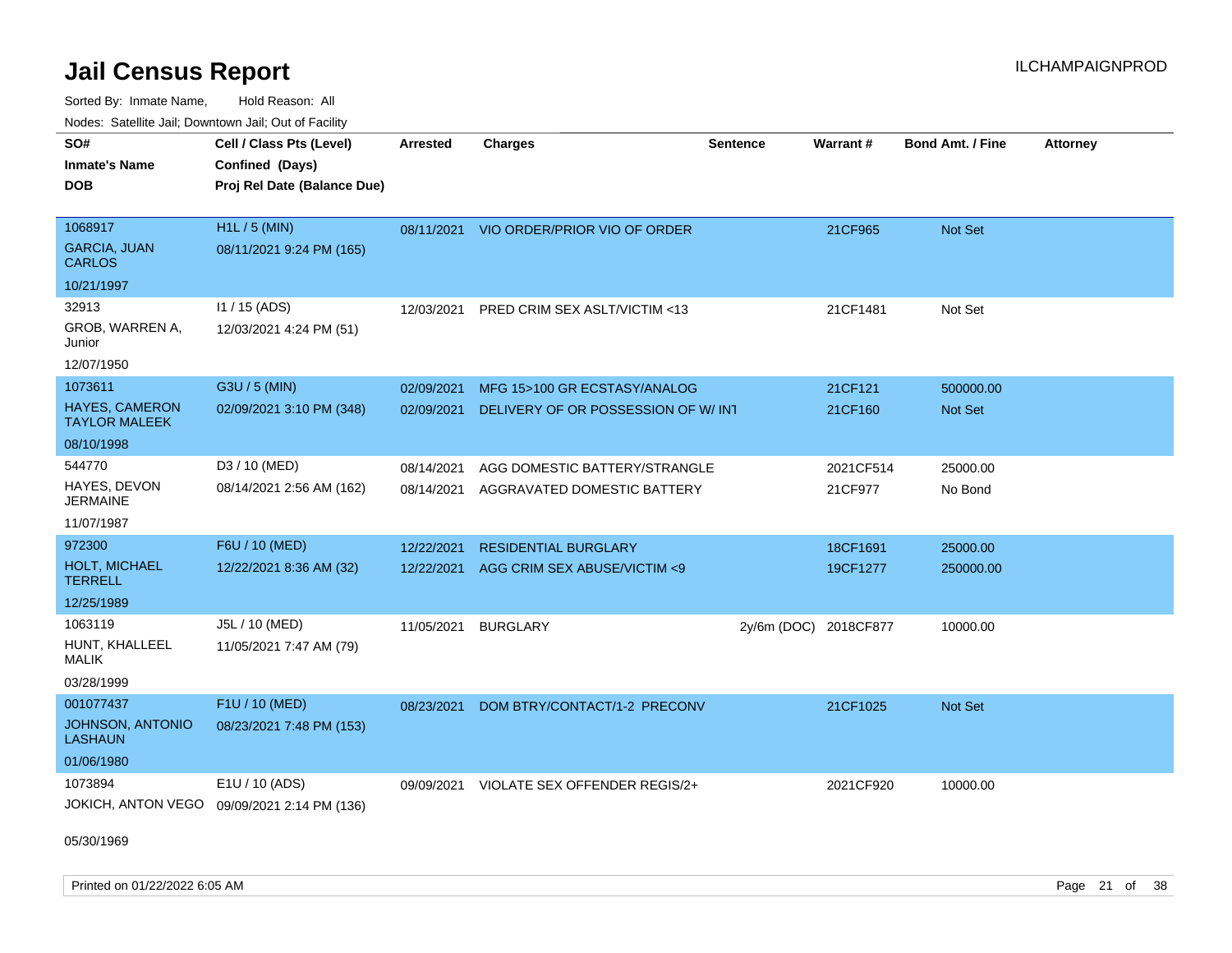# Jail Census Report

ILCHAMPAIGNPROD

Sorted By: Inmate Name, Hold Reason: All

Nodes: Satellite Jail; Downtown Jail; Out of Facility

| SO# / Inmate's Name / DOB | Cell / Class Pts (Level) / Confined (Days) / Proj Rel Date (Balance Due) | Arrested | Charges | Sentence | Warrant # | Bond Amt. / Fine | Attorney |
|---|---|---|---|---|---|---|---|
| 1068917<br>GARCIA, JUAN CARLOS<br>10/21/1997 | H1L / 5 (MIN)<br>08/11/2021 9:24 PM (165) | 08/11/2021 | VIO ORDER/PRIOR VIO OF ORDER | | 21CF965 | Not Set | |
| 32913<br>GROB, WARREN A, Junior<br>12/07/1950 | I1 / 15 (ADS)<br>12/03/2021 4:24 PM (51) | 12/03/2021 | PRED CRIM SEX ASLT/VICTIM <13 | | 21CF1481 | Not Set | |
| 1073611<br>HAYES, CAMERON TAYLOR MALEEK<br>08/10/1998 | G3U / 5 (MIN)<br>02/09/2021 3:10 PM (348) | 02/09/2021 | MFG 15>100 GR ECSTASY/ANALOG | | 21CF121 | 500000.00 | |
| | | 02/09/2021 | DELIVERY OF OR POSSESSION OF W/ INT | | 21CF160 | Not Set | |
| 544770<br>HAYES, DEVON JERMAINE<br>11/07/1987 | D3 / 10 (MED)<br>08/14/2021 2:56 AM (162) | 08/14/2021 | AGG DOMESTIC BATTERY/STRANGLE | | 2021CF514 | 25000.00 | |
| | | 08/14/2021 | AGGRAVATED DOMESTIC BATTERY | | 21CF977 | No Bond | |
| 972300<br>HOLT, MICHAEL TERRELL<br>12/25/1989 | F6U / 10 (MED)<br>12/22/2021 8:36 AM (32) | 12/22/2021 | RESIDENTIAL BURGLARY | | 18CF1691 | 25000.00 | |
| | | 12/22/2021 | AGG CRIM SEX ABUSE/VICTIM <9 | | 19CF1277 | 250000.00 | |
| 1063119<br>HUNT, KHALLEEL MALIK<br>03/28/1999 | J5L / 10 (MED)<br>11/05/2021 7:47 AM (79) | 11/05/2021 | BURGLARY | 2y/6m (DOC) | 2018CF877 | 10000.00 | |
| 001077437<br>JOHNSON, ANTONIO LASHAUN<br>01/06/1980 | F1U / 10 (MED)<br>08/23/2021 7:48 PM (153) | 08/23/2021 | DOM BTRY/CONTACT/1-2 PRECONV | | 21CF1025 | Not Set | |
| 1073894<br>JOKICH, ANTON VEGO<br>05/30/1969 | E1U / 10 (ADS)<br>09/09/2021 2:14 PM (136) | 09/09/2021 | VIOLATE SEX OFFENDER REGIS/2+ | | 2021CF920 | 10000.00 | |

Printed on 01/22/2022 6:05 AM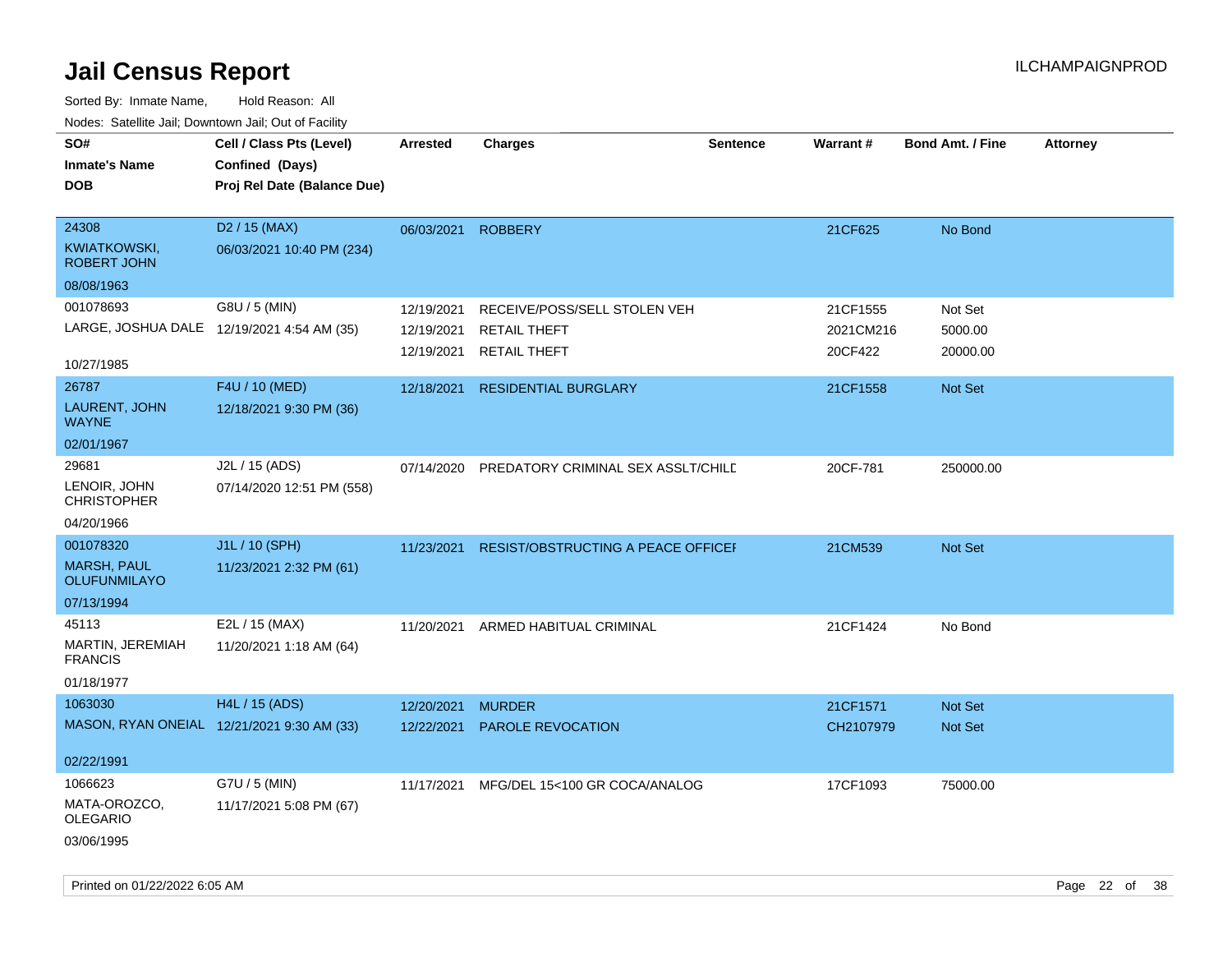# Jail Census Report

ILCHAMPAIGNPROD

Sorted By: Inmate Name, Hold Reason: All

Nodes: Satellite Jail; Downtown Jail; Out of Facility

| SO# / Inmate's Name / DOB | Cell / Class Pts (Level) / Confined (Days) / Proj Rel Date (Balance Due) | Arrested | Charges | Sentence | Warrant # | Bond Amt. / Fine | Attorney |
|---|---|---|---|---|---|---|---|
| 24308<br>KWIATKOWSKI, ROBERT JOHN<br>08/08/1963 | D2 / 15 (MAX)<br>06/03/2021 10:40 PM (234) | 06/03/2021 | ROBBERY | | 21CF625 | No Bond | |
| 001078693<br>LARGE, JOSHUA DALE<br>10/27/1985 | G8U / 5 (MIN)<br>12/19/2021 4:54 AM (35) | 12/19/2021 | RECEIVE/POSS/SELL STOLEN VEH | | 21CF1555 | Not Set | |
| | | 12/19/2021 | RETAIL THEFT | | 2021CM216 | 5000.00 | |
| | | 12/19/2021 | RETAIL THEFT | | 20CF422 | 20000.00 | |
| 26787<br>LAURENT, JOHN WAYNE<br>02/01/1967 | F4U / 10 (MED)<br>12/18/2021 9:30 PM (36) | 12/18/2021 | RESIDENTIAL BURGLARY | | 21CF1558 | Not Set | |
| 29681<br>LENOIR, JOHN CHRISTOPHER<br>04/20/1966 | J2L / 15 (ADS)<br>07/14/2020 12:51 PM (558) | 07/14/2020 | PREDATORY CRIMINAL SEX ASSLT/CHILD | | 20CF-781 | 250000.00 | |
| 001078320<br>MARSH, PAUL OLUFUNMILAYO<br>07/13/1994 | J1L / 10 (SPH)<br>11/23/2021 2:32 PM (61) | 11/23/2021 | RESIST/OBSTRUCTING A PEACE OFFICER | | 21CM539 | Not Set | |
| 45113<br>MARTIN, JEREMIAH FRANCIS<br>01/18/1977 | E2L / 15 (MAX)<br>11/20/2021 1:18 AM (64) | 11/20/2021 | ARMED HABITUAL CRIMINAL | | 21CF1424 | No Bond | |
| 1063030<br>MASON, RYAN ONEIAL<br>02/22/1991 | H4L / 15 (ADS)<br>12/21/2021 9:30 AM (33) | 12/20/2021 | MURDER | | 21CF1571 | Not Set | |
| | | 12/22/2021 | PAROLE REVOCATION | | CH2107979 | Not Set | |
| 1066623<br>MATA-OROZCO, OLEGARIO<br>03/06/1995 | G7U / 5 (MIN)<br>11/17/2021 5:08 PM (67) | 11/17/2021 | MFG/DEL 15<100 GR COCA/ANALOG | | 17CF1093 | 75000.00 | |

Printed on 01/22/2022 6:05 AM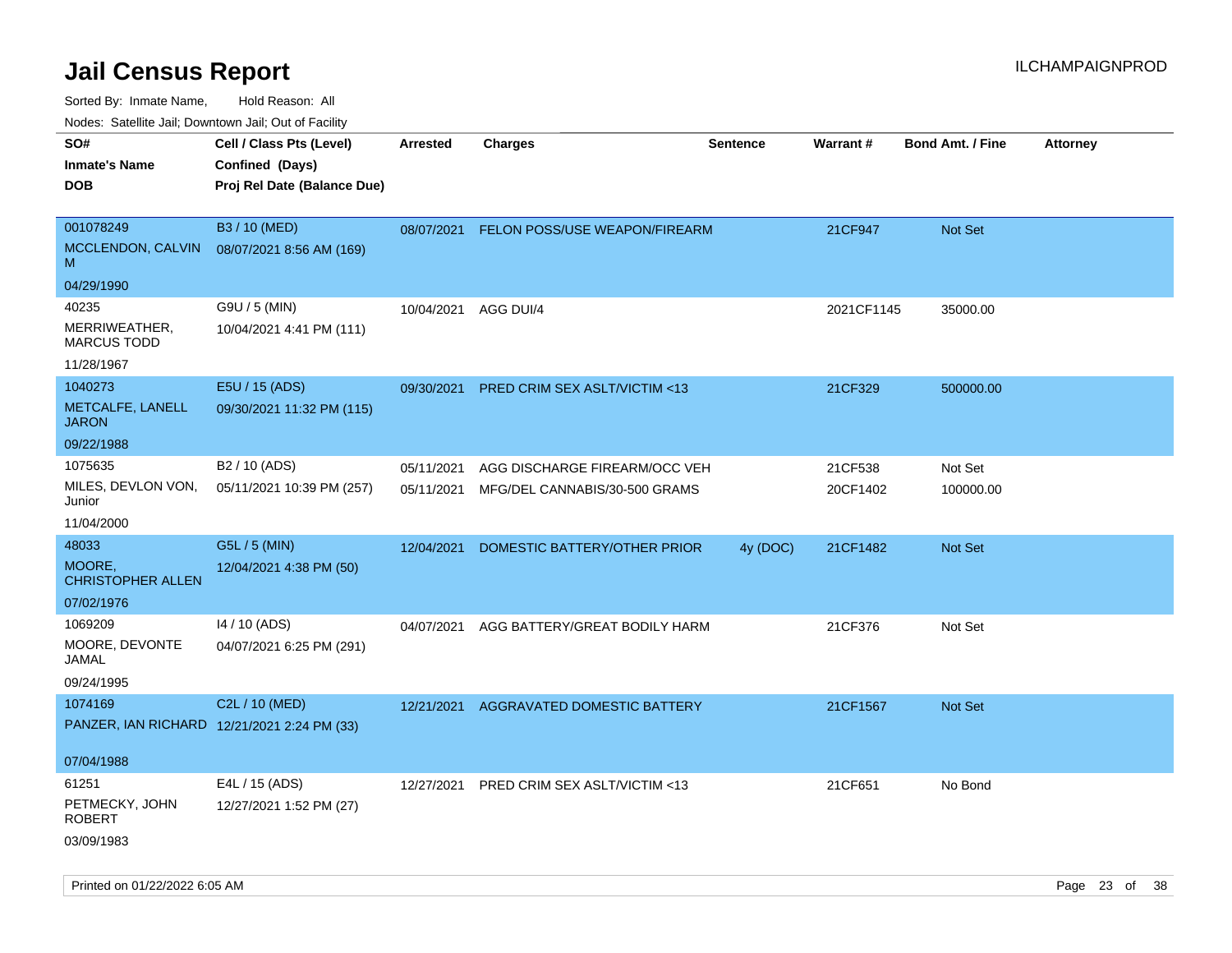# Jail Census Report

ILCHAMPAIGNPROD

Sorted By: Inmate Name, Hold Reason: All

Nodes: Satellite Jail; Downtown Jail; Out of Facility

| SO# / Inmate's Name / DOB | Cell / Class Pts (Level) / Confined (Days) / Proj Rel Date (Balance Due) | Arrested | Charges | Sentence | Warrant # | Bond Amt. / Fine | Attorney |
|---|---|---|---|---|---|---|---|
| 001078249 MCCLENDON, CALVIN M 04/29/1990 | B3 / 10 (MED) 08/07/2021 8:56 AM (169) | 08/07/2021 | FELON POSS/USE WEAPON/FIREARM | | 21CF947 | Not Set | |
| 40235 MERRIWEATHER, MARCUS TODD 11/28/1967 | G9U / 5 (MIN) 10/04/2021 4:41 PM (111) | 10/04/2021 | AGG DUI/4 | | 2021CF1145 | 35000.00 | |
| 1040273 METCALFE, LANELL JARON 09/22/1988 | E5U / 15 (ADS) 09/30/2021 11:32 PM (115) | 09/30/2021 | PRED CRIM SEX ASLT/VICTIM <13 | | 21CF329 | 500000.00 | |
| 1075635 MILES, DEVLON VON, Junior 11/04/2000 | B2 / 10 (ADS) 05/11/2021 10:39 PM (257) | 05/11/2021 | AGG DISCHARGE FIREARM/OCC VEH | | 21CF538 | Not Set | |
| | | 05/11/2021 | MFG/DEL CANNABIS/30-500 GRAMS | | 20CF1402 | 100000.00 | |
| 48033 MOORE, CHRISTOPHER ALLEN 07/02/1976 | G5L / 5 (MIN) 12/04/2021 4:38 PM (50) | 12/04/2021 | DOMESTIC BATTERY/OTHER PRIOR | 4y (DOC) | 21CF1482 | Not Set | |
| 1069209 MOORE, DEVONTE JAMAL 09/24/1995 | I4 / 10 (ADS) 04/07/2021 6:25 PM (291) | 04/07/2021 | AGG BATTERY/GREAT BODILY HARM | | 21CF376 | Not Set | |
| 1074169 PANZER, IAN RICHARD 07/04/1988 | C2L / 10 (MED) 12/21/2021 2:24 PM (33) | 12/21/2021 | AGGRAVATED DOMESTIC BATTERY | | 21CF1567 | Not Set | |
| 61251 PETMECKY, JOHN ROBERT 03/09/1983 | E4L / 15 (ADS) 12/27/2021 1:52 PM (27) | 12/27/2021 | PRED CRIM SEX ASLT/VICTIM <13 | | 21CF651 | No Bond | |

Printed on 01/22/2022 6:05 AM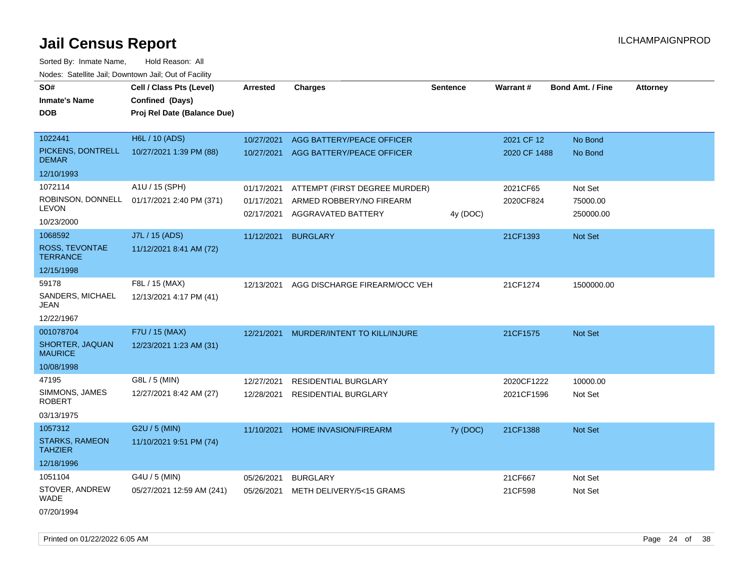# Jail Census Report

Sorted By: Inmate Name, Hold Reason: All

Nodes: Satellite Jail; Downtown Jail; Out of Facility

| SO# / Inmate's Name / DOB | Cell / Class Pts (Level) / Confined (Days) / Proj Rel Date (Balance Due) | Arrested | Charges | Sentence | Warrant # | Bond Amt. / Fine | Attorney |
|---|---|---|---|---|---|---|---|
| 1022441<br>PICKENS, DONTRELL DEMAR<br>12/10/1993 | H6L / 10 (ADS)<br>10/27/2021 1:39 PM (88) | 10/27/2021<br>10/27/2021 | AGG BATTERY/PEACE OFFICER<br>AGG BATTERY/PEACE OFFICER | | 2021 CF 12<br>2020 CF 1488 | No Bond<br>No Bond | |
| 1072114<br>ROBINSON, DONNELL LEVON<br>10/23/2000 | A1U / 15 (SPH)<br>01/17/2021 2:40 PM (371) | 01/17/2021<br>01/17/2021<br>02/17/2021 | ATTEMPT (FIRST DEGREE MURDER)<br>ARMED ROBBERY/NO FIREARM<br>AGGRAVATED BATTERY | <br><br>4y (DOC) | 2021CF65<br>2020CF824 | Not Set<br>75000.00<br>250000.00 | |
| 1068592<br>ROSS, TEVONTAE TERRANCE<br>12/15/1998 | J7L / 15 (ADS)<br>11/12/2021 8:41 AM (72) | 11/12/2021 | BURGLARY | | 21CF1393 | Not Set | |
| 59178<br>SANDERS, MICHAEL JEAN<br>12/22/1967 | F8L / 15 (MAX)<br>12/13/2021 4:17 PM (41) | 12/13/2021 | AGG DISCHARGE FIREARM/OCC VEH | | 21CF1274 | 1500000.00 | |
| 001078704<br>SHORTER, JAQUAN MAURICE<br>10/08/1998 | F7U / 15 (MAX)<br>12/23/2021 1:23 AM (31) | 12/21/2021 | MURDER/INTENT TO KILL/INJURE | | 21CF1575 | Not Set | |
| 47195<br>SIMMONS, JAMES ROBERT<br>03/13/1975 | G8L / 5 (MIN)<br>12/27/2021 8:42 AM (27) | 12/27/2021<br>12/28/2021 | RESIDENTIAL BURGLARY<br>RESIDENTIAL BURGLARY | | 2020CF1222<br>2021CF1596 | 10000.00<br>Not Set | |
| 1057312<br>STARKS, RAMEON TAHZIER<br>12/18/1996 | G2U / 5 (MIN)<br>11/10/2021 9:51 PM (74) | 11/10/2021 | HOME INVASION/FIREARM | 7y (DOC) | 21CF1388 | Not Set | |
| 1051104<br>STOVER, ANDREW WADE<br>07/20/1994 | G4U / 5 (MIN)<br>05/27/2021 12:59 AM (241) | 05/26/2021<br>05/26/2021 | BURGLARY<br>METH DELIVERY/5<15 GRAMS | | 21CF667<br>21CF598 | Not Set<br>Not Set | |

Printed on 01/22/2022 6:05 AM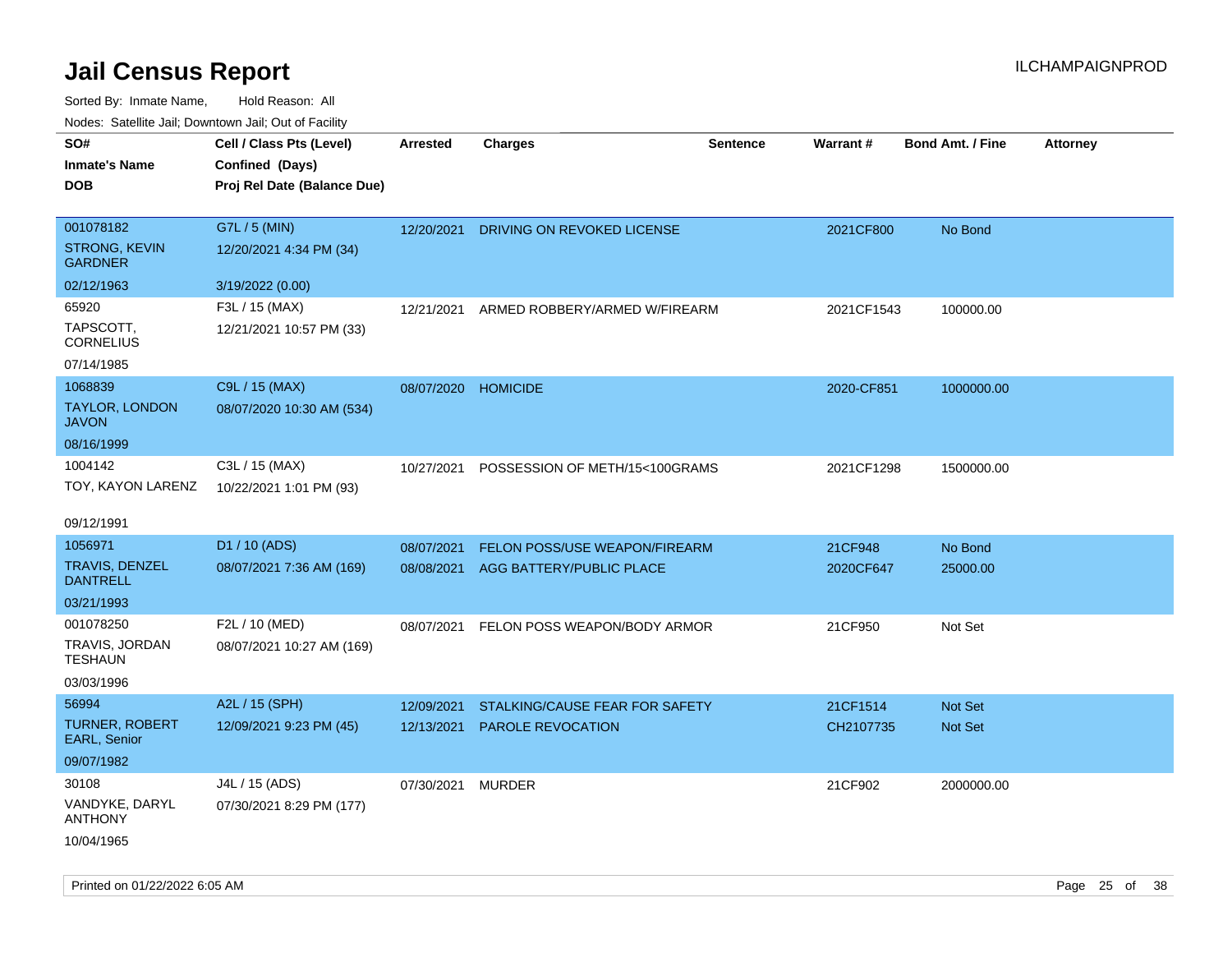# Jail Census Report

ILCHAMPAIGNPROD

Sorted By: Inmate Name, Hold Reason: All

Nodes: Satellite Jail; Downtown Jail; Out of Facility

| SO# / Inmate's Name / DOB | Cell / Class Pts (Level) / Confined (Days) / Proj Rel Date (Balance Due) | Arrested | Charges | Sentence | Warrant # | Bond Amt. / Fine | Attorney |
|---|---|---|---|---|---|---|---|
| 001078182<br>STRONG, KEVIN GARDNER<br>02/12/1963 | G7L / 5 (MIN)<br>12/20/2021 4:34 PM (34)<br>3/19/2022 (0.00) | 12/20/2021 | DRIVING ON REVOKED LICENSE | | 2021CF800 | No Bond | |
| 65920<br>TAPSCOTT, CORNELIUS<br>07/14/1985 | F3L / 15 (MAX)<br>12/21/2021 10:57 PM (33) | 12/21/2021 | ARMED ROBBERY/ARMED W/FIREARM | | 2021CF1543 | 100000.00 | |
| 1068839<br>TAYLOR, LONDON JAVON<br>08/16/1999 | C9L / 15 (MAX)<br>08/07/2020 10:30 AM (534) | 08/07/2020 | HOMICIDE | | 2020-CF851 | 1000000.00 | |
| 1004142<br>TOY, KAYON LARENZ<br>09/12/1991 | C3L / 15 (MAX)<br>10/22/2021 1:01 PM (93) | 10/27/2021 | POSSESSION OF METH/15<100GRAMS | | 2021CF1298 | 1500000.00 | |
| 1056971<br>TRAVIS, DENZEL DANTRELL<br>03/21/1993 | D1 / 10 (ADS)<br>08/07/2021 7:36 AM (169) | 08/07/2021<br>08/08/2021 | FELON POSS/USE WEAPON/FIREARM<br>AGG BATTERY/PUBLIC PLACE | | 21CF948<br>2020CF647 | No Bond<br>25000.00 | |
| 001078250<br>TRAVIS, JORDAN TESHAUN<br>03/03/1996 | F2L / 10 (MED)<br>08/07/2021 10:27 AM (169) | 08/07/2021 | FELON POSS WEAPON/BODY ARMOR | | 21CF950 | Not Set | |
| 56994<br>TURNER, ROBERT EARL, Senior<br>09/07/1982 | A2L / 15 (SPH)<br>12/09/2021 9:23 PM (45) | 12/09/2021<br>12/13/2021 | STALKING/CAUSE FEAR FOR SAFETY<br>PAROLE REVOCATION | | 21CF1514<br>CH2107735 | Not Set<br>Not Set | |
| 30108<br>VANDYKE, DARYL ANTHONY<br>10/04/1965 | J4L / 15 (ADS)<br>07/30/2021 8:29 PM (177) | 07/30/2021 | MURDER | | 21CF902 | 2000000.00 | |

Printed on 01/22/2022 6:05 AM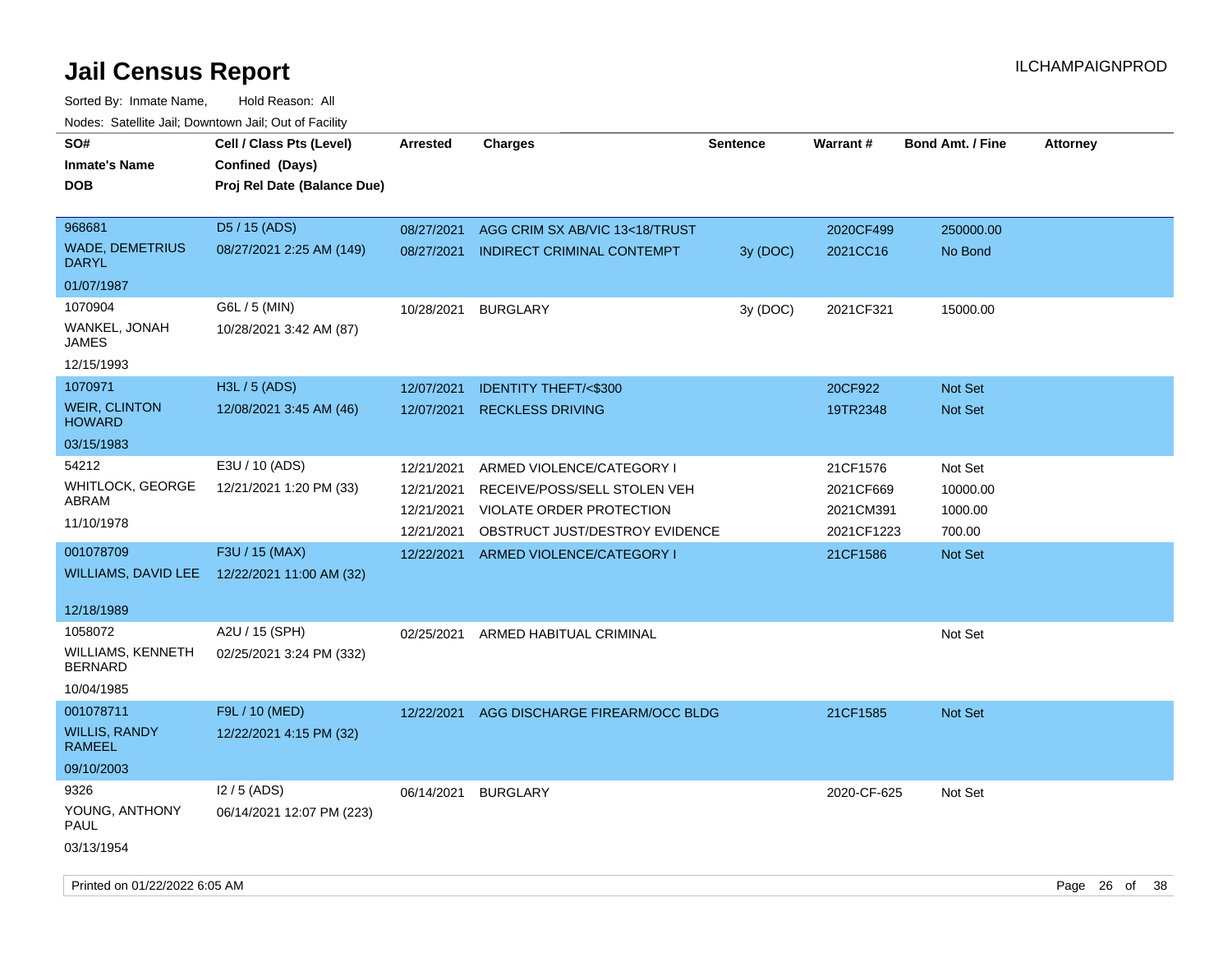# Jail Census Report

ILCHAMPAIGNPROD

Sorted By: Inmate Name, Hold Reason: All

Nodes: Satellite Jail; Downtown Jail; Out of Facility

| SO# / Inmate's Name / DOB | Cell / Class Pts (Level) / Confined (Days) / Proj Rel Date (Balance Due) | Arrested | Charges | Sentence | Warrant # | Bond Amt. / Fine | Attorney |
|---|---|---|---|---|---|---|---|
| 968681 WADE, DEMETRIUS DARYL 01/07/1987 | D5 / 15 (ADS) 08/27/2021 2:25 AM (149) | 08/27/2021 | AGG CRIM SX AB/VIC 13<18/TRUST | | 2020CF499 | 250000.00 | |
| | | 08/27/2021 | INDIRECT CRIMINAL CONTEMPT | 3y (DOC) | 2021CC16 | No Bond | |
| 1070904 WANKEL, JONAH JAMES 12/15/1993 | G6L / 5 (MIN) 10/28/2021 3:42 AM (87) | 10/28/2021 | BURGLARY | 3y (DOC) | 2021CF321 | 15000.00 | |
| 1070971 WEIR, CLINTON HOWARD 03/15/1983 | H3L / 5 (ADS) 12/08/2021 3:45 AM (46) | 12/07/2021 | IDENTITY THEFT/<$300 | | 20CF922 | Not Set | |
| | | 12/07/2021 | RECKLESS DRIVING | | 19TR2348 | Not Set | |
| 54212 WHITLOCK, GEORGE ABRAM 11/10/1978 | E3U / 10 (ADS) 12/21/2021 1:20 PM (33) | 12/21/2021 | ARMED VIOLENCE/CATEGORY I | | 21CF1576 | Not Set | |
| | | 12/21/2021 | RECEIVE/POSS/SELL STOLEN VEH | | 2021CF669 | 10000.00 | |
| | | 12/21/2021 | VIOLATE ORDER PROTECTION | | 2021CM391 | 1000.00 | |
| | | 12/21/2021 | OBSTRUCT JUST/DESTROY EVIDENCE | | 2021CF1223 | 700.00 | |
| 001078709 WILLIAMS, DAVID LEE 12/18/1989 | F3U / 15 (MAX) 12/22/2021 11:00 AM (32) | 12/22/2021 | ARMED VIOLENCE/CATEGORY I | | 21CF1586 | Not Set | |
| 1058072 WILLIAMS, KENNETH BERNARD 10/04/1985 | A2U / 15 (SPH) 02/25/2021 3:24 PM (332) | 02/25/2021 | ARMED HABITUAL CRIMINAL | | | Not Set | |
| 001078711 WILLIS, RANDY RAMEEL 09/10/2003 | F9L / 10 (MED) 12/22/2021 4:15 PM (32) | 12/22/2021 | AGG DISCHARGE FIREARM/OCC BLDG | | 21CF1585 | Not Set | |
| 9326 YOUNG, ANTHONY PAUL 03/13/1954 | I2 / 5 (ADS) 06/14/2021 12:07 PM (223) | 06/14/2021 | BURGLARY | | 2020-CF-625 | Not Set | |

Printed on 01/22/2022 6:05 AM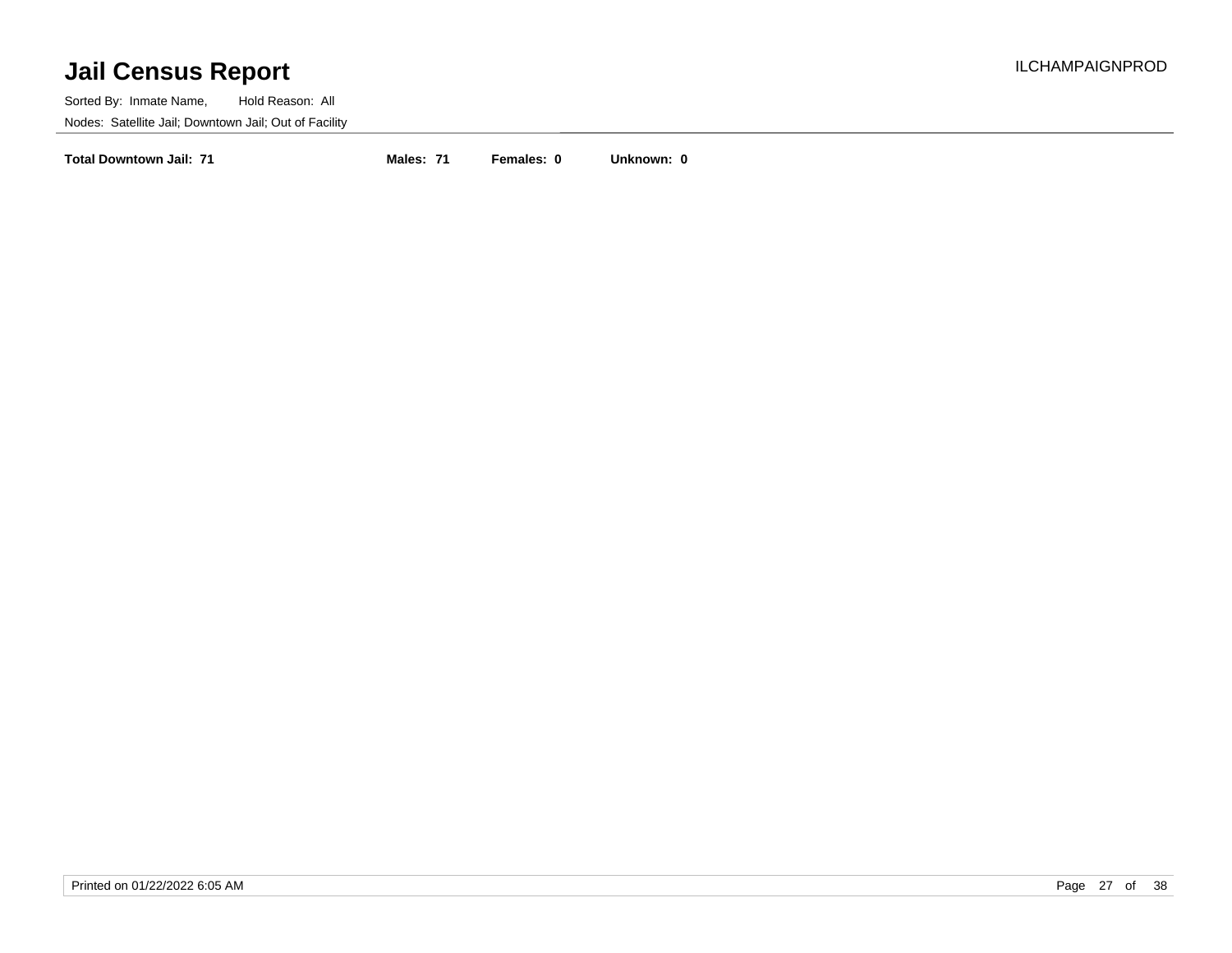# Jail Census Report

Sorted By: Inmate Name, Hold Reason: All

Nodes: Satellite Jail; Downtown Jail; Out of Facility

**Total Downtown Jail: 71** **Males: 71** **Females: 0** **Unknown: 0**

Printed on 01/22/2022 6:05 AM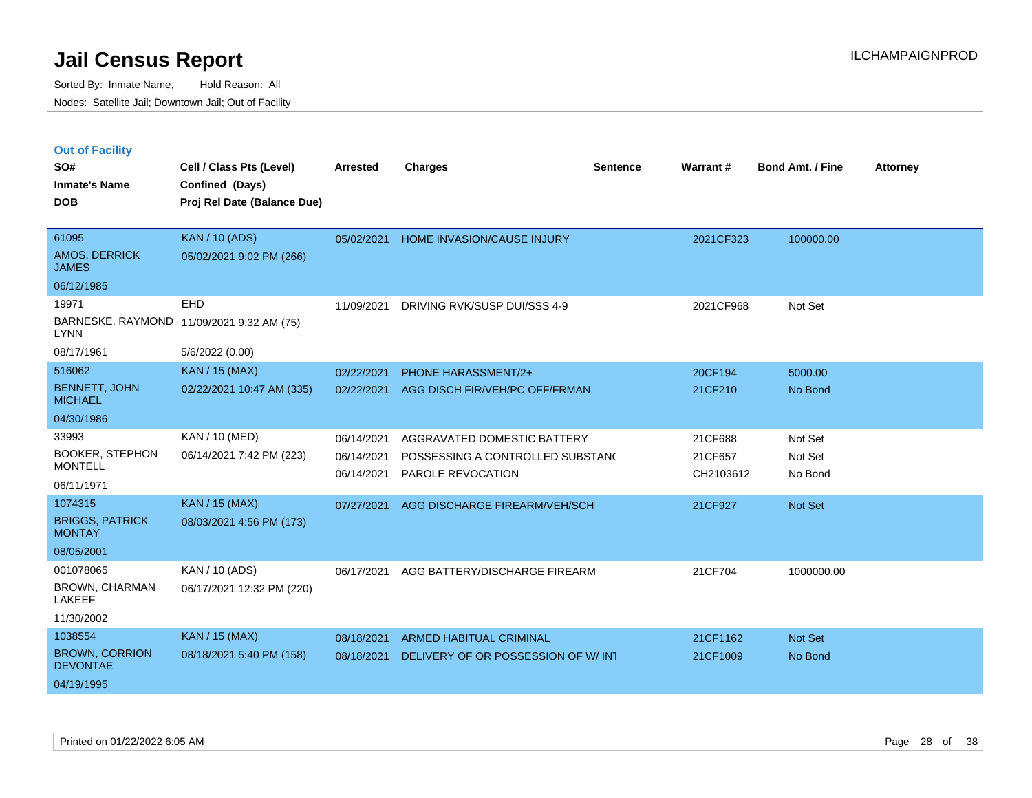# Jail Census Report

Sorted By: Inmate Name, Hold Reason: All

Nodes: Satellite Jail; Downtown Jail; Out of Facility

ILCHAMPAIGNPROD

## Out of Facility

| SO# / Inmate's Name / DOB | Cell / Class Pts (Level) / Confined (Days) / Proj Rel Date (Balance Due) | Arrested | Charges | Sentence | Warrant # | Bond Amt. / Fine | Attorney |
|---|---|---|---|---|---|---|---|
| 61095<br>AMOS, DERRICK JAMES<br>06/12/1985 | KAN / 10 (ADS)<br>05/02/2021 9:02 PM (266) | 05/02/2021 | HOME INVASION/CAUSE INJURY | | 2021CF323 | 100000.00 | |
| 19971<br>BARNESKE, RAYMOND LYNN<br>08/17/1961 | EHD<br>11/09/2021 9:32 AM (75)<br>5/6/2022 (0.00) | 11/09/2021 | DRIVING RVK/SUSP DUI/SSS 4-9 | | 2021CF968 | Not Set | |
| 516062<br>BENNETT, JOHN MICHAEL<br>04/30/1986 | KAN / 15 (MAX)<br>02/22/2021 10:47 AM (335) | 02/22/2021<br>02/22/2021 | PHONE HARASSMENT/2+<br>AGG DISCH FIR/VEH/PC OFF/FRMAN | | 20CF194<br>21CF210 | 5000.00<br>No Bond | |
| 33993<br>BOOKER, STEPHON MONTELL<br>06/11/1971 | KAN / 10 (MED)<br>06/14/2021 7:42 PM (223) | 06/14/2021<br>06/14/2021<br>06/14/2021 | AGGRAVATED DOMESTIC BATTERY<br>POSSESSING A CONTROLLED SUBSTANC<br>PAROLE REVOCATION | | 21CF688<br>21CF657<br>CH2103612 | Not Set<br>Not Set<br>No Bond | |
| 1074315<br>BRIGGS, PATRICK MONTAY<br>08/05/2001 | KAN / 15 (MAX)<br>08/03/2021 4:56 PM (173) | 07/27/2021 | AGG DISCHARGE FIREARM/VEH/SCH | | 21CF927 | Not Set | |
| 001078065<br>BROWN, CHARMAN LAKEEF<br>11/30/2002 | KAN / 10 (ADS)<br>06/17/2021 12:32 PM (220) | 06/17/2021 | AGG BATTERY/DISCHARGE FIREARM | | 21CF704 | 1000000.00 | |
| 1038554<br>BROWN, CORRION DEVONTAE<br>04/19/1995 | KAN / 15 (MAX)<br>08/18/2021 5:40 PM (158) | 08/18/2021<br>08/18/2021 | ARMED HABITUAL CRIMINAL<br>DELIVERY OF OR POSSESSION OF W/ INT | | 21CF1162<br>21CF1009 | Not Set<br>No Bond | |

Printed on 01/22/2022 6:05 AM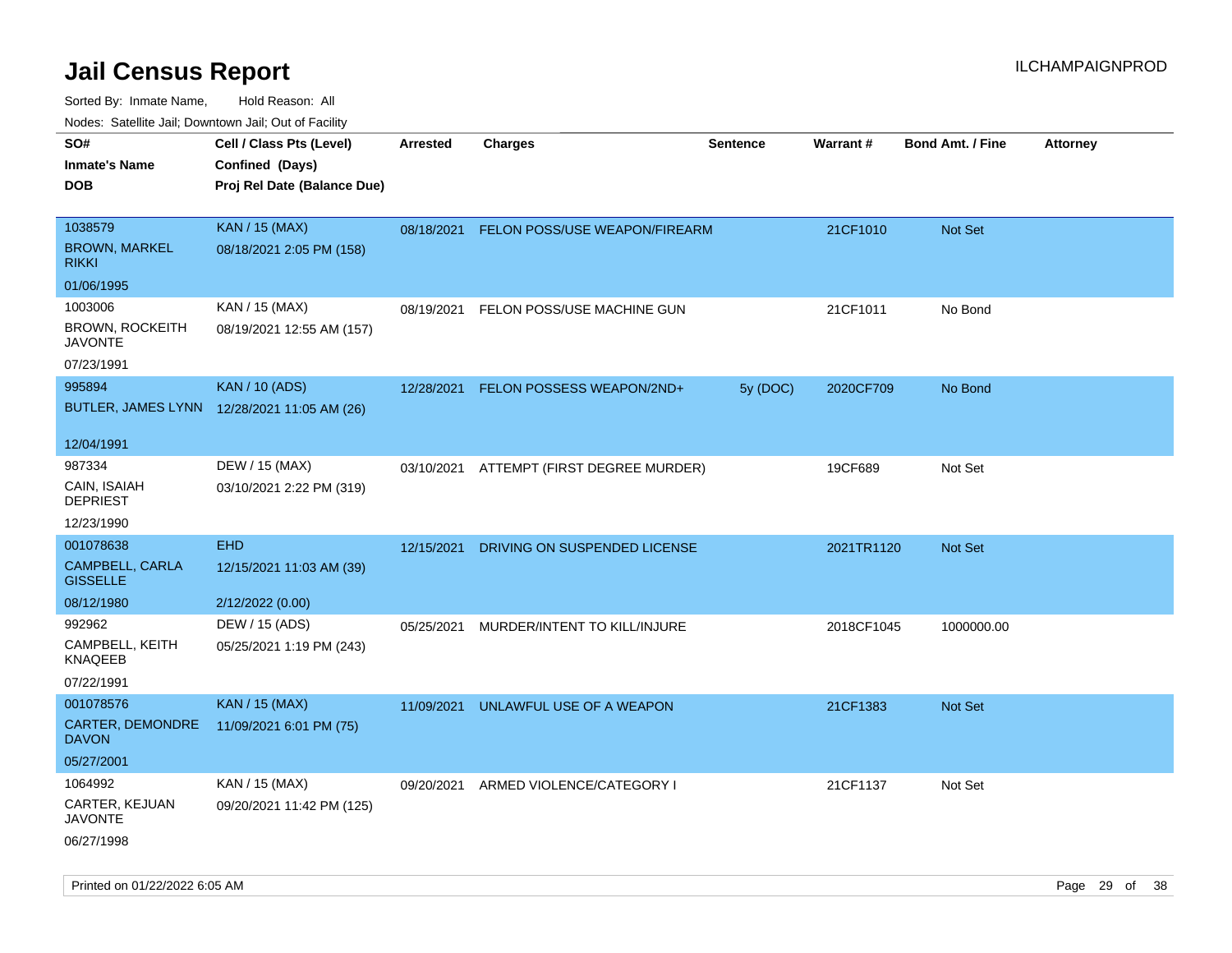# Jail Census Report

ILCHAMPAIGNPROD

Sorted By: Inmate Name, Hold Reason: All

Nodes: Satellite Jail; Downtown Jail; Out of Facility

| SO# / Inmate's Name / DOB | Cell / Class Pts (Level) / Confined (Days) / Proj Rel Date (Balance Due) | Arrested | Charges | Sentence | Warrant # | Bond Amt. / Fine | Attorney |
|---|---|---|---|---|---|---|---|
| 1038579<br>BROWN, MARKEL RIKKI<br>01/06/1995 | KAN / 15 (MAX)<br>08/18/2021 2:05 PM (158) | 08/18/2021 | FELON POSS/USE WEAPON/FIREARM | | 21CF1010 | Not Set | |
| 1003006<br>BROWN, ROCKEITH JAVONTE<br>07/23/1991 | KAN / 15 (MAX)<br>08/19/2021 12:55 AM (157) | 08/19/2021 | FELON POSS/USE MACHINE GUN | | 21CF1011 | No Bond | |
| 995894<br>BUTLER, JAMES LYNN<br>12/04/1991 | KAN / 10 (ADS)<br>12/28/2021 11:05 AM (26) | 12/28/2021 | FELON POSSESS WEAPON/2ND+ | 5y (DOC) | 2020CF709 | No Bond | |
| 987334<br>CAIN, ISAIAH DEPRIEST<br>12/23/1990 | DEW / 15 (MAX)<br>03/10/2021 2:22 PM (319) | 03/10/2021 | ATTEMPT (FIRST DEGREE MURDER) | | 19CF689 | Not Set | |
| 001078638<br>CAMPBELL, CARLA GISSELLE<br>08/12/1980 | EHD<br>12/15/2021 11:03 AM (39)<br>2/12/2022 (0.00) | 12/15/2021 | DRIVING ON SUSPENDED LICENSE | | 2021TR1120 | Not Set | |
| 992962<br>CAMPBELL, KEITH KNAQEEB<br>07/22/1991 | DEW / 15 (ADS)<br>05/25/2021 1:19 PM (243) | 05/25/2021 | MURDER/INTENT TO KILL/INJURE | | 2018CF1045 | 1000000.00 | |
| 001078576<br>CARTER, DEMONDRE DAVON<br>05/27/2001 | KAN / 15 (MAX)<br>11/09/2021 6:01 PM (75) | 11/09/2021 | UNLAWFUL USE OF A WEAPON | | 21CF1383 | Not Set | |
| 1064992<br>CARTER, KEJUAN JAVONTE<br>06/27/1998 | KAN / 15 (MAX)<br>09/20/2021 11:42 PM (125) | 09/20/2021 | ARMED VIOLENCE/CATEGORY I | | 21CF1137 | Not Set | |

Printed on 01/22/2022 6:05 AM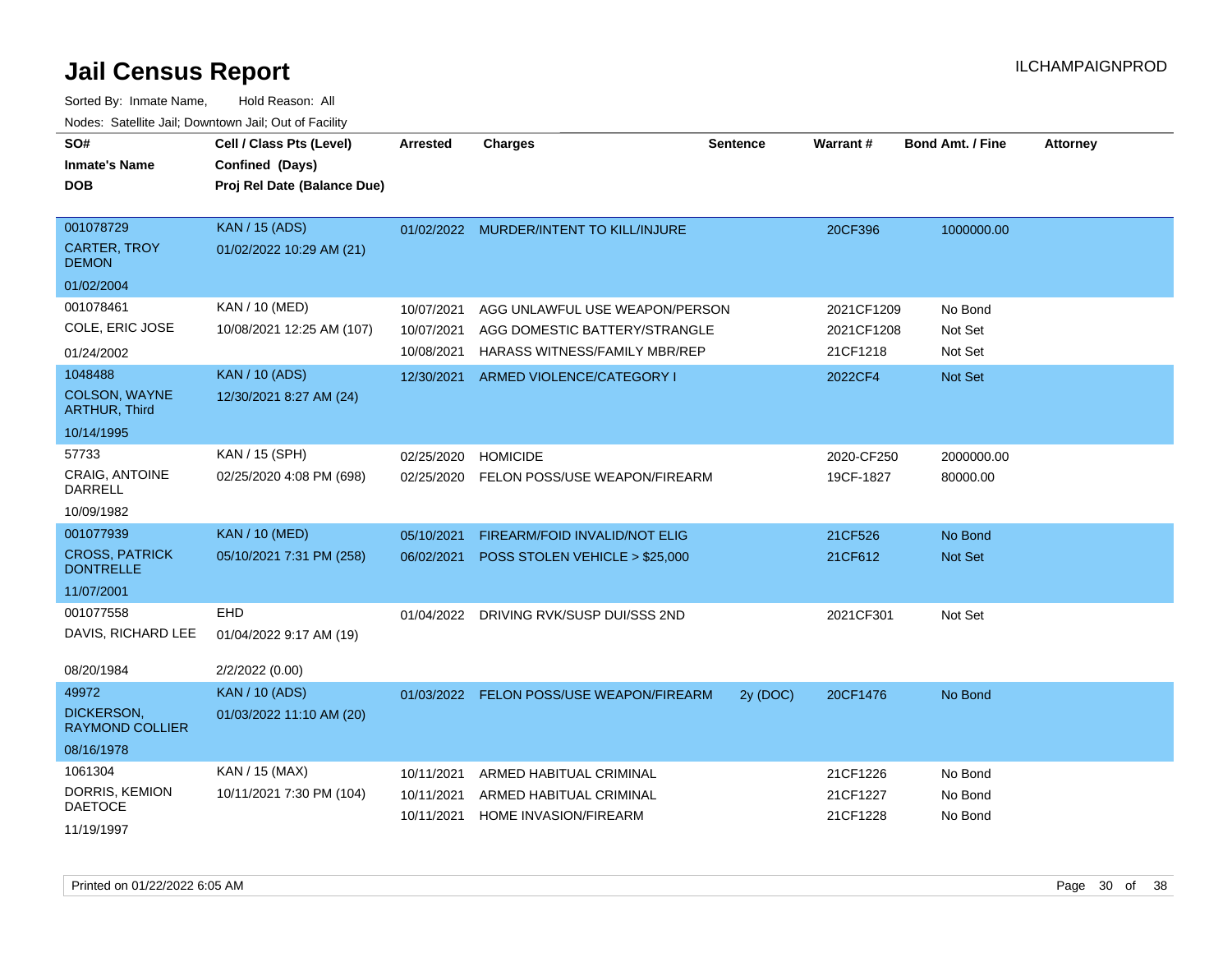# Jail Census Report

ILCHAMPAIGNPROD

Sorted By: Inmate Name, Hold Reason: All

Nodes: Satellite Jail; Downtown Jail; Out of Facility

| SO# / Inmate's Name / DOB | Cell / Class Pts (Level) / Confined (Days) / Proj Rel Date (Balance Due) | Arrested | Charges | Sentence | Warrant # | Bond Amt. / Fine | Attorney |
|---|---|---|---|---|---|---|---|
| 001078729<br>CARTER, TROY DEMON<br>01/02/2004 | KAN / 15 (ADS)<br>01/02/2022 10:29 AM (21) | 01/02/2022 | MURDER/INTENT TO KILL/INJURE | | 20CF396 | 1000000.00 | |
| 001078461<br>COLE, ERIC JOSE<br>01/24/2002 | KAN / 10 (MED)<br>10/08/2021 12:25 AM (107) | 10/07/2021<br>10/07/2021<br>10/08/2021 | AGG UNLAWFUL USE WEAPON/PERSON<br>AGG DOMESTIC BATTERY/STRANGLE<br>HARASS WITNESS/FAMILY MBR/REP | | 2021CF1209<br>2021CF1208<br>21CF1218 | No Bond<br>Not Set<br>Not Set | |
| 1048488<br>COLSON, WAYNE ARTHUR, Third<br>10/14/1995 | KAN / 10 (ADS)<br>12/30/2021 8:27 AM (24) | 12/30/2021 | ARMED VIOLENCE/CATEGORY I | | 2022CF4 | Not Set | |
| 57733<br>CRAIG, ANTOINE DARRELL<br>10/09/1982 | KAN / 15 (SPH)<br>02/25/2020 4:08 PM (698) | 02/25/2020<br>02/25/2020 | HOMICIDE<br>FELON POSS/USE WEAPON/FIREARM | | 2020-CF250<br>19CF-1827 | 2000000.00<br>80000.00 | |
| 001077939<br>CROSS, PATRICK DONTRELLE<br>11/07/2001 | KAN / 10 (MED)<br>05/10/2021 7:31 PM (258) | 05/10/2021<br>06/02/2021 | FIREARM/FOID INVALID/NOT ELIG<br>POSS STOLEN VEHICLE > $25,000 | | 21CF526<br>21CF612 | No Bond<br>Not Set | |
| 001077558<br>DAVIS, RICHARD LEE<br>08/20/1984 | EHD<br>01/04/2022 9:17 AM (19)<br>2/2/2022 (0.00) | 01/04/2022 | DRIVING RVK/SUSP DUI/SSS 2ND | | 2021CF301 | Not Set | |
| 49972<br>DICKERSON, RAYMOND COLLIER<br>08/16/1978 | KAN / 10 (ADS)<br>01/03/2022 11:10 AM (20) | 01/03/2022 | FELON POSS/USE WEAPON/FIREARM | 2y (DOC) | 20CF1476 | No Bond | |
| 1061304<br>DORRIS, KEMION DAETOCE<br>11/19/1997 | KAN / 15 (MAX)<br>10/11/2021 7:30 PM (104) | 10/11/2021<br>10/11/2021<br>10/11/2021 | ARMED HABITUAL CRIMINAL<br>ARMED HABITUAL CRIMINAL<br>HOME INVASION/FIREARM | | 21CF1226<br>21CF1227<br>21CF1228 | No Bond<br>No Bond<br>No Bond | |

Printed on 01/22/2022 6:05 AM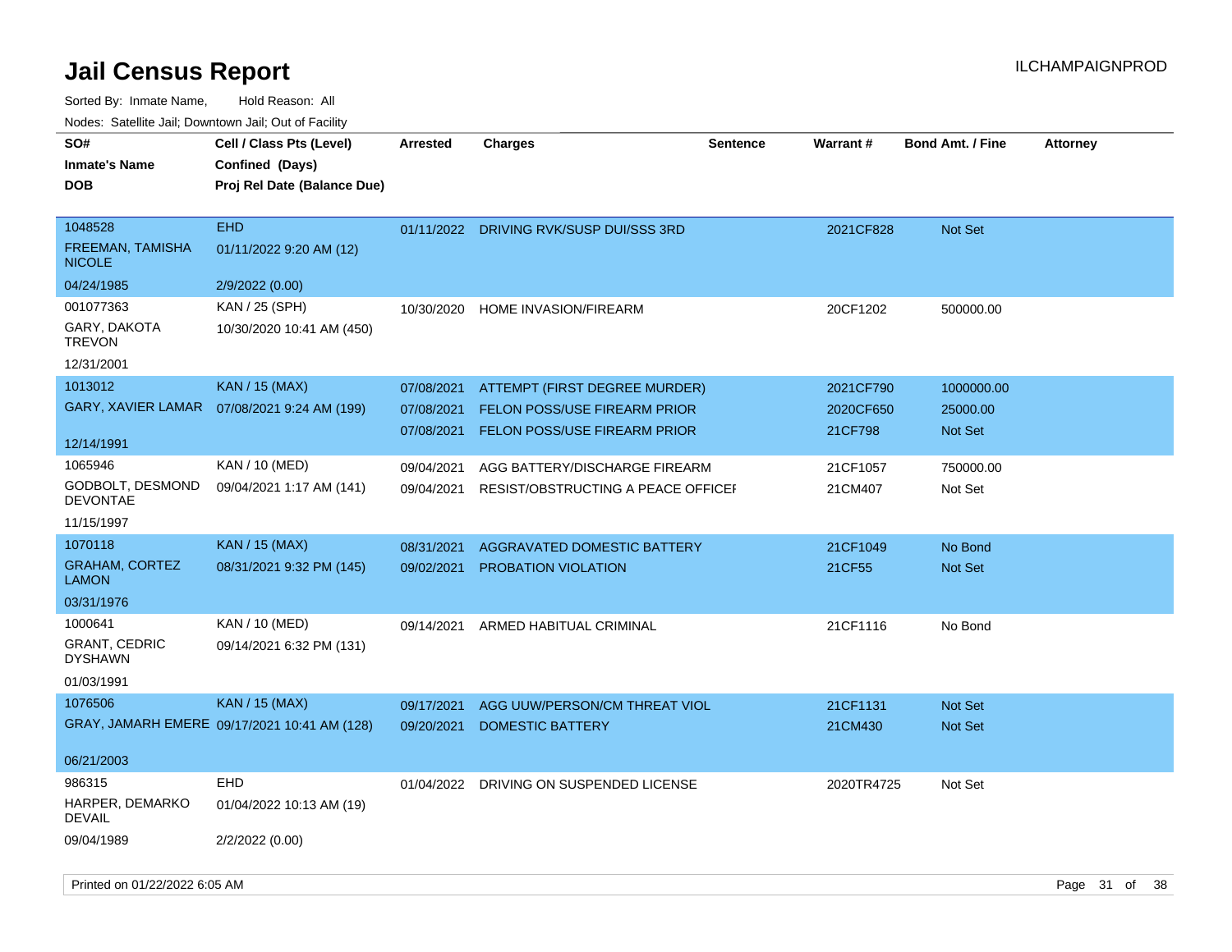# Jail Census Report

Sorted By: Inmate Name, Hold Reason: All

Nodes: Satellite Jail; Downtown Jail; Out of Facility

| SO# / Inmate's Name / DOB | Cell / Class Pts (Level) / Confined (Days) / Proj Rel Date (Balance Due) | Arrested | Charges | Sentence | Warrant # | Bond Amt. / Fine | Attorney |
|---|---|---|---|---|---|---|---|
| 1048528<br>FREEMAN, TAMISHA NICOLE<br>04/24/1985 | EHD<br>01/11/2022 9:20 AM (12)<br>2/9/2022 (0.00) | 01/11/2022 | DRIVING RVK/SUSP DUI/SSS 3RD | | 2021CF828 | Not Set | |
| 001077363<br>GARY, DAKOTA TREVON<br>12/31/2001 | KAN / 25 (SPH)<br>10/30/2020 10:41 AM (450) | 10/30/2020 | HOME INVASION/FIREARM | | 20CF1202 | 500000.00 | |
| 1013012<br>GARY, XAVIER LAMAR<br>12/14/1991 | KAN / 15 (MAX)<br>07/08/2021 9:24 AM (199) | 07/08/2021<br>07/08/2021<br>07/08/2021 | ATTEMPT (FIRST DEGREE MURDER)<br>FELON POSS/USE FIREARM PRIOR<br>FELON POSS/USE FIREARM PRIOR | | 2021CF790<br>2020CF650<br>21CF798 | 1000000.00<br>25000.00<br>Not Set | |
| 1065946<br>GODBOLT, DESMOND DEVONTAE<br>11/15/1997 | KAN / 10 (MED)<br>09/04/2021 1:17 AM (141) | 09/04/2021<br>09/04/2021 | AGG BATTERY/DISCHARGE FIREARM<br>RESIST/OBSTRUCTING A PEACE OFFICEI | | 21CF1057<br>21CM407 | 750000.00<br>Not Set | |
| 1070118<br>GRAHAM, CORTEZ LAMON<br>03/31/1976 | KAN / 15 (MAX)<br>08/31/2021 9:32 PM (145) | 08/31/2021<br>09/02/2021 | AGGRAVATED DOMESTIC BATTERY<br>PROBATION VIOLATION | | 21CF1049<br>21CF55 | No Bond<br>Not Set | |
| 1000641<br>GRANT, CEDRIC DYSHAWN<br>01/03/1991 | KAN / 10 (MED)<br>09/14/2021 6:32 PM (131) | 09/14/2021 | ARMED HABITUAL CRIMINAL | | 21CF1116 | No Bond | |
| 1076506<br>GRAY, JAMARH EMERE<br>06/21/2003 | KAN / 15 (MAX)<br>09/17/2021 10:41 AM (128) | 09/17/2021<br>09/20/2021 | AGG UUW/PERSON/CM THREAT VIOL<br>DOMESTIC BATTERY | | 21CF1131<br>21CM430 | Not Set<br>Not Set | |
| 986315<br>HARPER, DEMARKO DEVAIL<br>09/04/1989 | EHD<br>01/04/2022 10:13 AM (19)<br>2/2/2022 (0.00) | 01/04/2022 | DRIVING ON SUSPENDED LICENSE | | 2020TR4725 | Not Set | |

Printed on 01/22/2022 6:05 AM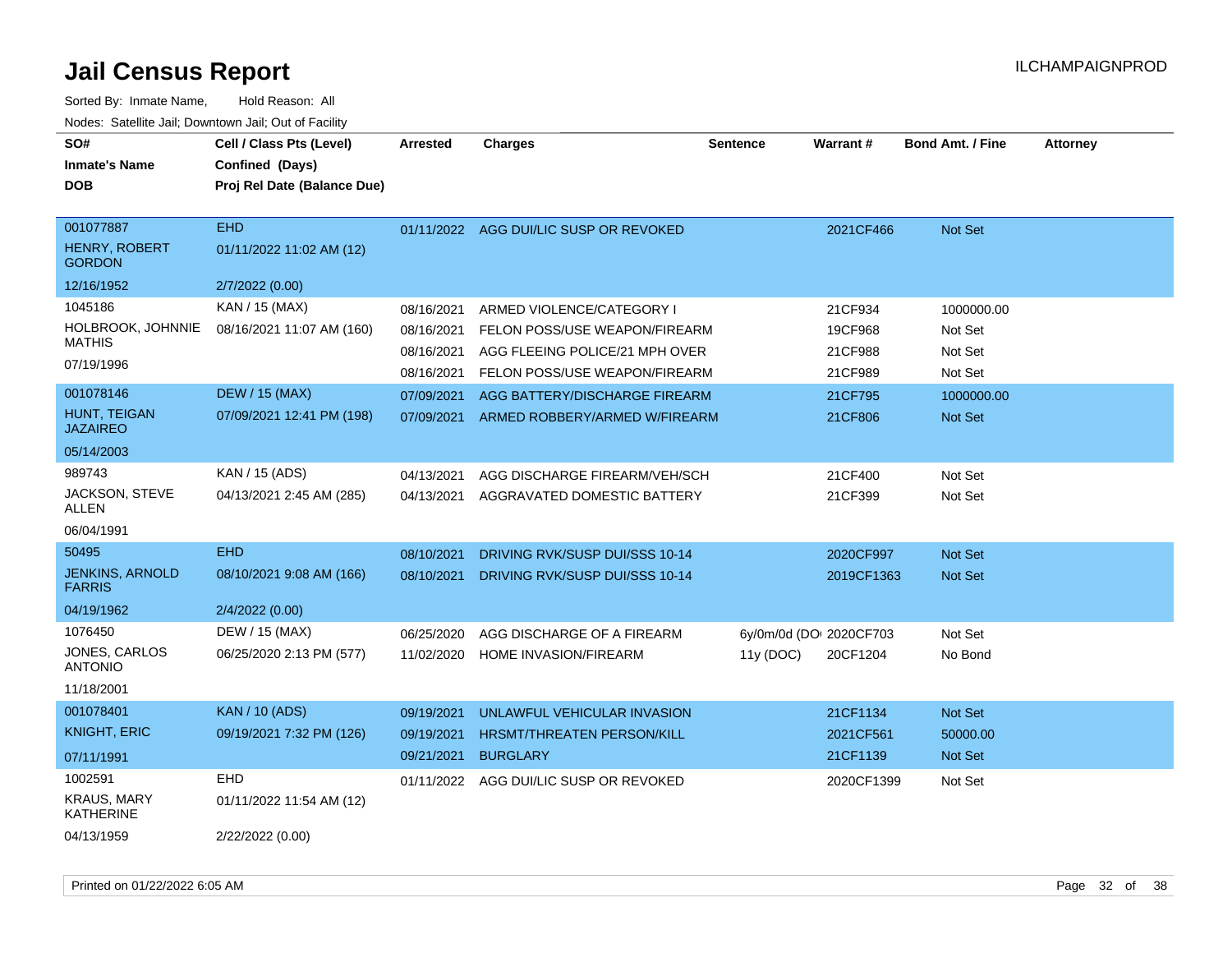# Jail Census Report

ILCHAMPAIGNPROD

Sorted By: Inmate Name, Hold Reason: All

Nodes: Satellite Jail; Downtown Jail; Out of Facility

| SO# / Inmate's Name / DOB | Cell / Class Pts (Level) / Confined (Days) / Proj Rel Date (Balance Due) | Arrested | Charges | Sentence | Warrant # | Bond Amt. / Fine | Attorney |
|---|---|---|---|---|---|---|---|
| 001077887<br>HENRY, ROBERT GORDON<br>12/16/1952 | EHD<br>01/11/2022 11:02 AM (12)<br>2/7/2022 (0.00) | 01/11/2022 | AGG DUI/LIC SUSP OR REVOKED | | 2021CF466 | Not Set | |
| 1045186<br>HOLBROOK, JOHNNIE MATHIS<br>07/19/1996 | KAN / 15 (MAX)<br>08/16/2021 11:07 AM (160) | 08/16/2021 | ARMED VIOLENCE/CATEGORY I | | 21CF934 | 1000000.00 | |
| | | 08/16/2021 | FELON POSS/USE WEAPON/FIREARM | | 19CF968 | Not Set | |
| | | 08/16/2021 | AGG FLEEING POLICE/21 MPH OVER | | 21CF988 | Not Set | |
| | | 08/16/2021 | FELON POSS/USE WEAPON/FIREARM | | 21CF989 | Not Set | |
| 001078146<br>HUNT, TEIGAN JAZAIREO<br>05/14/2003 | DEW / 15 (MAX)<br>07/09/2021 12:41 PM (198) | 07/09/2021 | AGG BATTERY/DISCHARGE FIREARM | | 21CF795 | 1000000.00 | |
| | | 07/09/2021 | ARMED ROBBERY/ARMED W/FIREARM | | 21CF806 | Not Set | |
| 989743<br>JACKSON, STEVE ALLEN<br>06/04/1991 | KAN / 15 (ADS)<br>04/13/2021 2:45 AM (285) | 04/13/2021 | AGG DISCHARGE FIREARM/VEH/SCH | | 21CF400 | Not Set | |
| | | 04/13/2021 | AGGRAVATED DOMESTIC BATTERY | | 21CF399 | Not Set | |
| 50495<br>JENKINS, ARNOLD FARRIS<br>04/19/1962 | EHD<br>08/10/2021 9:08 AM (166)<br>2/4/2022 (0.00) | 08/10/2021 | DRIVING RVK/SUSP DUI/SSS 10-14 | | 2020CF997 | Not Set | |
| | | 08/10/2021 | DRIVING RVK/SUSP DUI/SSS 10-14 | | 2019CF1363 | Not Set | |
| 1076450<br>JONES, CARLOS ANTONIO<br>11/18/2001 | DEW / 15 (MAX)<br>06/25/2020 2:13 PM (577) | 06/25/2020 | AGG DISCHARGE OF A FIREARM | 6y/0m/0d (DO | 2020CF703 | Not Set | |
| | | 11/02/2020 | HOME INVASION/FIREARM | 11y (DOC) | 20CF1204 | No Bond | |
| 001078401<br>KNIGHT, ERIC<br>07/11/1991 | KAN / 10 (ADS)<br>09/19/2021 7:32 PM (126) | 09/19/2021 | UNLAWFUL VEHICULAR INVASION | | 21CF1134 | Not Set | |
| | | 09/19/2021 | HRSMT/THREATEN PERSON/KILL | | 2021CF561 | 50000.00 | |
| | | 09/21/2021 | BURGLARY | | 21CF1139 | Not Set | |
| 1002591<br>KRAUS, MARY KATHERINE<br>04/13/1959 | EHD<br>01/11/2022 11:54 AM (12)<br>2/22/2022 (0.00) | 01/11/2022 | AGG DUI/LIC SUSP OR REVOKED | | 2020CF1399 | Not Set | |

Printed on 01/22/2022 6:05 AM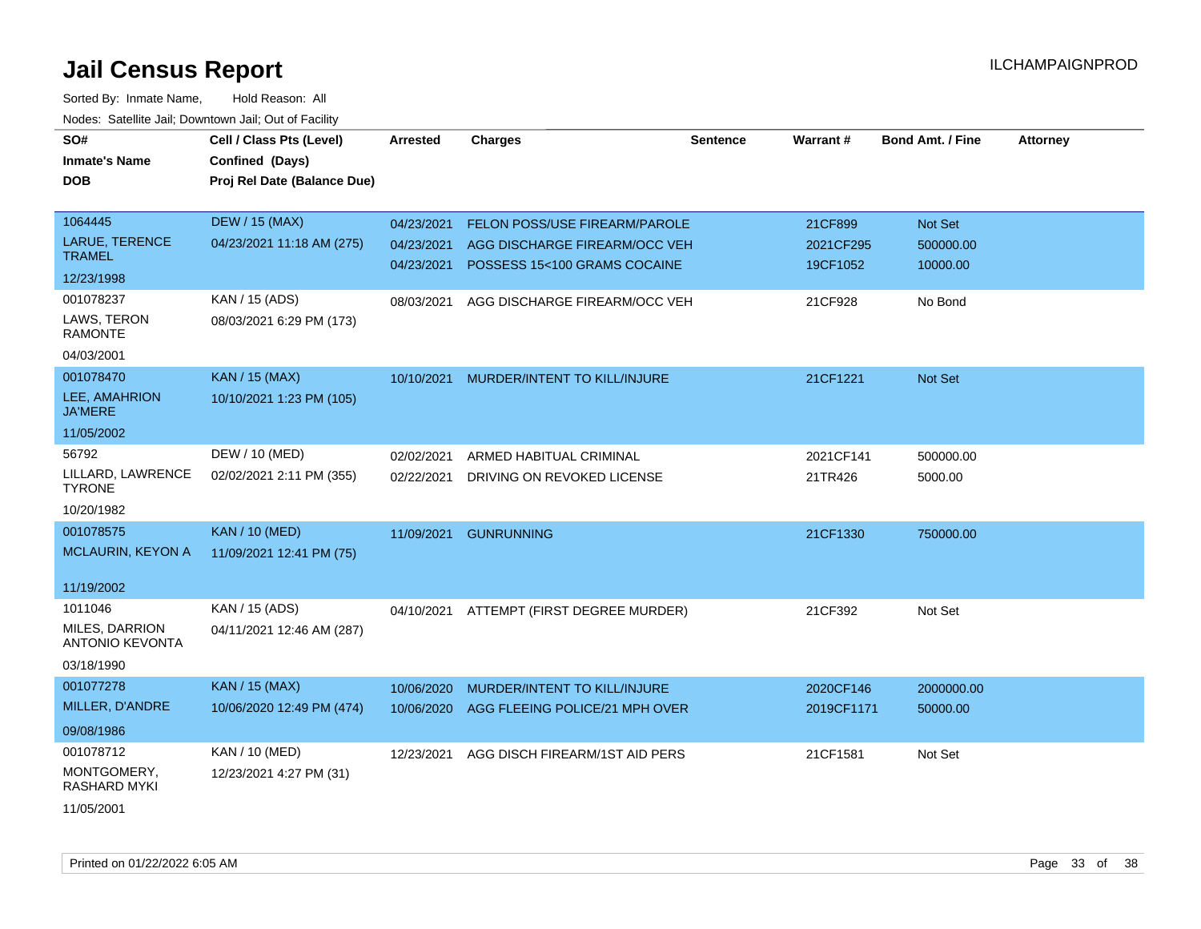# Jail Census Report

ILCHAMPAIGNPROD

Sorted By: Inmate Name, Hold Reason: All

Nodes: Satellite Jail; Downtown Jail; Out of Facility

| SO# / Inmate's Name / DOB | Cell / Class Pts (Level) / Confined (Days) / Proj Rel Date (Balance Due) | Arrested | Charges | Sentence | Warrant # | Bond Amt. / Fine | Attorney |
|---|---|---|---|---|---|---|---|
| 1064445<br>LARUE, TERENCE TRAMEL<br>12/23/1998 | DEW / 15 (MAX)<br>04/23/2021 11:18 AM (275) | 04/23/2021<br>04/23/2021<br>04/23/2021 | FELON POSS/USE FIREARM/PAROLE<br>AGG DISCHARGE FIREARM/OCC VEH<br>POSSESS 15<100 GRAMS COCAINE | | 21CF899<br>2021CF295<br>19CF1052 | Not Set<br>500000.00<br>10000.00 | |
| 001078237<br>LAWS, TERON RAMONTE<br>04/03/2001 | KAN / 15 (ADS)<br>08/03/2021 6:29 PM (173) | 08/03/2021 | AGG DISCHARGE FIREARM/OCC VEH | | 21CF928 | No Bond | |
| 001078470<br>LEE, AMAHRION JA'MERE<br>11/05/2002 | KAN / 15 (MAX)<br>10/10/2021 1:23 PM (105) | 10/10/2021 | MURDER/INTENT TO KILL/INJURE | | 21CF1221 | Not Set | |
| 56792<br>LILLARD, LAWRENCE TYRONE<br>10/20/1982 | DEW / 10 (MED)<br>02/02/2021 2:11 PM (355) | 02/02/2021<br>02/22/2021 | ARMED HABITUAL CRIMINAL<br>DRIVING ON REVOKED LICENSE | | 2021CF141<br>21TR426 | 500000.00<br>5000.00 | |
| 001078575<br>MCLAURIN, KEYON A<br>11/19/2002 | KAN / 10 (MED)<br>11/09/2021 12:41 PM (75) | 11/09/2021 | GUNRUNNING | | 21CF1330 | 750000.00 | |
| 1011046<br>MILES, DARRION ANTONIO KEVONTA<br>03/18/1990 | KAN / 15 (ADS)<br>04/11/2021 12:46 AM (287) | 04/10/2021 | ATTEMPT (FIRST DEGREE MURDER) | | 21CF392 | Not Set | |
| 001077278<br>MILLER, D'ANDRE<br>09/08/1986 | KAN / 15 (MAX)<br>10/06/2020 12:49 PM (474) | 10/06/2020<br>10/06/2020 | MURDER/INTENT TO KILL/INJURE<br>AGG FLEEING POLICE/21 MPH OVER | | 2020CF146<br>2019CF1171 | 2000000.00<br>50000.00 | |
| 001078712<br>MONTGOMERY, RASHARD MYKI<br>11/05/2001 | KAN / 10 (MED)<br>12/23/2021 4:27 PM (31) | 12/23/2021 | AGG DISCH FIREARM/1ST AID PERS | | 21CF1581 | Not Set | |

Printed on 01/22/2022 6:05 AM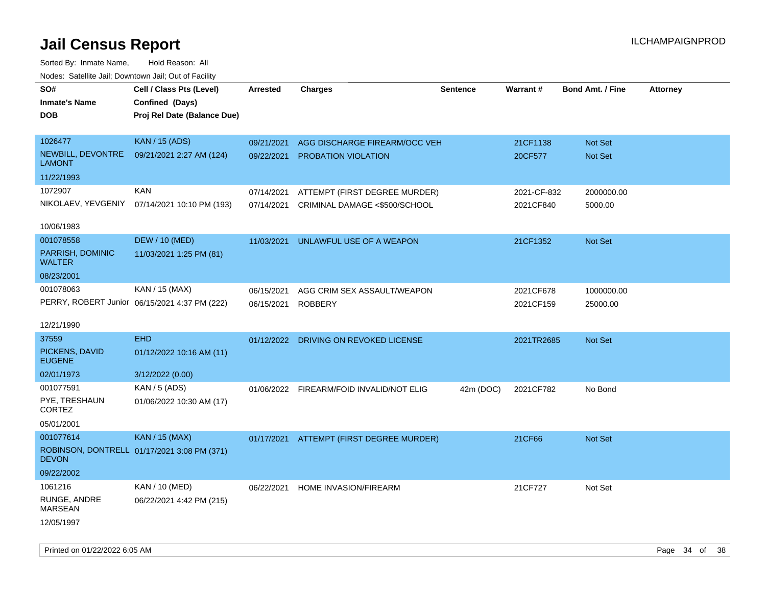# Jail Census Report

ILCHAMPAIGNPROD

Sorted By: Inmate Name, Hold Reason: All

Nodes: Satellite Jail; Downtown Jail; Out of Facility

| SO# / Inmate's Name / DOB | Cell / Class Pts (Level) / Confined (Days) / Proj Rel Date (Balance Due) | Arrested | Charges | Sentence | Warrant # | Bond Amt. / Fine | Attorney |
|---|---|---|---|---|---|---|---|
| 1026477<br>NEWBILL, DEVONTRE LAMONT<br>11/22/1993 | KAN / 15 (ADS)<br>09/21/2021 2:27 AM (124) | 09/21/2021 | AGG DISCHARGE FIREARM/OCC VEH | | 21CF1138 | Not Set | |
| | | 09/22/2021 | PROBATION VIOLATION | | 20CF577 | Not Set | |
| 1072907<br>NIKOLAEV, YEVGENIY<br>10/06/1983 | KAN<br>07/14/2021 10:10 PM (193) | 07/14/2021 | ATTEMPT (FIRST DEGREE MURDER) | | 2021-CF-832 | 2000000.00 | |
| | | 07/14/2021 | CRIMINAL DAMAGE <$500/SCHOOL | | 2021CF840 | 5000.00 | |
| 001078558<br>PARRISH, DOMINIC WALTER<br>08/23/2001 | DEW / 10 (MED)<br>11/03/2021 1:25 PM (81) | 11/03/2021 | UNLAWFUL USE OF A WEAPON | | 21CF1352 | Not Set | |
| 001078063<br>PERRY, ROBERT Junior<br>12/21/1990 | KAN / 15 (MAX)<br>06/15/2021 4:37 PM (222) | 06/15/2021 | AGG CRIM SEX ASSAULT/WEAPON | | 2021CF678 | 1000000.00 | |
| | | 06/15/2021 | ROBBERY | | 2021CF159 | 25000.00 | |
| 37559<br>PICKENS, DAVID EUGENE<br>02/01/1973 | EHD<br>01/12/2022 10:16 AM (11)<br>3/12/2022 (0.00) | 01/12/2022 | DRIVING ON REVOKED LICENSE | | 2021TR2685 | Not Set | |
| 001077591<br>PYE, TRESHAUN CORTEZ<br>05/01/2001 | KAN / 5 (ADS)<br>01/06/2022 10:30 AM (17) | 01/06/2022 | FIREARM/FOID INVALID/NOT ELIG | 42m (DOC) | 2021CF782 | No Bond | |
| 001077614<br>ROBINSON, DONTRELL DEVON<br>09/22/2002 | KAN / 15 (MAX)<br>01/17/2021 3:08 PM (371) | 01/17/2021 | ATTEMPT (FIRST DEGREE MURDER) | | 21CF66 | Not Set | |
| 1061216<br>RUNGE, ANDRE MARSEAN<br>12/05/1997 | KAN / 10 (MED)<br>06/22/2021 4:42 PM (215) | 06/22/2021 | HOME INVASION/FIREARM | | 21CF727 | Not Set | |

Printed on 01/22/2022 6:05 AM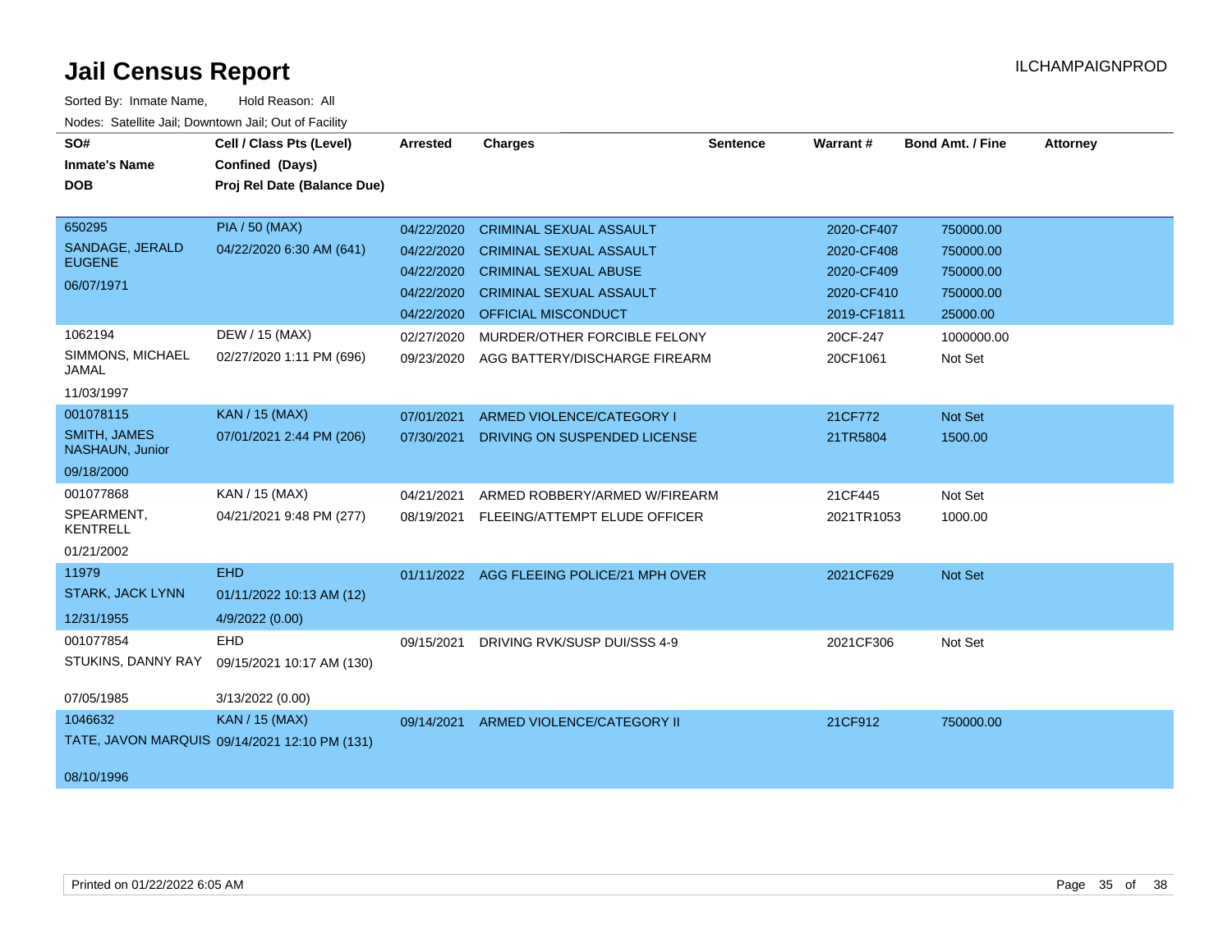# Jail Census Report

ILCHAMPAIGNPROD

Sorted By: Inmate Name, Hold Reason: All

Nodes: Satellite Jail; Downtown Jail; Out of Facility

| SO# / Inmate's Name / DOB | Cell / Class Pts (Level) / Confined (Days) / Proj Rel Date (Balance Due) | Arrested | Charges | Sentence | Warrant # | Bond Amt. / Fine | Attorney |
|---|---|---|---|---|---|---|---|
| 650295<br>SANDAGE, JERALD EUGENE<br>06/07/1971 | PIA / 50 (MAX)<br>04/22/2020 6:30 AM (641) | 04/22/2020 | CRIMINAL SEXUAL ASSAULT | | 2020-CF407 | 750000.00 | |
| | | 04/22/2020 | CRIMINAL SEXUAL ASSAULT | | 2020-CF408 | 750000.00 | |
| | | 04/22/2020 | CRIMINAL SEXUAL ABUSE | | 2020-CF409 | 750000.00 | |
| | | 04/22/2020 | CRIMINAL SEXUAL ASSAULT | | 2020-CF410 | 750000.00 | |
| | | 04/22/2020 | OFFICIAL MISCONDUCT | | 2019-CF1811 | 25000.00 | |
| 1062194<br>SIMMONS, MICHAEL JAMAL<br>11/03/1997 | DEW / 15 (MAX)<br>02/27/2020 1:11 PM (696) | 02/27/2020 | MURDER/OTHER FORCIBLE FELONY | | 20CF-247 | 1000000.00 | |
| | | 09/23/2020 | AGG BATTERY/DISCHARGE FIREARM | | 20CF1061 | Not Set | |
| 001078115<br>SMITH, JAMES NASHAUN, Junior<br>09/18/2000 | KAN / 15 (MAX)<br>07/01/2021 2:44 PM (206) | 07/01/2021 | ARMED VIOLENCE/CATEGORY I | | 21CF772 | Not Set | |
| | | 07/30/2021 | DRIVING ON SUSPENDED LICENSE | | 21TR5804 | 1500.00 | |
| 001077868<br>SPEARMENT, KENTRELL<br>01/21/2002 | KAN / 15 (MAX)<br>04/21/2021 9:48 PM (277) | 04/21/2021 | ARMED ROBBERY/ARMED W/FIREARM | | 21CF445 | Not Set | |
| | | 08/19/2021 | FLEEING/ATTEMPT ELUDE OFFICER | | 2021TR1053 | 1000.00 | |
| 11979<br>STARK, JACK LYNN<br>12/31/1955 | EHD<br>01/11/2022 10:13 AM (12)<br>4/9/2022 (0.00) | 01/11/2022 | AGG FLEEING POLICE/21 MPH OVER | | 2021CF629 | Not Set | |
| 001077854<br>STUKINS, DANNY RAY<br>07/05/1985 | EHD<br>09/15/2021 10:17 AM (130)<br>3/13/2022 (0.00) | 09/15/2021 | DRIVING RVK/SUSP DUI/SSS 4-9 | | 2021CF306 | Not Set | |
| 1046632<br>TATE, JAVON MARQUIS<br>08/10/1996 | KAN / 15 (MAX)<br>09/14/2021 12:10 PM (131) | 09/14/2021 | ARMED VIOLENCE/CATEGORY II | | 21CF912 | 750000.00 | |

Printed on 01/22/2022 6:05 AM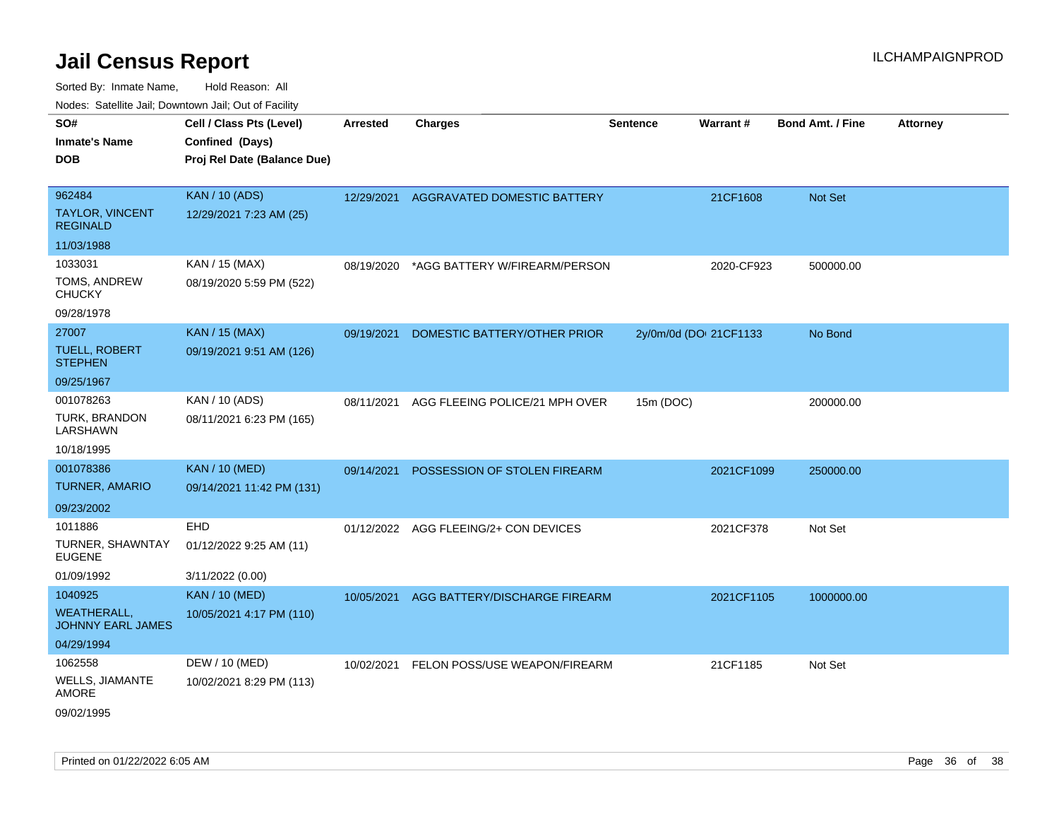# Jail Census Report

ILCHAMPAIGNPROD

Sorted By: Inmate Name, Hold Reason: All

Nodes: Satellite Jail; Downtown Jail; Out of Facility

| SO# / Inmate's Name / DOB | Cell / Class Pts (Level) / Confined (Days) / Proj Rel Date (Balance Due) | Arrested | Charges | Sentence | Warrant # | Bond Amt. / Fine | Attorney |
|---|---|---|---|---|---|---|---|
| 962484 TAYLOR, VINCENT REGINALD 11/03/1988 | KAN / 10 (ADS) 12/29/2021 7:23 AM (25) | 12/29/2021 | AGGRAVATED DOMESTIC BATTERY | | 21CF1608 | Not Set | |
| 1033031 TOMS, ANDREW CHUCKY 09/28/1978 | KAN / 15 (MAX) 08/19/2020 5:59 PM (522) | 08/19/2020 | *AGG BATTERY W/FIREARM/PERSON | | 2020-CF923 | 500000.00 | |
| 27007 TUELL, ROBERT STEPHEN 09/25/1967 | KAN / 15 (MAX) 09/19/2021 9:51 AM (126) | 09/19/2021 | DOMESTIC BATTERY/OTHER PRIOR | 2y/0m/0d (DO | 21CF1133 | No Bond | |
| 001078263 TURK, BRANDON LARSHAWN 10/18/1995 | KAN / 10 (ADS) 08/11/2021 6:23 PM (165) | 08/11/2021 | AGG FLEEING POLICE/21 MPH OVER | 15m (DOC) | | 200000.00 | |
| 001078386 TURNER, AMARIO 09/23/2002 | KAN / 10 (MED) 09/14/2021 11:42 PM (131) | 09/14/2021 | POSSESSION OF STOLEN FIREARM | | 2021CF1099 | 250000.00 | |
| 1011886 TURNER, SHAWNTAY EUGENE 01/09/1992 | EHD 01/12/2022 9:25 AM (11) 3/11/2022 (0.00) | 01/12/2022 | AGG FLEEING/2+ CON DEVICES | | 2021CF378 | Not Set | |
| 1040925 WEATHERALL, JOHNNY EARL JAMES 04/29/1994 | KAN / 10 (MED) 10/05/2021 4:17 PM (110) | 10/05/2021 | AGG BATTERY/DISCHARGE FIREARM | | 2021CF1105 | 1000000.00 | |
| 1062558 WELLS, JIAMANTE AMORE 09/02/1995 | DEW / 10 (MED) 10/02/2021 8:29 PM (113) | 10/02/2021 | FELON POSS/USE WEAPON/FIREARM | | 21CF1185 | Not Set | |

Printed on 01/22/2022 6:05 AM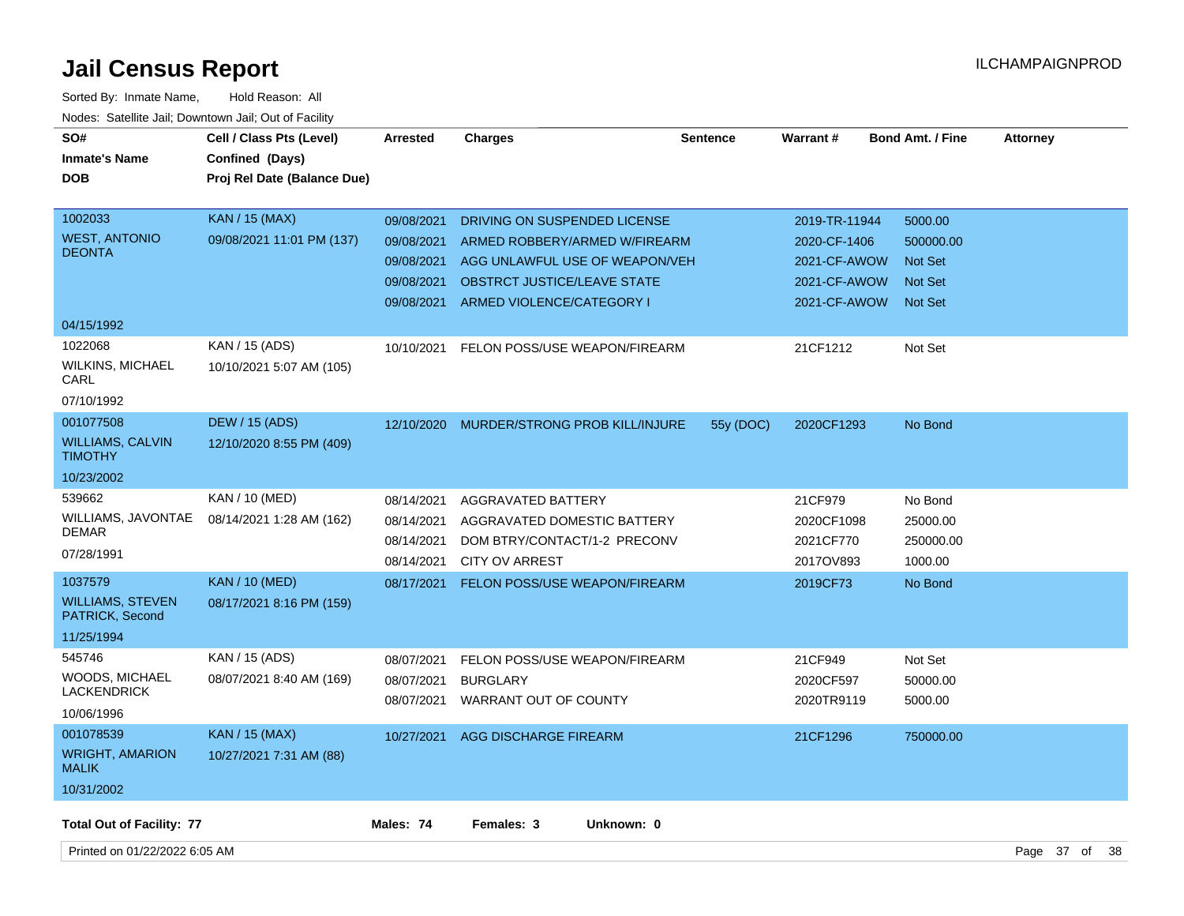# Jail Census Report

Sorted By: Inmate Name, Hold Reason: All

Nodes: Satellite Jail; Downtown Jail; Out of Facility

| SO# / Inmate's Name / DOB | Cell / Class Pts (Level) / Confined (Days) / Proj Rel Date (Balance Due) | Arrested | Charges | Sentence | Warrant # | Bond Amt. / Fine | Attorney |
|---|---|---|---|---|---|---|---|
| 1002033 WEST, ANTONIO DEONTA 04/15/1992 | KAN / 15 (MAX) 09/08/2021 11:01 PM (137) | 09/08/2021 | DRIVING ON SUSPENDED LICENSE | | 2019-TR-11944 | 5000.00 | |
| | | 09/08/2021 | ARMED ROBBERY/ARMED W/FIREARM | | 2020-CF-1406 | 500000.00 | |
| | | 09/08/2021 | AGG UNLAWFUL USE OF WEAPON/VEH | | 2021-CF-AWOW | Not Set | |
| | | 09/08/2021 | OBSTRCT JUSTICE/LEAVE STATE | | 2021-CF-AWOW | Not Set | |
| | | 09/08/2021 | ARMED VIOLENCE/CATEGORY I | | 2021-CF-AWOW | Not Set | |
| 1022068 WILKINS, MICHAEL CARL 07/10/1992 | KAN / 15 (ADS) 10/10/2021 5:07 AM (105) | 10/10/2021 | FELON POSS/USE WEAPON/FIREARM | | 21CF1212 | Not Set | |
| 001077508 WILLIAMS, CALVIN TIMOTHY 10/23/2002 | DEW / 15 (ADS) 12/10/2020 8:55 PM (409) | 12/10/2020 | MURDER/STRONG PROB KILL/INJURE | 55y (DOC) | 2020CF1293 | No Bond | |
| 539662 WILLIAMS, JAVONTAE DEMAR 07/28/1991 | KAN / 10 (MED) 08/14/2021 1:28 AM (162) | 08/14/2021 | AGGRAVATED BATTERY | | 21CF979 | No Bond | |
| | | 08/14/2021 | AGGRAVATED DOMESTIC BATTERY | | 2020CF1098 | 25000.00 | |
| | | 08/14/2021 | DOM BTRY/CONTACT/1-2 PRECONV | | 2021CF770 | 250000.00 | |
| | | 08/14/2021 | CITY OV ARREST | | 2017OV893 | 1000.00 | |
| 1037579 WILLIAMS, STEVEN PATRICK, Second 11/25/1994 | KAN / 10 (MED) 08/17/2021 8:16 PM (159) | 08/17/2021 | FELON POSS/USE WEAPON/FIREARM | | 2019CF73 | No Bond | |
| 545746 WOODS, MICHAEL LACKENDRICK 10/06/1996 | KAN / 15 (ADS) 08/07/2021 8:40 AM (169) | 08/07/2021 | FELON POSS/USE WEAPON/FIREARM | | 21CF949 | Not Set | |
| | | 08/07/2021 | BURGLARY | | 2020CF597 | 50000.00 | |
| | | 08/07/2021 | WARRANT OUT OF COUNTY | | 2020TR9119 | 5000.00 | |
| 001078539 WRIGHT, AMARION MALIK 10/31/2002 | KAN / 15 (MAX) 10/27/2021 7:31 AM (88) | 10/27/2021 | AGG DISCHARGE FIREARM | | 21CF1296 | 750000.00 | |

**Total Out of Facility: 77** **Males: 74** **Females: 3** **Unknown: 0**

Printed on 01/22/2022 6:05 AM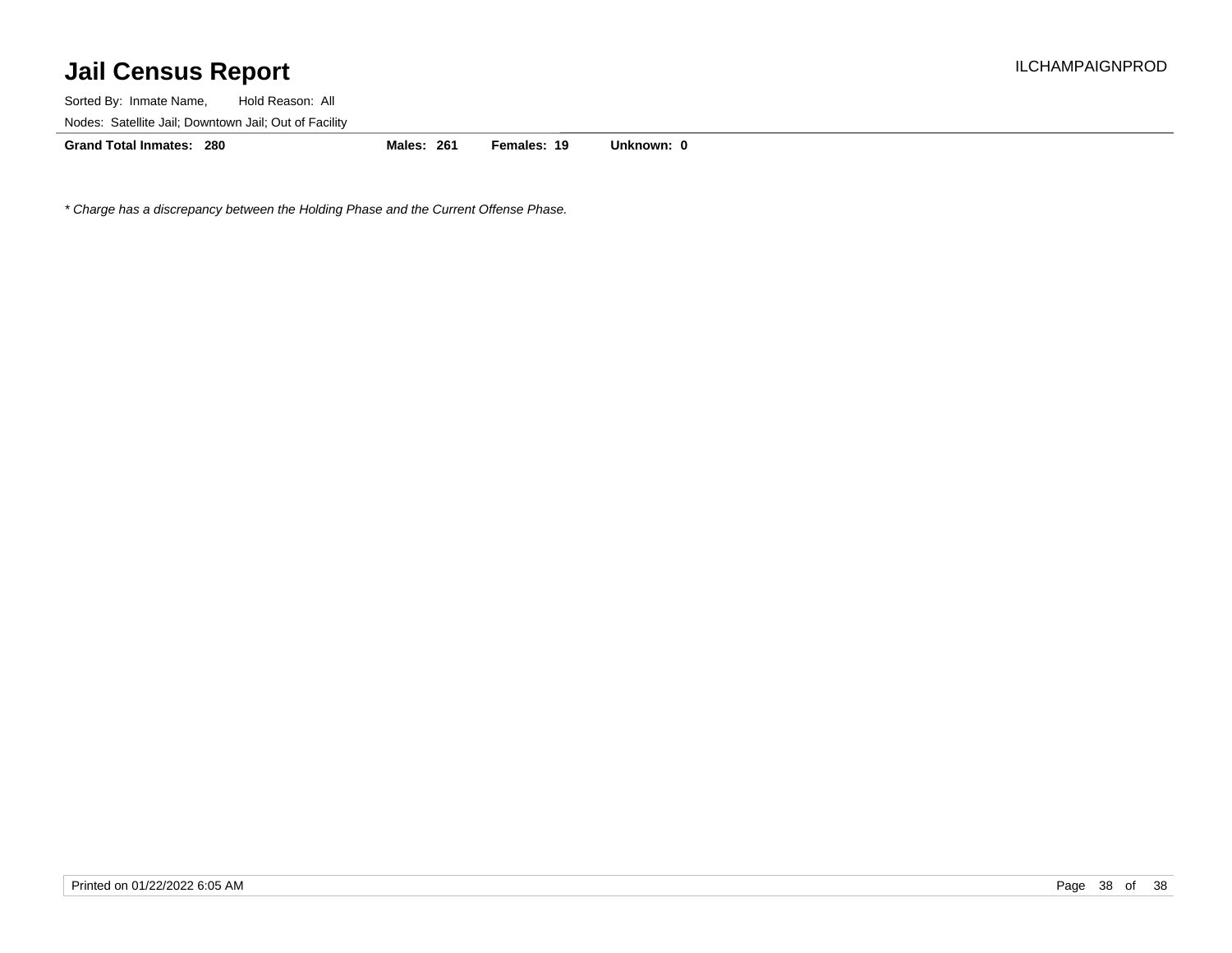# Jail Census Report

ILCHAMPAIGNPROD

Sorted By: Inmate Name, Hold Reason: All

Nodes: Satellite Jail; Downtown Jail; Out of Facility

**Grand Total Inmates: 280** **Males: 261** **Females: 19** **Unknown: 0**

*\* Charge has a discrepancy between the Holding Phase and the Current Offense Phase.*

Printed on 01/22/2022 6:05 AM